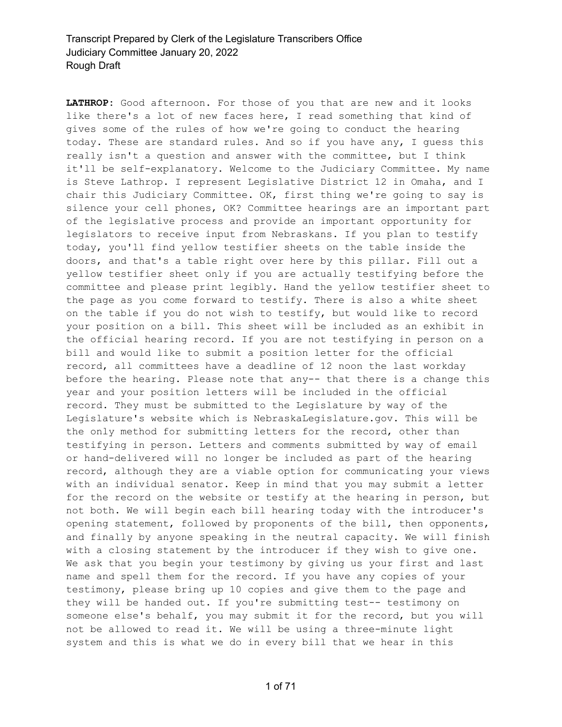**LATHROP:** Good afternoon. For those of you that are new and it looks like there's a lot of new faces here, I read something that kind of gives some of the rules of how we're going to conduct the hearing today. These are standard rules. And so if you have any, I guess this really isn't a question and answer with the committee, but I think it'll be self-explanatory. Welcome to the Judiciary Committee. My name is Steve Lathrop. I represent Legislative District 12 in Omaha, and I chair this Judiciary Committee. OK, first thing we're going to say is silence your cell phones, OK? Committee hearings are an important part of the legislative process and provide an important opportunity for legislators to receive input from Nebraskans. If you plan to testify today, you'll find yellow testifier sheets on the table inside the doors, and that's a table right over here by this pillar. Fill out a yellow testifier sheet only if you are actually testifying before the committee and please print legibly. Hand the yellow testifier sheet to the page as you come forward to testify. There is also a white sheet on the table if you do not wish to testify, but would like to record your position on a bill. This sheet will be included as an exhibit in the official hearing record. If you are not testifying in person on a bill and would like to submit a position letter for the official record, all committees have a deadline of 12 noon the last workday before the hearing. Please note that any-- that there is a change this year and your position letters will be included in the official record. They must be submitted to the Legislature by way of the Legislature's website which is NebraskaLegislature.gov. This will be the only method for submitting letters for the record, other than testifying in person. Letters and comments submitted by way of email or hand-delivered will no longer be included as part of the hearing record, although they are a viable option for communicating your views with an individual senator. Keep in mind that you may submit a letter for the record on the website or testify at the hearing in person, but not both. We will begin each bill hearing today with the introducer's opening statement, followed by proponents of the bill, then opponents, and finally by anyone speaking in the neutral capacity. We will finish with a closing statement by the introducer if they wish to give one. We ask that you begin your testimony by giving us your first and last name and spell them for the record. If you have any copies of your testimony, please bring up 10 copies and give them to the page and they will be handed out. If you're submitting test-- testimony on someone else's behalf, you may submit it for the record, but you will not be allowed to read it. We will be using a three-minute light system and this is what we do in every bill that we hear in this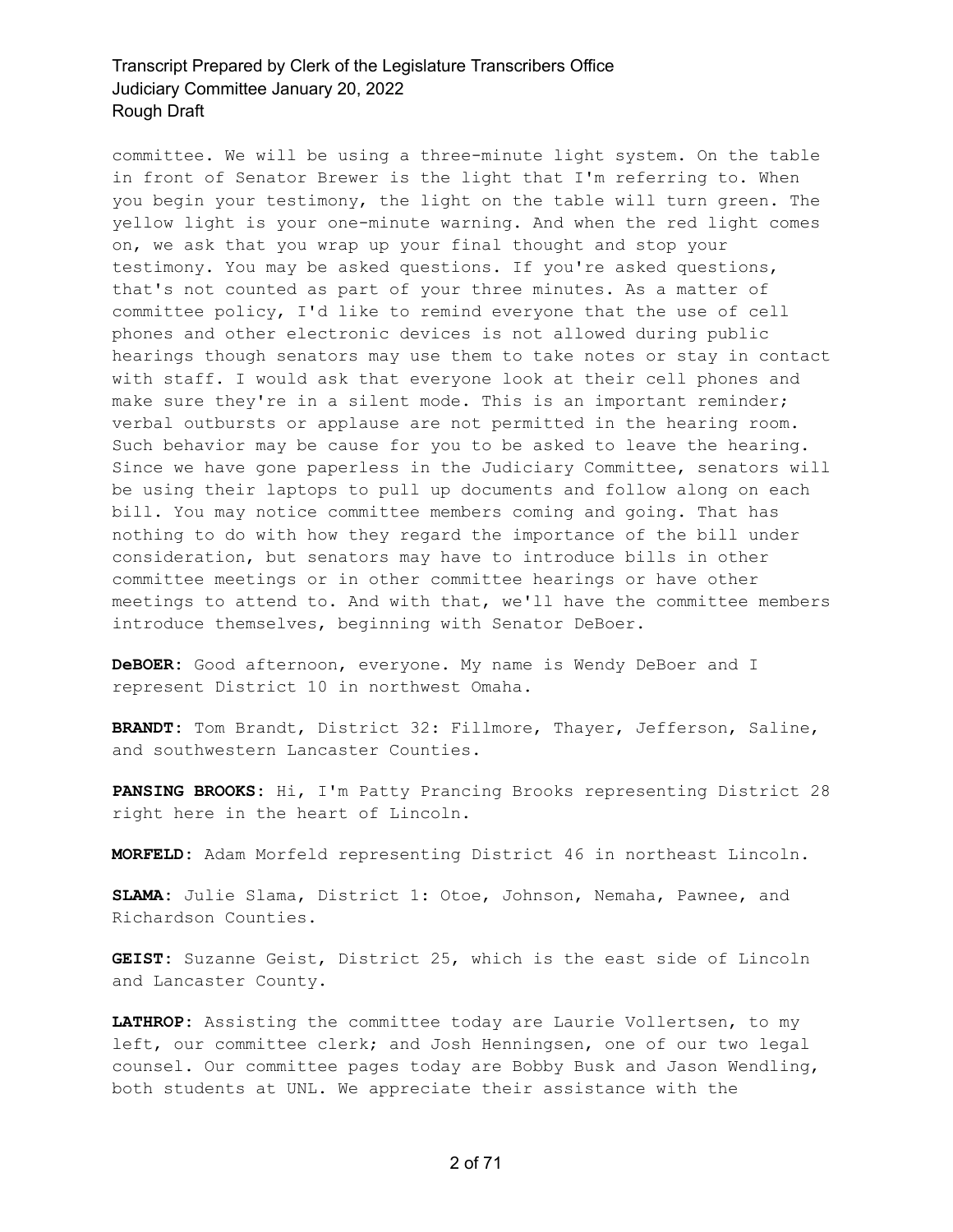committee. We will be using a three-minute light system. On the table in front of Senator Brewer is the light that I'm referring to. When you begin your testimony, the light on the table will turn green. The yellow light is your one-minute warning. And when the red light comes on, we ask that you wrap up your final thought and stop your testimony. You may be asked questions. If you're asked questions, that's not counted as part of your three minutes. As a matter of committee policy, I'd like to remind everyone that the use of cell phones and other electronic devices is not allowed during public hearings though senators may use them to take notes or stay in contact with staff. I would ask that everyone look at their cell phones and make sure they're in a silent mode. This is an important reminder; verbal outbursts or applause are not permitted in the hearing room. Such behavior may be cause for you to be asked to leave the hearing. Since we have gone paperless in the Judiciary Committee, senators will be using their laptops to pull up documents and follow along on each bill. You may notice committee members coming and going. That has nothing to do with how they regard the importance of the bill under consideration, but senators may have to introduce bills in other committee meetings or in other committee hearings or have other meetings to attend to. And with that, we'll have the committee members introduce themselves, beginning with Senator DeBoer.

**DeBOER:** Good afternoon, everyone. My name is Wendy DeBoer and I represent District 10 in northwest Omaha.

**BRANDT:** Tom Brandt, District 32: Fillmore, Thayer, Jefferson, Saline, and southwestern Lancaster Counties.

**PANSING BROOKS:** Hi, I'm Patty Prancing Brooks representing District 28 right here in the heart of Lincoln.

**MORFELD:** Adam Morfeld representing District 46 in northeast Lincoln.

**SLAMA:** Julie Slama, District 1: Otoe, Johnson, Nemaha, Pawnee, and Richardson Counties.

**GEIST:** Suzanne Geist, District 25, which is the east side of Lincoln and Lancaster County.

**LATHROP:** Assisting the committee today are Laurie Vollertsen, to my left, our committee clerk; and Josh Henningsen, one of our two legal counsel. Our committee pages today are Bobby Busk and Jason Wendling, both students at UNL. We appreciate their assistance with the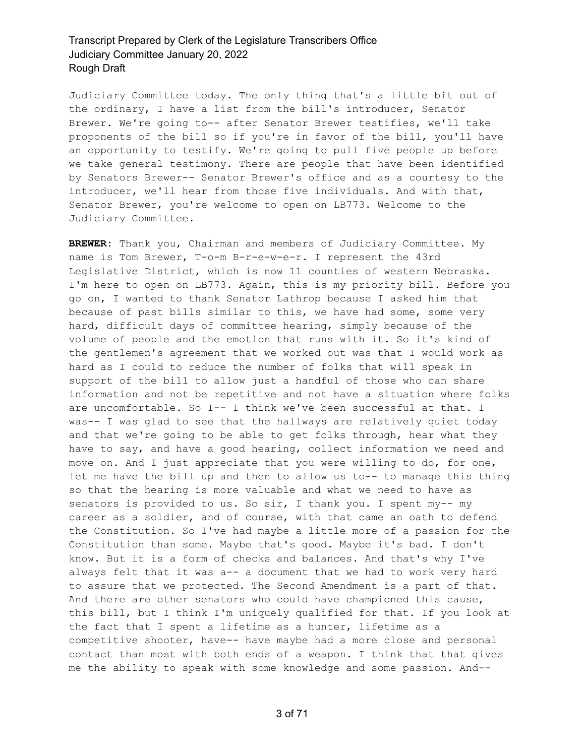Judiciary Committee today. The only thing that's a little bit out of the ordinary, I have a list from the bill's introducer, Senator Brewer. We're going to-- after Senator Brewer testifies, we'll take proponents of the bill so if you're in favor of the bill, you'll have an opportunity to testify. We're going to pull five people up before we take general testimony. There are people that have been identified by Senators Brewer-- Senator Brewer's office and as a courtesy to the introducer, we'll hear from those five individuals. And with that, Senator Brewer, you're welcome to open on LB773. Welcome to the Judiciary Committee.

**BREWER:** Thank you, Chairman and members of Judiciary Committee. My name is Tom Brewer, T-o-m B-r-e-w-e-r. I represent the 43rd Legislative District, which is now 11 counties of western Nebraska. I'm here to open on LB773. Again, this is my priority bill. Before you go on, I wanted to thank Senator Lathrop because I asked him that because of past bills similar to this, we have had some, some very hard, difficult days of committee hearing, simply because of the volume of people and the emotion that runs with it. So it's kind of the gentlemen's agreement that we worked out was that I would work as hard as I could to reduce the number of folks that will speak in support of the bill to allow just a handful of those who can share information and not be repetitive and not have a situation where folks are uncomfortable. So I-- I think we've been successful at that. I was-- I was glad to see that the hallways are relatively quiet today and that we're going to be able to get folks through, hear what they have to say, and have a good hearing, collect information we need and move on. And I just appreciate that you were willing to do, for one, let me have the bill up and then to allow us to-- to manage this thing so that the hearing is more valuable and what we need to have as senators is provided to us. So sir, I thank you. I spent my-- my career as a soldier, and of course, with that came an oath to defend the Constitution. So I've had maybe a little more of a passion for the Constitution than some. Maybe that's good. Maybe it's bad. I don't know. But it is a form of checks and balances. And that's why I've always felt that it was a-- a document that we had to work very hard to assure that we protected. The Second Amendment is a part of that. And there are other senators who could have championed this cause, this bill, but I think I'm uniquely qualified for that. If you look at the fact that I spent a lifetime as a hunter, lifetime as a competitive shooter, have-- have maybe had a more close and personal contact than most with both ends of a weapon. I think that that gives me the ability to speak with some knowledge and some passion. And--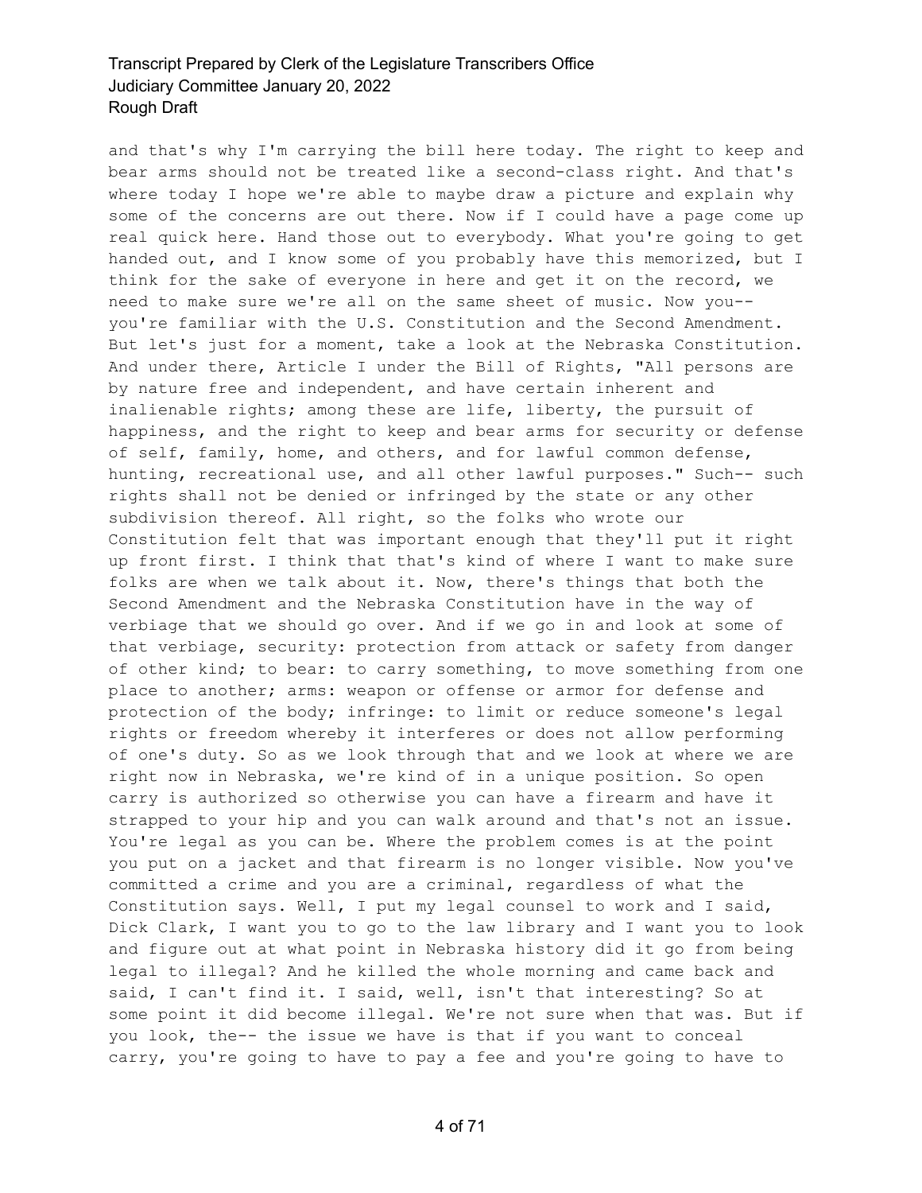and that's why I'm carrying the bill here today. The right to keep and bear arms should not be treated like a second-class right. And that's where today I hope we're able to maybe draw a picture and explain why some of the concerns are out there. Now if I could have a page come up real quick here. Hand those out to everybody. What you're going to get handed out, and I know some of you probably have this memorized, but I think for the sake of everyone in here and get it on the record, we need to make sure we're all on the same sheet of music. Now you-- you're familiar with the U.S. Constitution and the Second Amendment. But let's just for a moment, take a look at the Nebraska Constitution. And under there, Article I under the Bill of Rights, "All persons are by nature free and independent, and have certain inherent and inalienable rights; among these are life, liberty, the pursuit of happiness, and the right to keep and bear arms for security or defense of self, family, home, and others, and for lawful common defense, hunting, recreational use, and all other lawful purposes." Such-- such rights shall not be denied or infringed by the state or any other subdivision thereof. All right, so the folks who wrote our Constitution felt that was important enough that they'll put it right up front first. I think that that's kind of where I want to make sure folks are when we talk about it. Now, there's things that both the Second Amendment and the Nebraska Constitution have in the way of verbiage that we should go over. And if we go in and look at some of that verbiage, security: protection from attack or safety from danger of other kind; to bear: to carry something, to move something from one place to another; arms: weapon or offense or armor for defense and protection of the body; infringe: to limit or reduce someone's legal rights or freedom whereby it interferes or does not allow performing of one's duty. So as we look through that and we look at where we are right now in Nebraska, we're kind of in a unique position. So open carry is authorized so otherwise you can have a firearm and have it strapped to your hip and you can walk around and that's not an issue. You're legal as you can be. Where the problem comes is at the point you put on a jacket and that firearm is no longer visible. Now you've committed a crime and you are a criminal, regardless of what the Constitution says. Well, I put my legal counsel to work and I said, Dick Clark, I want you to go to the law library and I want you to look and figure out at what point in Nebraska history did it go from being legal to illegal? And he killed the whole morning and came back and said, I can't find it. I said, well, isn't that interesting? So at some point it did become illegal. We're not sure when that was. But if you look, the-- the issue we have is that if you want to conceal carry, you're going to have to pay a fee and you're going to have to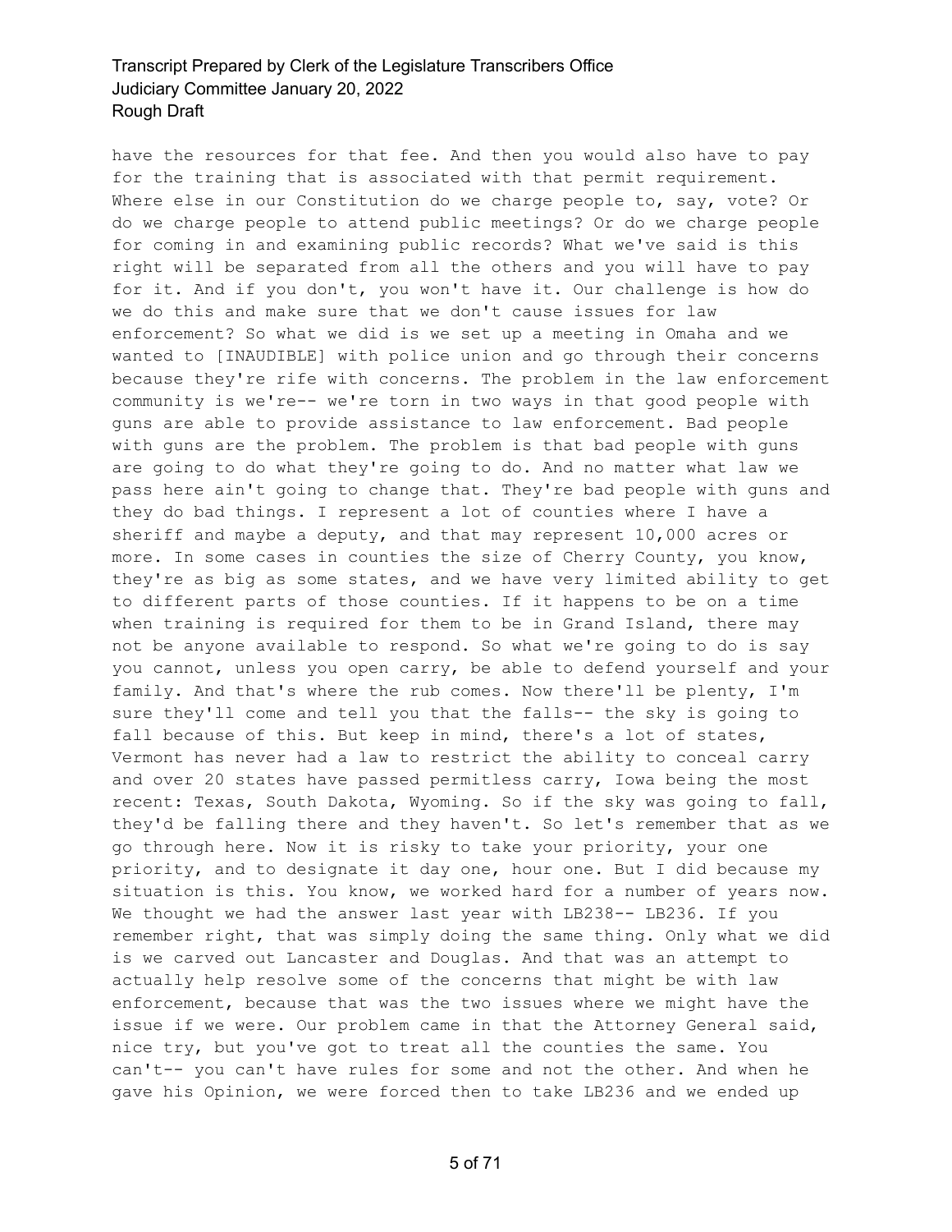have the resources for that fee. And then you would also have to pay for the training that is associated with that permit requirement. Where else in our Constitution do we charge people to, say, vote? Or do we charge people to attend public meetings? Or do we charge people for coming in and examining public records? What we've said is this right will be separated from all the others and you will have to pay for it. And if you don't, you won't have it. Our challenge is how do we do this and make sure that we don't cause issues for law enforcement? So what we did is we set up a meeting in Omaha and we wanted to [INAUDIBLE] with police union and go through their concerns because they're rife with concerns. The problem in the law enforcement community is we're-- we're torn in two ways in that good people with guns are able to provide assistance to law enforcement. Bad people with guns are the problem. The problem is that bad people with guns are going to do what they're going to do. And no matter what law we pass here ain't going to change that. They're bad people with guns and they do bad things. I represent a lot of counties where I have a sheriff and maybe a deputy, and that may represent 10,000 acres or more. In some cases in counties the size of Cherry County, you know, they're as big as some states, and we have very limited ability to get to different parts of those counties. If it happens to be on a time when training is required for them to be in Grand Island, there may not be anyone available to respond. So what we're going to do is say you cannot, unless you open carry, be able to defend yourself and your family. And that's where the rub comes. Now there'll be plenty, I'm sure they'll come and tell you that the falls-- the sky is going to fall because of this. But keep in mind, there's a lot of states, Vermont has never had a law to restrict the ability to conceal carry and over 20 states have passed permitless carry, Iowa being the most recent: Texas, South Dakota, Wyoming. So if the sky was going to fall, they'd be falling there and they haven't. So let's remember that as we go through here. Now it is risky to take your priority, your one priority, and to designate it day one, hour one. But I did because my situation is this. You know, we worked hard for a number of years now. We thought we had the answer last year with LB238-- LB236. If you remember right, that was simply doing the same thing. Only what we did is we carved out Lancaster and Douglas. And that was an attempt to actually help resolve some of the concerns that might be with law enforcement, because that was the two issues where we might have the issue if we were. Our problem came in that the Attorney General said, nice try, but you've got to treat all the counties the same. You can't-- you can't have rules for some and not the other. And when he gave his Opinion, we were forced then to take LB236 and we ended up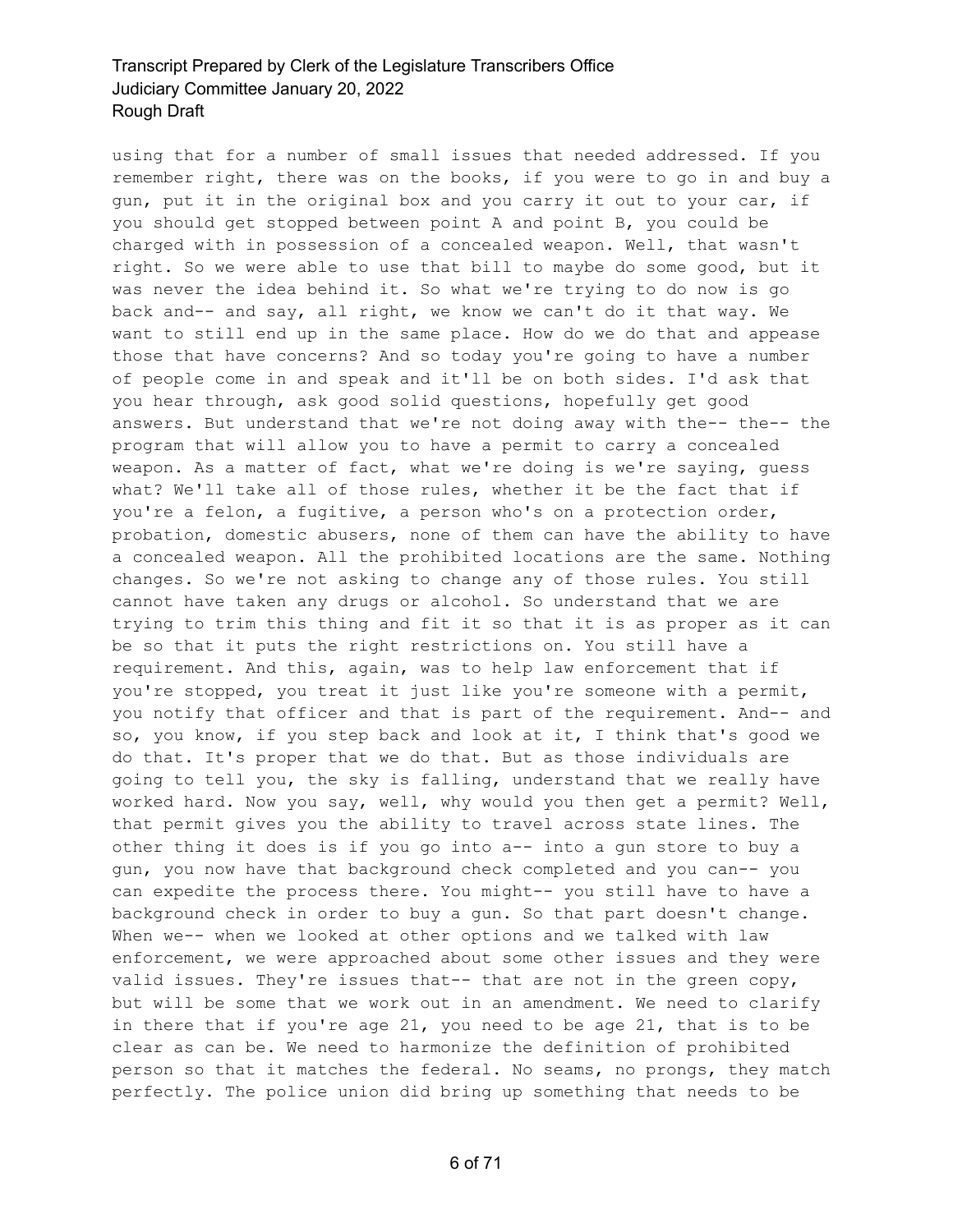using that for a number of small issues that needed addressed. If you remember right, there was on the books, if you were to go in and buy a gun, put it in the original box and you carry it out to your car, if you should get stopped between point A and point B, you could be charged with in possession of a concealed weapon. Well, that wasn't right. So we were able to use that bill to maybe do some good, but it was never the idea behind it. So what we're trying to do now is go back and-- and say, all right, we know we can't do it that way. We want to still end up in the same place. How do we do that and appease those that have concerns? And so today you're going to have a number of people come in and speak and it'll be on both sides. I'd ask that you hear through, ask good solid questions, hopefully get good answers. But understand that we're not doing away with the-- the-- the program that will allow you to have a permit to carry a concealed weapon. As a matter of fact, what we're doing is we're saying, guess what? We'll take all of those rules, whether it be the fact that if you're a felon, a fugitive, a person who's on a protection order, probation, domestic abusers, none of them can have the ability to have a concealed weapon. All the prohibited locations are the same. Nothing changes. So we're not asking to change any of those rules. You still cannot have taken any drugs or alcohol. So understand that we are trying to trim this thing and fit it so that it is as proper as it can be so that it puts the right restrictions on. You still have a requirement. And this, again, was to help law enforcement that if you're stopped, you treat it just like you're someone with a permit, you notify that officer and that is part of the requirement. And-- and so, you know, if you step back and look at it, I think that's good we do that. It's proper that we do that. But as those individuals are going to tell you, the sky is falling, understand that we really have worked hard. Now you say, well, why would you then get a permit? Well, that permit gives you the ability to travel across state lines. The other thing it does is if you go into a-- into a gun store to buy a gun, you now have that background check completed and you can-- you can expedite the process there. You might-- you still have to have a background check in order to buy a gun. So that part doesn't change. When we-- when we looked at other options and we talked with law enforcement, we were approached about some other issues and they were valid issues. They're issues that-- that are not in the green copy, but will be some that we work out in an amendment. We need to clarify in there that if you're age 21, you need to be age 21, that is to be clear as can be. We need to harmonize the definition of prohibited person so that it matches the federal. No seams, no prongs, they match perfectly. The police union did bring up something that needs to be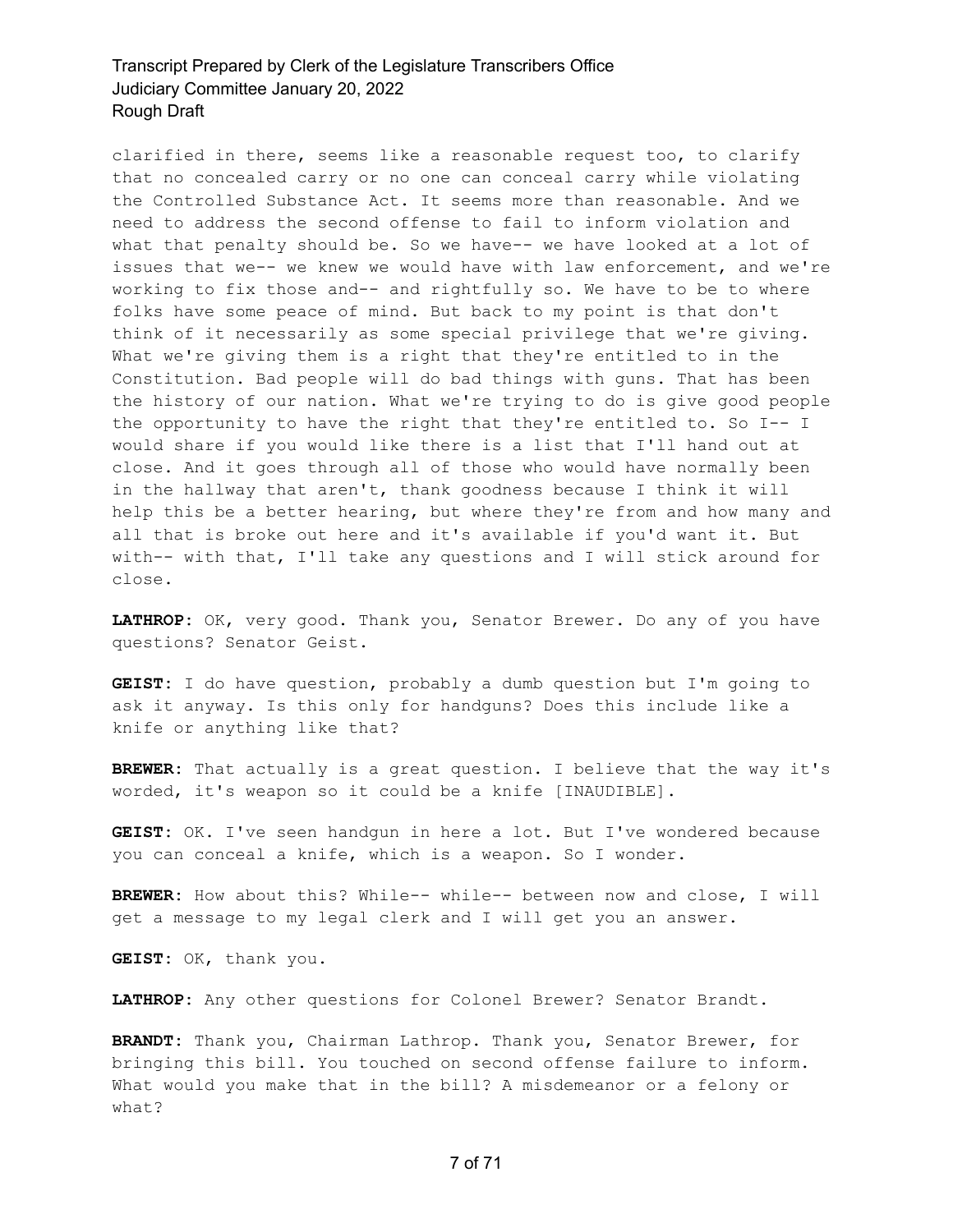clarified in there, seems like a reasonable request too, to clarify that no concealed carry or no one can conceal carry while violating the Controlled Substance Act. It seems more than reasonable. And we need to address the second offense to fail to inform violation and what that penalty should be. So we have-- we have looked at a lot of issues that we-- we knew we would have with law enforcement, and we're working to fix those and-- and rightfully so. We have to be to where folks have some peace of mind. But back to my point is that don't think of it necessarily as some special privilege that we're giving. What we're giving them is a right that they're entitled to in the Constitution. Bad people will do bad things with guns. That has been the history of our nation. What we're trying to do is give good people the opportunity to have the right that they're entitled to. So I-- I would share if you would like there is a list that I'll hand out at close. And it goes through all of those who would have normally been in the hallway that aren't, thank goodness because I think it will help this be a better hearing, but where they're from and how many and all that is broke out here and it's available if you'd want it. But with-- with that, I'll take any questions and I will stick around for close.

**LATHROP:** OK, very good. Thank you, Senator Brewer. Do any of you have questions? Senator Geist.

**GEIST:** I do have question, probably a dumb question but I'm going to ask it anyway. Is this only for handguns? Does this include like a knife or anything like that?

**BREWER:** That actually is a great question. I believe that the way it's worded, it's weapon so it could be a knife [INAUDIBLE].

**GEIST:** OK. I've seen handgun in here a lot. But I've wondered because you can conceal a knife, which is a weapon. So I wonder.

**BREWER:** How about this? While-- while-- between now and close, I will get a message to my legal clerk and I will get you an answer.

**GEIST:** OK, thank you.

**LATHROP:** Any other questions for Colonel Brewer? Senator Brandt.

**BRANDT:** Thank you, Chairman Lathrop. Thank you, Senator Brewer, for bringing this bill. You touched on second offense failure to inform. What would you make that in the bill? A misdemeanor or a felony or what?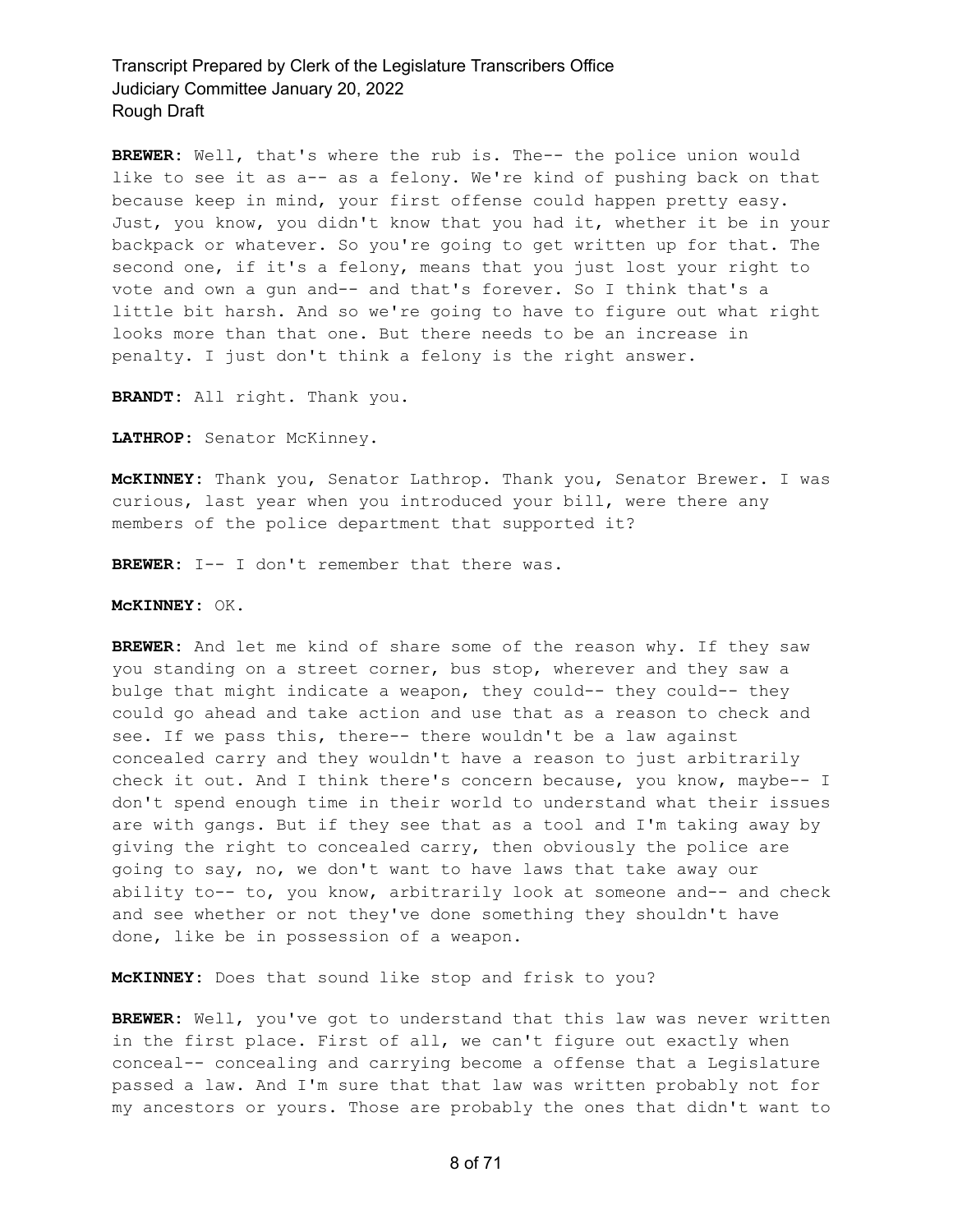**BREWER:** Well, that's where the rub is. The-- the police union would like to see it as a-- as a felony. We're kind of pushing back on that because keep in mind, your first offense could happen pretty easy. Just, you know, you didn't know that you had it, whether it be in your backpack or whatever. So you're going to get written up for that. The second one, if it's a felony, means that you just lost your right to vote and own a gun and-- and that's forever. So I think that's a little bit harsh. And so we're going to have to figure out what right looks more than that one. But there needs to be an increase in penalty. I just don't think a felony is the right answer.

**BRANDT:** All right. Thank you.

**LATHROP:** Senator McKinney.

**McKINNEY:** Thank you, Senator Lathrop. Thank you, Senator Brewer. I was curious, last year when you introduced your bill, were there any members of the police department that supported it?

**BREWER:** I-- I don't remember that there was.

**McKINNEY:** OK.

**BREWER:** And let me kind of share some of the reason why. If they saw you standing on a street corner, bus stop, wherever and they saw a bulge that might indicate a weapon, they could-- they could-- they could go ahead and take action and use that as a reason to check and see. If we pass this, there-- there wouldn't be a law against concealed carry and they wouldn't have a reason to just arbitrarily check it out. And I think there's concern because, you know, maybe-- I don't spend enough time in their world to understand what their issues are with gangs. But if they see that as a tool and I'm taking away by giving the right to concealed carry, then obviously the police are going to say, no, we don't want to have laws that take away our ability to-- to, you know, arbitrarily look at someone and-- and check and see whether or not they've done something they shouldn't have done, like be in possession of a weapon.

**McKINNEY:** Does that sound like stop and frisk to you?

**BREWER:** Well, you've got to understand that this law was never written in the first place. First of all, we can't figure out exactly when conceal-- concealing and carrying become a offense that a Legislature passed a law. And I'm sure that that law was written probably not for my ancestors or yours. Those are probably the ones that didn't want to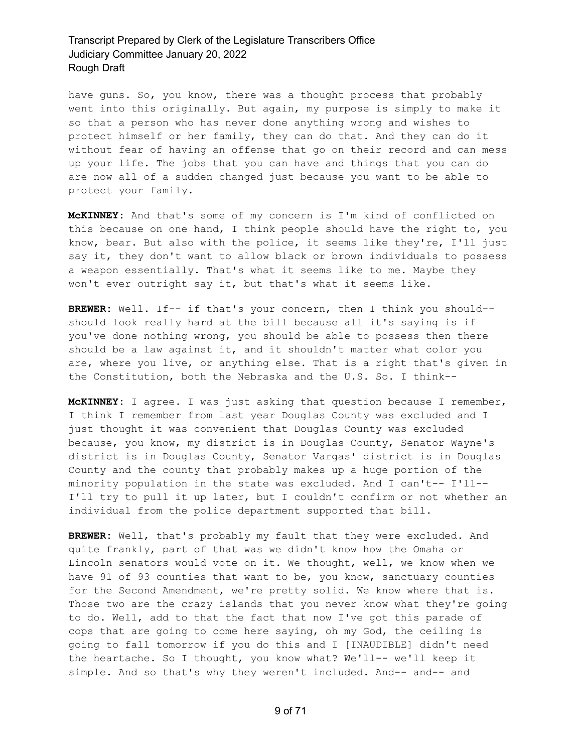have guns. So, you know, there was a thought process that probably went into this originally. But again, my purpose is simply to make it so that a person who has never done anything wrong and wishes to protect himself or her family, they can do that. And they can do it without fear of having an offense that go on their record and can mess up your life. The jobs that you can have and things that you can do are now all of a sudden changed just because you want to be able to protect your family.

**McKINNEY:** And that's some of my concern is I'm kind of conflicted on this because on one hand, I think people should have the right to, you know, bear. But also with the police, it seems like they're, I'll just say it, they don't want to allow black or brown individuals to possess a weapon essentially. That's what it seems like to me. Maybe they won't ever outright say it, but that's what it seems like.

**BREWER:** Well. If-- if that's your concern, then I think you should-- should look really hard at the bill because all it's saying is if you've done nothing wrong, you should be able to possess then there should be a law against it, and it shouldn't matter what color you are, where you live, or anything else. That is a right that's given in the Constitution, both the Nebraska and the U.S. So. I think--

**McKINNEY:** I agree. I was just asking that question because I remember, I think I remember from last year Douglas County was excluded and I just thought it was convenient that Douglas County was excluded because, you know, my district is in Douglas County, Senator Wayne's district is in Douglas County, Senator Vargas' district is in Douglas County and the county that probably makes up a huge portion of the minority population in the state was excluded. And I can't-- I'll-- I'll try to pull it up later, but I couldn't confirm or not whether an individual from the police department supported that bill.

**BREWER:** Well, that's probably my fault that they were excluded. And quite frankly, part of that was we didn't know how the Omaha or Lincoln senators would vote on it. We thought, well, we know when we have 91 of 93 counties that want to be, you know, sanctuary counties for the Second Amendment, we're pretty solid. We know where that is. Those two are the crazy islands that you never know what they're going to do. Well, add to that the fact that now I've got this parade of cops that are going to come here saying, oh my God, the ceiling is going to fall tomorrow if you do this and I [INAUDIBLE] didn't need the heartache. So I thought, you know what? We'll-- we'll keep it simple. And so that's why they weren't included. And-- and-- and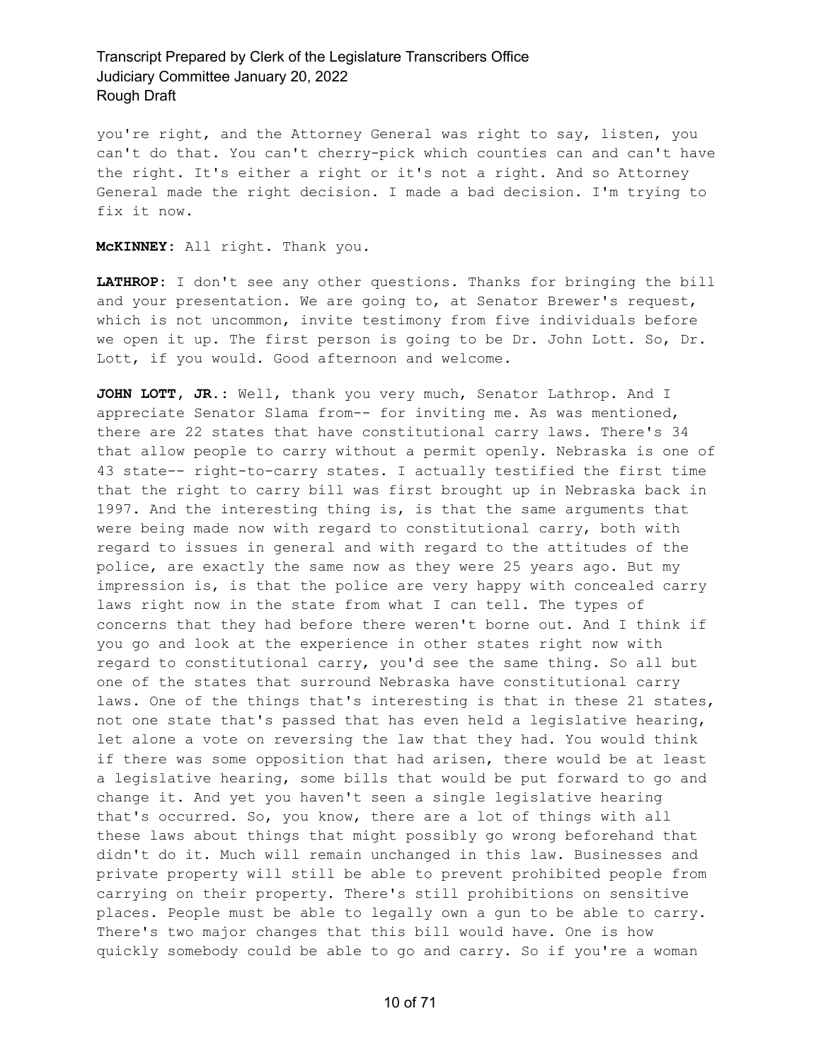you're right, and the Attorney General was right to say, listen, you can't do that. You can't cherry-pick which counties can and can't have the right. It's either a right or it's not a right. And so Attorney General made the right decision. I made a bad decision. I'm trying to fix it now.

**McKINNEY:** All right. Thank you.

**LATHROP:** I don't see any other questions. Thanks for bringing the bill and your presentation. We are going to, at Senator Brewer's request, which is not uncommon, invite testimony from five individuals before we open it up. The first person is going to be Dr. John Lott. So, Dr. Lott, if you would. Good afternoon and welcome.

**JOHN LOTT, JR.:** Well, thank you very much, Senator Lathrop. And I appreciate Senator Slama from-- for inviting me. As was mentioned, there are 22 states that have constitutional carry laws. There's 34 that allow people to carry without a permit openly. Nebraska is one of 43 state-- right-to-carry states. I actually testified the first time that the right to carry bill was first brought up in Nebraska back in 1997. And the interesting thing is, is that the same arguments that were being made now with regard to constitutional carry, both with regard to issues in general and with regard to the attitudes of the police, are exactly the same now as they were 25 years ago. But my impression is, is that the police are very happy with concealed carry laws right now in the state from what I can tell. The types of concerns that they had before there weren't borne out. And I think if you go and look at the experience in other states right now with regard to constitutional carry, you'd see the same thing. So all but one of the states that surround Nebraska have constitutional carry laws. One of the things that's interesting is that in these 21 states, not one state that's passed that has even held a legislative hearing, let alone a vote on reversing the law that they had. You would think if there was some opposition that had arisen, there would be at least a legislative hearing, some bills that would be put forward to go and change it. And yet you haven't seen a single legislative hearing that's occurred. So, you know, there are a lot of things with all these laws about things that might possibly go wrong beforehand that didn't do it. Much will remain unchanged in this law. Businesses and private property will still be able to prevent prohibited people from carrying on their property. There's still prohibitions on sensitive places. People must be able to legally own a gun to be able to carry. There's two major changes that this bill would have. One is how quickly somebody could be able to go and carry. So if you're a woman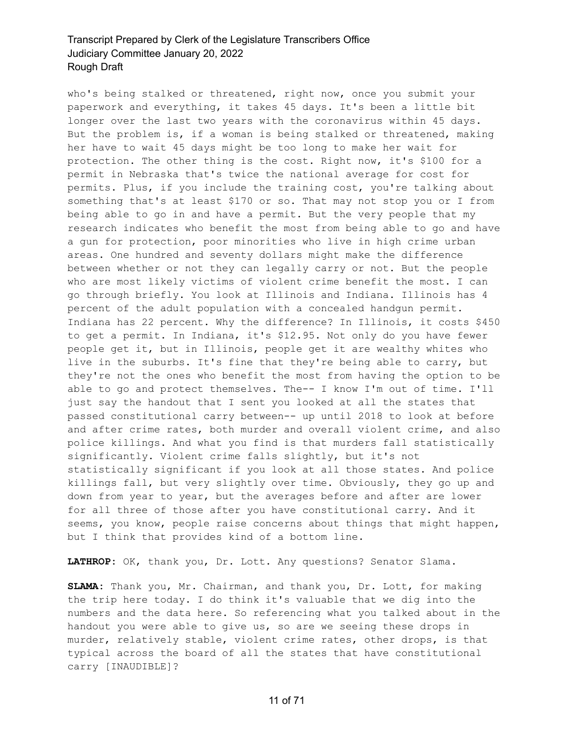who's being stalked or threatened, right now, once you submit your paperwork and everything, it takes 45 days. It's been a little bit longer over the last two years with the coronavirus within 45 days. But the problem is, if a woman is being stalked or threatened, making her have to wait 45 days might be too long to make her wait for protection. The other thing is the cost. Right now, it's $100 for a permit in Nebraska that's twice the national average for cost for permits. Plus, if you include the training cost, you're talking about something that's at least $170 or so. That may not stop you or I from being able to go in and have a permit. But the very people that my research indicates who benefit the most from being able to go and have a gun for protection, poor minorities who live in high crime urban areas. One hundred and seventy dollars might make the difference between whether or not they can legally carry or not. But the people who are most likely victims of violent crime benefit the most. I can go through briefly. You look at Illinois and Indiana. Illinois has 4 percent of the adult population with a concealed handgun permit. Indiana has 22 percent. Why the difference? In Illinois, it costs $450 to get a permit. In Indiana, it's $12.95. Not only do you have fewer people get it, but in Illinois, people get it are wealthy whites who live in the suburbs. It's fine that they're being able to carry, but they're not the ones who benefit the most from having the option to be able to go and protect themselves. The-- I know I'm out of time. I'll just say the handout that I sent you looked at all the states that passed constitutional carry between-- up until 2018 to look at before and after crime rates, both murder and overall violent crime, and also police killings. And what you find is that murders fall statistically significantly. Violent crime falls slightly, but it's not statistically significant if you look at all those states. And police killings fall, but very slightly over time. Obviously, they go up and down from year to year, but the averages before and after are lower for all three of those after you have constitutional carry. And it seems, you know, people raise concerns about things that might happen, but I think that provides kind of a bottom line.

**LATHROP:** OK, thank you, Dr. Lott. Any questions? Senator Slama.

**SLAMA:** Thank you, Mr. Chairman, and thank you, Dr. Lott, for making the trip here today. I do think it's valuable that we dig into the numbers and the data here. So referencing what you talked about in the handout you were able to give us, so are we seeing these drops in murder, relatively stable, violent crime rates, other drops, is that typical across the board of all the states that have constitutional carry [INAUDIBLE]?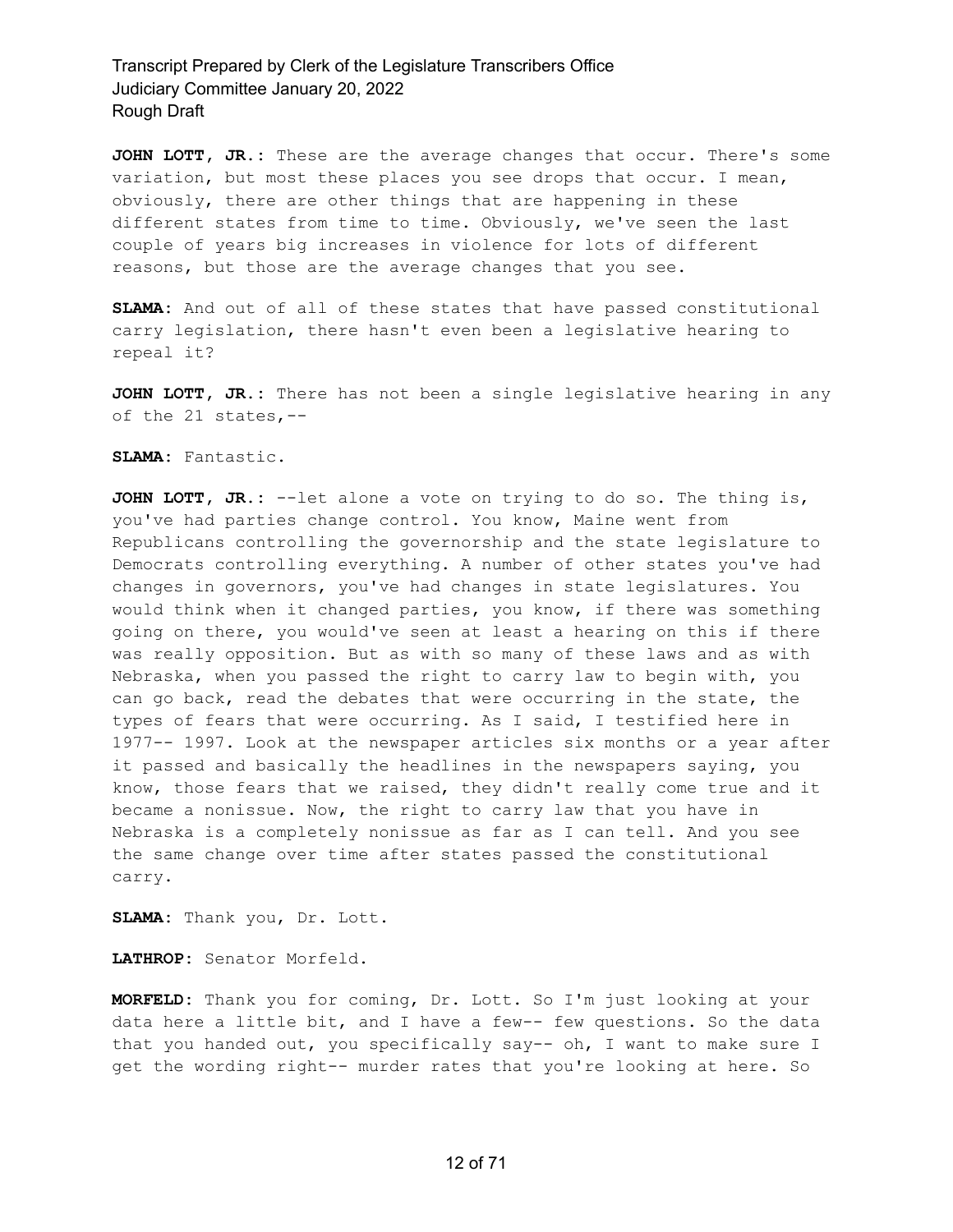**JOHN LOTT, JR.:** These are the average changes that occur. There's some variation, but most these places you see drops that occur. I mean, obviously, there are other things that are happening in these different states from time to time. Obviously, we've seen the last couple of years big increases in violence for lots of different reasons, but those are the average changes that you see.

**SLAMA:** And out of all of these states that have passed constitutional carry legislation, there hasn't even been a legislative hearing to repeal it?

**JOHN LOTT, JR.:** There has not been a single legislative hearing in any of the 21 states,--

**SLAMA:** Fantastic.

**JOHN LOTT, JR.:** --let alone a vote on trying to do so. The thing is, you've had parties change control. You know, Maine went from Republicans controlling the governorship and the state legislature to Democrats controlling everything. A number of other states you've had changes in governors, you've had changes in state legislatures. You would think when it changed parties, you know, if there was something going on there, you would've seen at least a hearing on this if there was really opposition. But as with so many of these laws and as with Nebraska, when you passed the right to carry law to begin with, you can go back, read the debates that were occurring in the state, the types of fears that were occurring. As I said, I testified here in 1977-- 1997. Look at the newspaper articles six months or a year after it passed and basically the headlines in the newspapers saying, you know, those fears that we raised, they didn't really come true and it became a nonissue. Now, the right to carry law that you have in Nebraska is a completely nonissue as far as I can tell. And you see the same change over time after states passed the constitutional carry.

**SLAMA:** Thank you, Dr. Lott.

**LATHROP:** Senator Morfeld.

**MORFELD:** Thank you for coming, Dr. Lott. So I'm just looking at your data here a little bit, and I have a few-- few questions. So the data that you handed out, you specifically say-- oh, I want to make sure I get the wording right-- murder rates that you're looking at here. So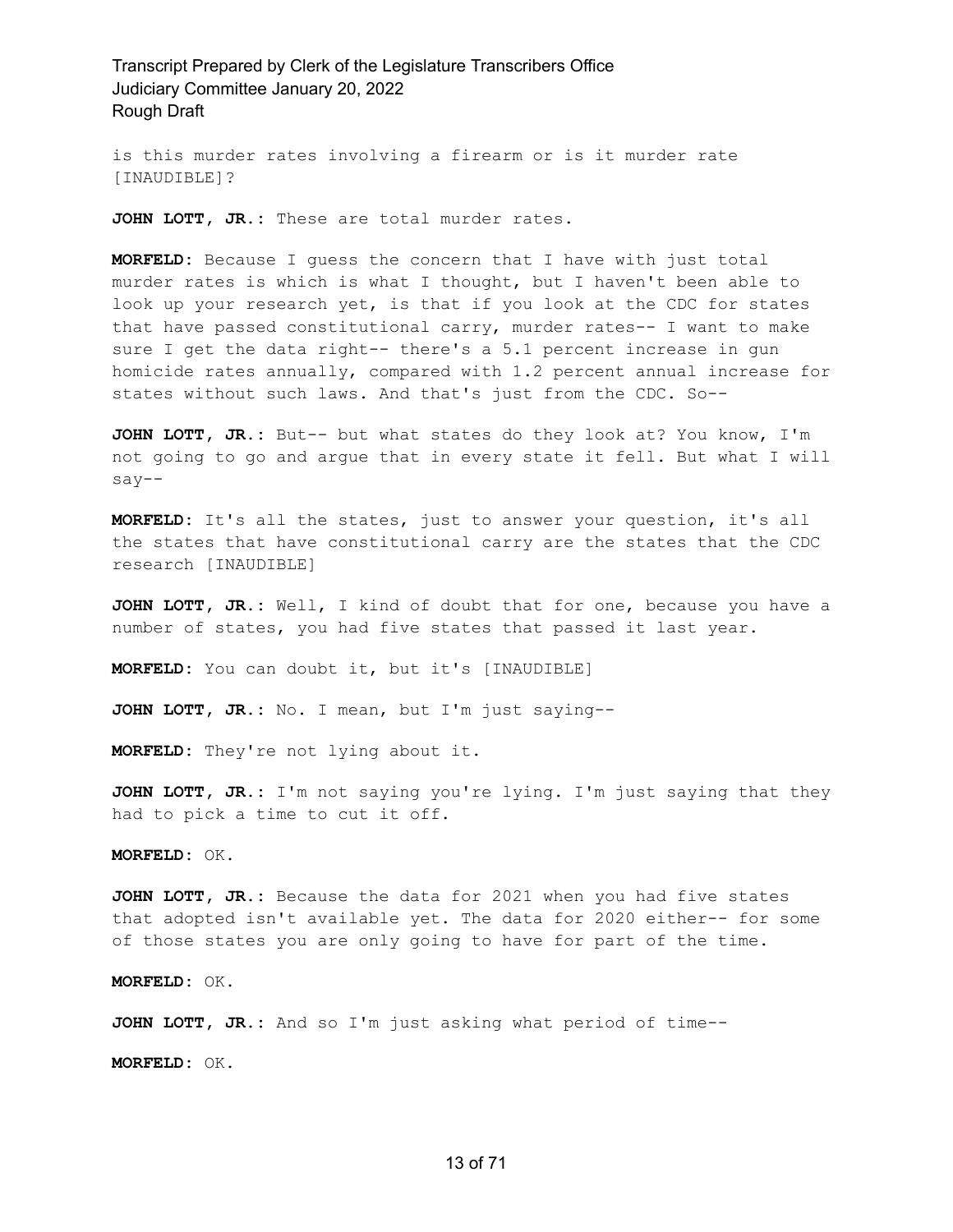is this murder rates involving a firearm or is it murder rate [INAUDIBLE]?

**JOHN LOTT, JR.:** These are total murder rates.

**MORFELD:** Because I guess the concern that I have with just total murder rates is which is what I thought, but I haven't been able to look up your research yet, is that if you look at the CDC for states that have passed constitutional carry, murder rates-- I want to make sure I get the data right-- there's a 5.1 percent increase in gun homicide rates annually, compared with 1.2 percent annual increase for states without such laws. And that's just from the CDC. So--

**JOHN LOTT, JR.:** But-- but what states do they look at? You know, I'm not going to go and argue that in every state it fell. But what I will say--

**MORFELD:** It's all the states, just to answer your question, it's all the states that have constitutional carry are the states that the CDC research [INAUDIBLE]

**JOHN LOTT, JR.:** Well, I kind of doubt that for one, because you have a number of states, you had five states that passed it last year.

**MORFELD:** You can doubt it, but it's [INAUDIBLE]

**JOHN LOTT, JR.:** No. I mean, but I'm just saying--

**MORFELD:** They're not lying about it.

**JOHN LOTT, JR.:** I'm not saying you're lying. I'm just saying that they had to pick a time to cut it off.

**MORFELD:** OK.

**JOHN LOTT, JR.:** Because the data for 2021 when you had five states that adopted isn't available yet. The data for 2020 either-- for some of those states you are only going to have for part of the time.

**MORFELD:** OK.

**JOHN LOTT, JR.:** And so I'm just asking what period of time--

**MORFELD:** OK.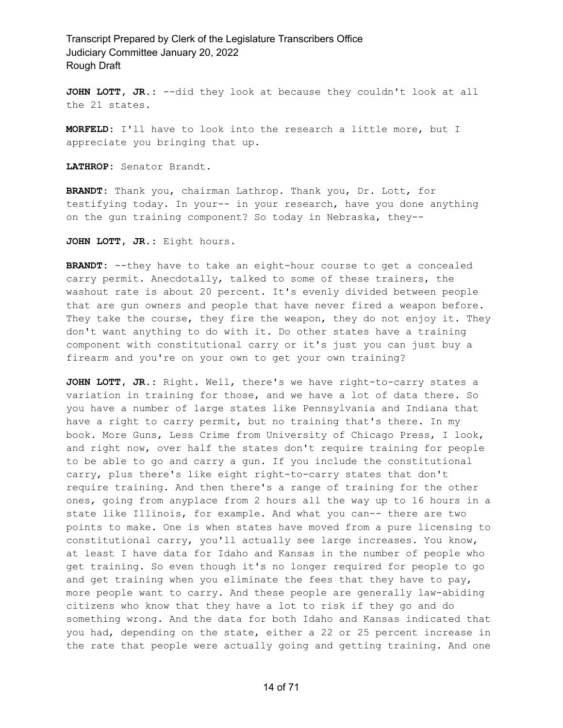**JOHN LOTT, JR.:** --did they look at because they couldn't look at all the 21 states.

**MORFELD:** I'll have to look into the research a little more, but I appreciate you bringing that up.

**LATHROP:** Senator Brandt.

**BRANDT:** Thank you, chairman Lathrop. Thank you, Dr. Lott, for testifying today. In your-- in your research, have you done anything on the gun training component? So today in Nebraska, they--

**JOHN LOTT, JR.:** Eight hours.

**BRANDT:** --they have to take an eight-hour course to get a concealed carry permit. Anecdotally, talked to some of these trainers, the washout rate is about 20 percent. It's evenly divided between people that are gun owners and people that have never fired a weapon before. They take the course, they fire the weapon, they do not enjoy it. They don't want anything to do with it. Do other states have a training component with constitutional carry or it's just you can just buy a firearm and you're on your own to get your own training?

**JOHN LOTT, JR.:** Right. Well, there's we have right-to-carry states a variation in training for those, and we have a lot of data there. So you have a number of large states like Pennsylvania and Indiana that have a right to carry permit, but no training that's there. In my book. More Guns, Less Crime from University of Chicago Press, I look, and right now, over half the states don't require training for people to be able to go and carry a gun. If you include the constitutional carry, plus there's like eight right-to-carry states that don't require training. And then there's a range of training for the other ones, going from anyplace from 2 hours all the way up to 16 hours in a state like Illinois, for example. And what you can-- there are two points to make. One is when states have moved from a pure licensing to constitutional carry, you'll actually see large increases. You know, at least I have data for Idaho and Kansas in the number of people who get training. So even though it's no longer required for people to go and get training when you eliminate the fees that they have to pay, more people want to carry. And these people are generally law-abiding citizens who know that they have a lot to risk if they go and do something wrong. And the data for both Idaho and Kansas indicated that you had, depending on the state, either a 22 or 25 percent increase in the rate that people were actually going and getting training. And one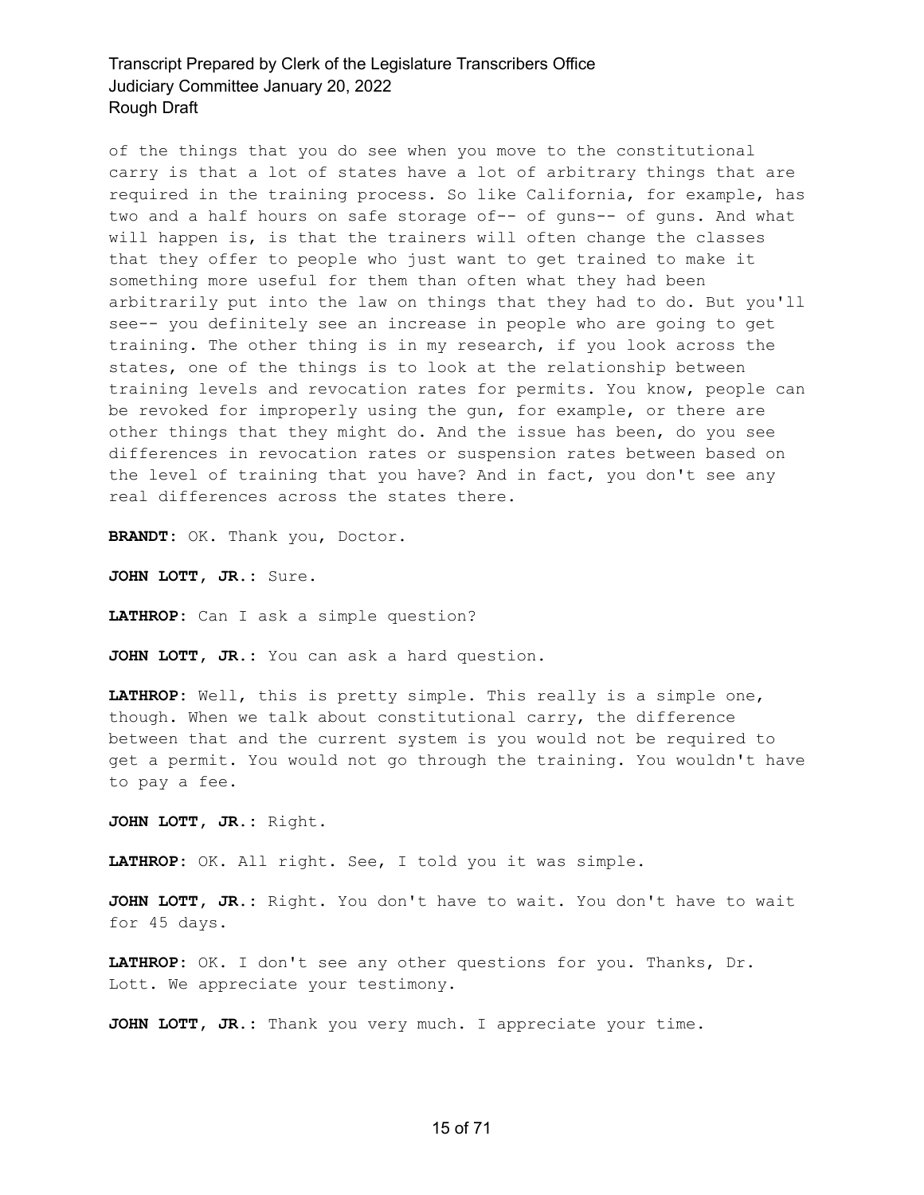of the things that you do see when you move to the constitutional carry is that a lot of states have a lot of arbitrary things that are required in the training process. So like California, for example, has two and a half hours on safe storage of-- of guns-- of guns. And what will happen is, is that the trainers will often change the classes that they offer to people who just want to get trained to make it something more useful for them than often what they had been arbitrarily put into the law on things that they had to do. But you'll see-- you definitely see an increase in people who are going to get training. The other thing is in my research, if you look across the states, one of the things is to look at the relationship between training levels and revocation rates for permits. You know, people can be revoked for improperly using the gun, for example, or there are other things that they might do. And the issue has been, do you see differences in revocation rates or suspension rates between based on the level of training that you have? And in fact, you don't see any real differences across the states there.

**BRANDT:** OK. Thank you, Doctor.

**JOHN LOTT, JR.:** Sure.

**LATHROP:** Can I ask a simple question?

**JOHN LOTT, JR.:** You can ask a hard question.

**LATHROP:** Well, this is pretty simple. This really is a simple one, though. When we talk about constitutional carry, the difference between that and the current system is you would not be required to get a permit. You would not go through the training. You wouldn't have to pay a fee.

**JOHN LOTT, JR.:** Right.

**LATHROP:** OK. All right. See, I told you it was simple.

**JOHN LOTT, JR.:** Right. You don't have to wait. You don't have to wait for 45 days.

**LATHROP:** OK. I don't see any other questions for you. Thanks, Dr. Lott. We appreciate your testimony.

**JOHN LOTT, JR.:** Thank you very much. I appreciate your time.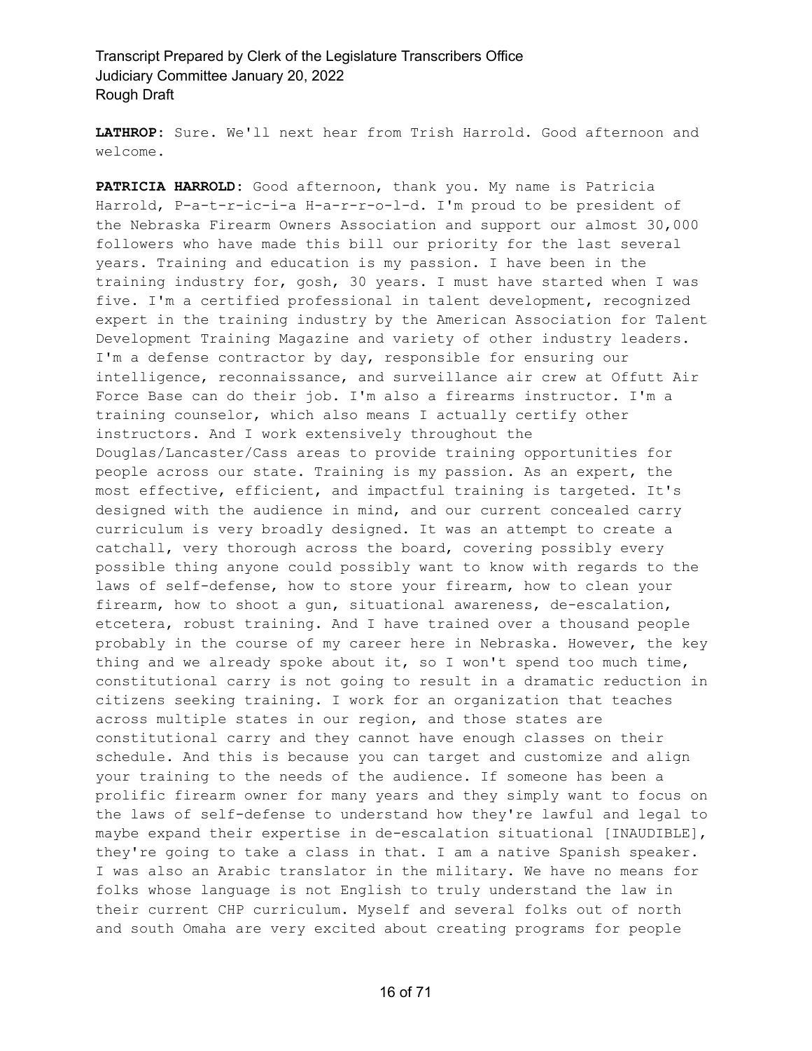**LATHROP:** Sure. We'll next hear from Trish Harrold. Good afternoon and welcome.

**PATRICIA HARROLD:** Good afternoon, thank you. My name is Patricia Harrold, P-a-t-r-ic-i-a H-a-r-r-o-l-d. I'm proud to be president of the Nebraska Firearm Owners Association and support our almost 30,000 followers who have made this bill our priority for the last several years. Training and education is my passion. I have been in the training industry for, gosh, 30 years. I must have started when I was five. I'm a certified professional in talent development, recognized expert in the training industry by the American Association for Talent Development Training Magazine and variety of other industry leaders. I'm a defense contractor by day, responsible for ensuring our intelligence, reconnaissance, and surveillance air crew at Offutt Air Force Base can do their job. I'm also a firearms instructor. I'm a training counselor, which also means I actually certify other instructors. And I work extensively throughout the Douglas/Lancaster/Cass areas to provide training opportunities for people across our state. Training is my passion. As an expert, the most effective, efficient, and impactful training is targeted. It's designed with the audience in mind, and our current concealed carry curriculum is very broadly designed. It was an attempt to create a catchall, very thorough across the board, covering possibly every possible thing anyone could possibly want to know with regards to the laws of self-defense, how to store your firearm, how to clean your firearm, how to shoot a gun, situational awareness, de-escalation, etcetera, robust training. And I have trained over a thousand people probably in the course of my career here in Nebraska. However, the key thing and we already spoke about it, so I won't spend too much time, constitutional carry is not going to result in a dramatic reduction in citizens seeking training. I work for an organization that teaches across multiple states in our region, and those states are constitutional carry and they cannot have enough classes on their schedule. And this is because you can target and customize and align your training to the needs of the audience. If someone has been a prolific firearm owner for many years and they simply want to focus on the laws of self-defense to understand how they're lawful and legal to maybe expand their expertise in de-escalation situational [INAUDIBLE], they're going to take a class in that. I am a native Spanish speaker. I was also an Arabic translator in the military. We have no means for folks whose language is not English to truly understand the law in their current CHP curriculum. Myself and several folks out of north and south Omaha are very excited about creating programs for people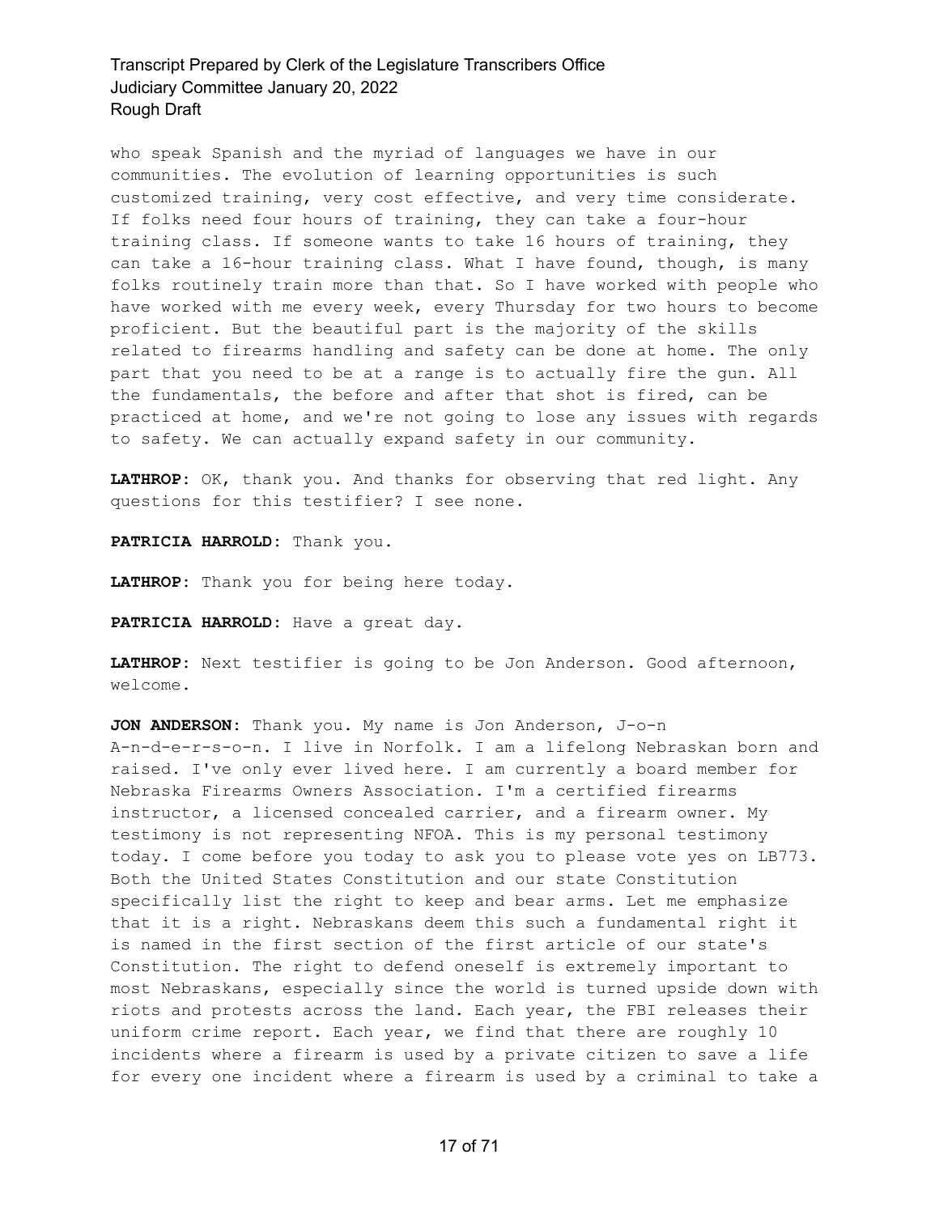who speak Spanish and the myriad of languages we have in our communities. The evolution of learning opportunities is such customized training, very cost effective, and very time considerate. If folks need four hours of training, they can take a four-hour training class. If someone wants to take 16 hours of training, they can take a 16-hour training class. What I have found, though, is many folks routinely train more than that. So I have worked with people who have worked with me every week, every Thursday for two hours to become proficient. But the beautiful part is the majority of the skills related to firearms handling and safety can be done at home. The only part that you need to be at a range is to actually fire the gun. All the fundamentals, the before and after that shot is fired, can be practiced at home, and we're not going to lose any issues with regards to safety. We can actually expand safety in our community.

**LATHROP:** OK, thank you. And thanks for observing that red light. Any questions for this testifier? I see none.

**PATRICIA HARROLD:** Thank you.

**LATHROP:** Thank you for being here today.

**PATRICIA HARROLD:** Have a great day.

**LATHROP:** Next testifier is going to be Jon Anderson. Good afternoon, welcome.

**JON ANDERSON:** Thank you. My name is Jon Anderson, J-o-n A-n-d-e-r-s-o-n. I live in Norfolk. I am a lifelong Nebraskan born and raised. I've only ever lived here. I am currently a board member for Nebraska Firearms Owners Association. I'm a certified firearms instructor, a licensed concealed carrier, and a firearm owner. My testimony is not representing NFOA. This is my personal testimony today. I come before you today to ask you to please vote yes on LB773. Both the United States Constitution and our state Constitution specifically list the right to keep and bear arms. Let me emphasize that it is a right. Nebraskans deem this such a fundamental right it is named in the first section of the first article of our state's Constitution. The right to defend oneself is extremely important to most Nebraskans, especially since the world is turned upside down with riots and protests across the land. Each year, the FBI releases their uniform crime report. Each year, we find that there are roughly 10 incidents where a firearm is used by a private citizen to save a life for every one incident where a firearm is used by a criminal to take a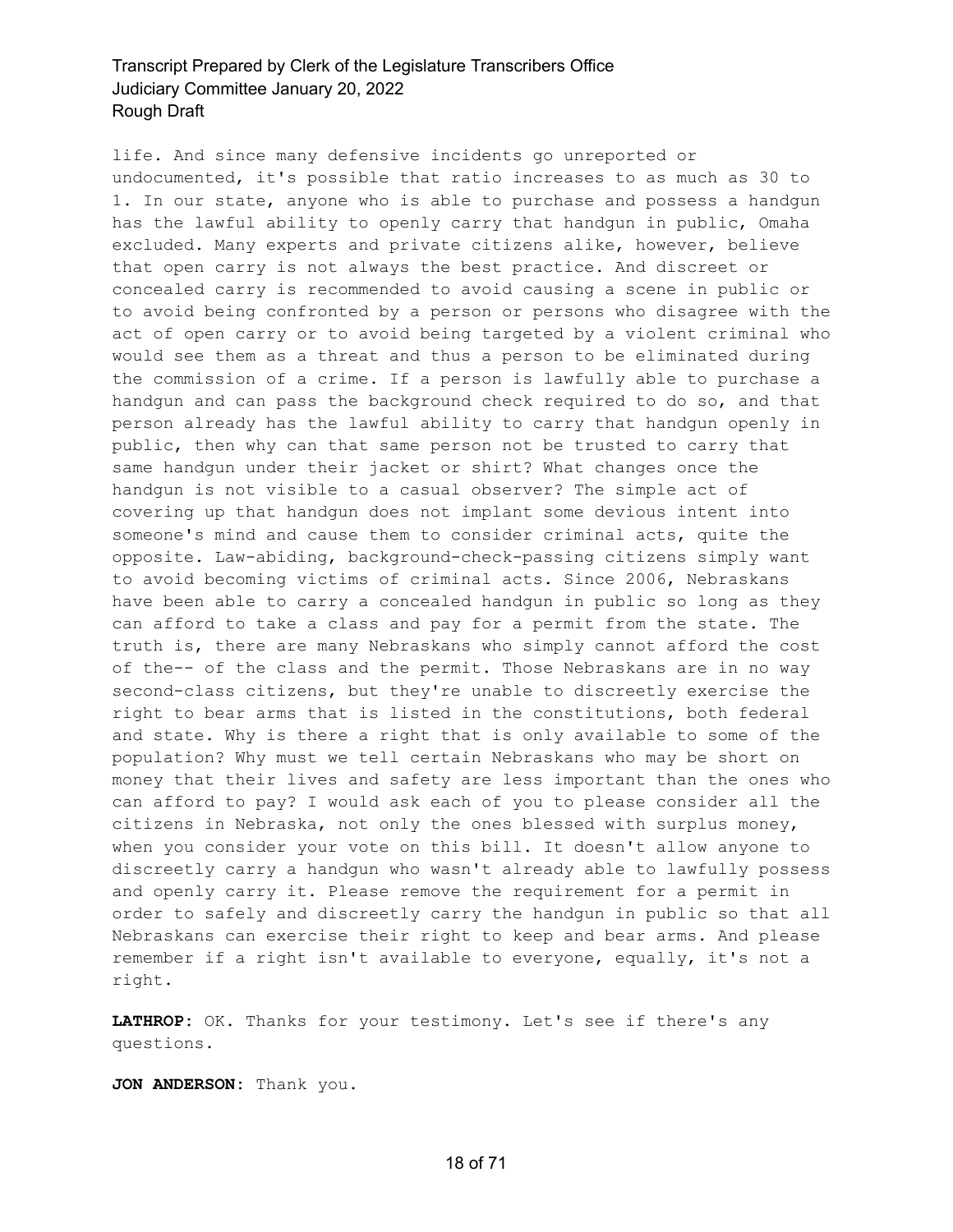life. And since many defensive incidents go unreported or undocumented, it's possible that ratio increases to as much as 30 to 1. In our state, anyone who is able to purchase and possess a handgun has the lawful ability to openly carry that handgun in public, Omaha excluded. Many experts and private citizens alike, however, believe that open carry is not always the best practice. And discreet or concealed carry is recommended to avoid causing a scene in public or to avoid being confronted by a person or persons who disagree with the act of open carry or to avoid being targeted by a violent criminal who would see them as a threat and thus a person to be eliminated during the commission of a crime. If a person is lawfully able to purchase a handgun and can pass the background check required to do so, and that person already has the lawful ability to carry that handgun openly in public, then why can that same person not be trusted to carry that same handgun under their jacket or shirt? What changes once the handgun is not visible to a casual observer? The simple act of covering up that handgun does not implant some devious intent into someone's mind and cause them to consider criminal acts, quite the opposite. Law-abiding, background-check-passing citizens simply want to avoid becoming victims of criminal acts. Since 2006, Nebraskans have been able to carry a concealed handgun in public so long as they can afford to take a class and pay for a permit from the state. The truth is, there are many Nebraskans who simply cannot afford the cost of the-- of the class and the permit. Those Nebraskans are in no way second-class citizens, but they're unable to discreetly exercise the right to bear arms that is listed in the constitutions, both federal and state. Why is there a right that is only available to some of the population? Why must we tell certain Nebraskans who may be short on money that their lives and safety are less important than the ones who can afford to pay? I would ask each of you to please consider all the citizens in Nebraska, not only the ones blessed with surplus money, when you consider your vote on this bill. It doesn't allow anyone to discreetly carry a handgun who wasn't already able to lawfully possess and openly carry it. Please remove the requirement for a permit in order to safely and discreetly carry the handgun in public so that all Nebraskans can exercise their right to keep and bear arms. And please remember if a right isn't available to everyone, equally, it's not a right.

**LATHROP:** OK. Thanks for your testimony. Let's see if there's any questions.

**JON ANDERSON:** Thank you.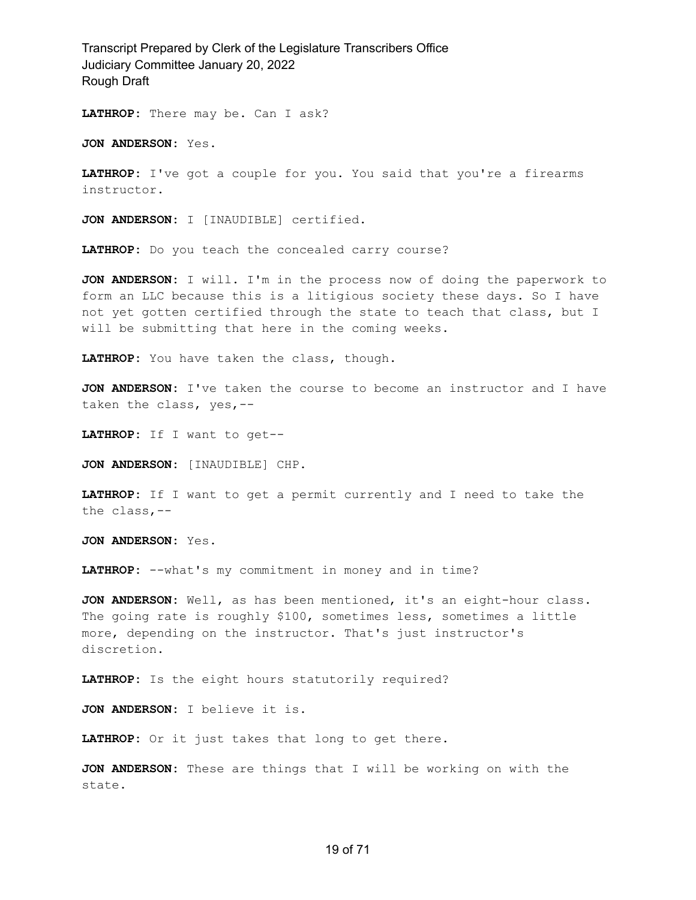**LATHROP:** There may be. Can I ask?

**JON ANDERSON:** Yes.

**LATHROP:** I've got a couple for you. You said that you're a firearms instructor.

**JON ANDERSON:** I [INAUDIBLE] certified.

**LATHROP:** Do you teach the concealed carry course?

**JON ANDERSON:** I will. I'm in the process now of doing the paperwork to form an LLC because this is a litigious society these days. So I have not yet gotten certified through the state to teach that class, but I will be submitting that here in the coming weeks.

**LATHROP:** You have taken the class, though.

**JON ANDERSON:** I've taken the course to become an instructor and I have taken the class, yes,--

**LATHROP:** If I want to get--

**JON ANDERSON:** [INAUDIBLE] CHP.

**LATHROP:** If I want to get a permit currently and I need to take the the class,--

**JON ANDERSON:** Yes.

**LATHROP:** --what's my commitment in money and in time?

**JON ANDERSON:** Well, as has been mentioned, it's an eight-hour class. The going rate is roughly $100, sometimes less, sometimes a little more, depending on the instructor. That's just instructor's discretion.

**LATHROP:** Is the eight hours statutorily required?

**JON ANDERSON:** I believe it is.

**LATHROP:** Or it just takes that long to get there.

**JON ANDERSON:** These are things that I will be working on with the state.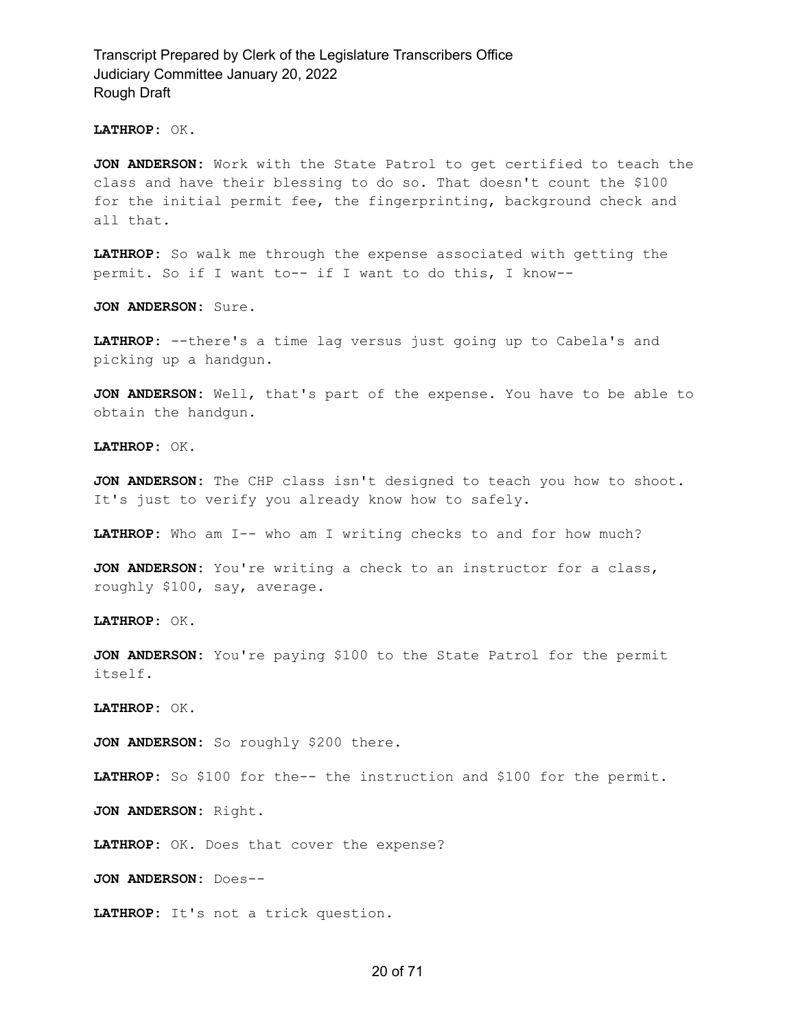**LATHROP:** OK.

**JON ANDERSON:** Work with the State Patrol to get certified to teach the class and have their blessing to do so. That doesn't count the $100 for the initial permit fee, the fingerprinting, background check and all that.

**LATHROP:** So walk me through the expense associated with getting the permit. So if I want to-- if I want to do this, I know--

**JON ANDERSON:** Sure.

**LATHROP:** --there's a time lag versus just going up to Cabela's and picking up a handgun.

**JON ANDERSON:** Well, that's part of the expense. You have to be able to obtain the handgun.

**LATHROP:** OK.

**JON ANDERSON:** The CHP class isn't designed to teach you how to shoot. It's just to verify you already know how to safely.

**LATHROP:** Who am I-- who am I writing checks to and for how much?

**JON ANDERSON:** You're writing a check to an instructor for a class, roughly $100, say, average.

**LATHROP:** OK.

**JON ANDERSON:** You're paying $100 to the State Patrol for the permit itself.

**LATHROP:** OK.

**JON ANDERSON:** So roughly $200 there.

**LATHROP:** So $100 for the-- the instruction and $100 for the permit.

**JON ANDERSON:** Right.

**LATHROP:** OK. Does that cover the expense?

**JON ANDERSON:** Does--

**LATHROP:** It's not a trick question.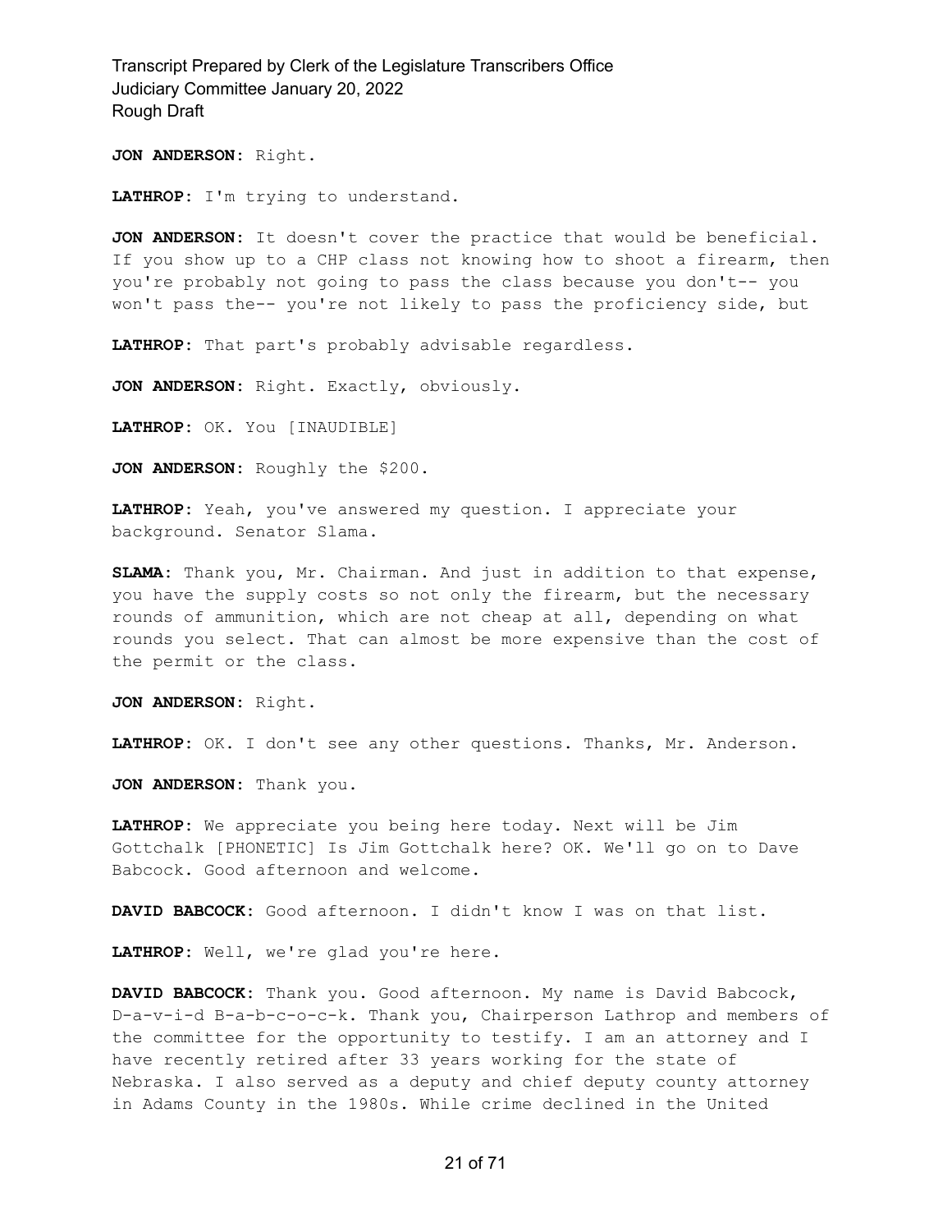**JON ANDERSON:** Right.

**LATHROP:** I'm trying to understand.

**JON ANDERSON:** It doesn't cover the practice that would be beneficial. If you show up to a CHP class not knowing how to shoot a firearm, then you're probably not going to pass the class because you don't-- you won't pass the-- you're not likely to pass the proficiency side, but

**LATHROP:** That part's probably advisable regardless.

**JON ANDERSON:** Right. Exactly, obviously.

**LATHROP:** OK. You [INAUDIBLE]

**JON ANDERSON:** Roughly the $200.

**LATHROP:** Yeah, you've answered my question. I appreciate your background. Senator Slama.

**SLAMA:** Thank you, Mr. Chairman. And just in addition to that expense, you have the supply costs so not only the firearm, but the necessary rounds of ammunition, which are not cheap at all, depending on what rounds you select. That can almost be more expensive than the cost of the permit or the class.

**JON ANDERSON:** Right.

**LATHROP:** OK. I don't see any other questions. Thanks, Mr. Anderson.

**JON ANDERSON:** Thank you.

**LATHROP:** We appreciate you being here today. Next will be Jim Gottchalk [PHONETIC] Is Jim Gottchalk here? OK. We'll go on to Dave Babcock. Good afternoon and welcome.

**DAVID BABCOCK:** Good afternoon. I didn't know I was on that list.

**LATHROP:** Well, we're glad you're here.

**DAVID BABCOCK:** Thank you. Good afternoon. My name is David Babcock, D-a-v-i-d B-a-b-c-o-c-k. Thank you, Chairperson Lathrop and members of the committee for the opportunity to testify. I am an attorney and I have recently retired after 33 years working for the state of Nebraska. I also served as a deputy and chief deputy county attorney in Adams County in the 1980s. While crime declined in the United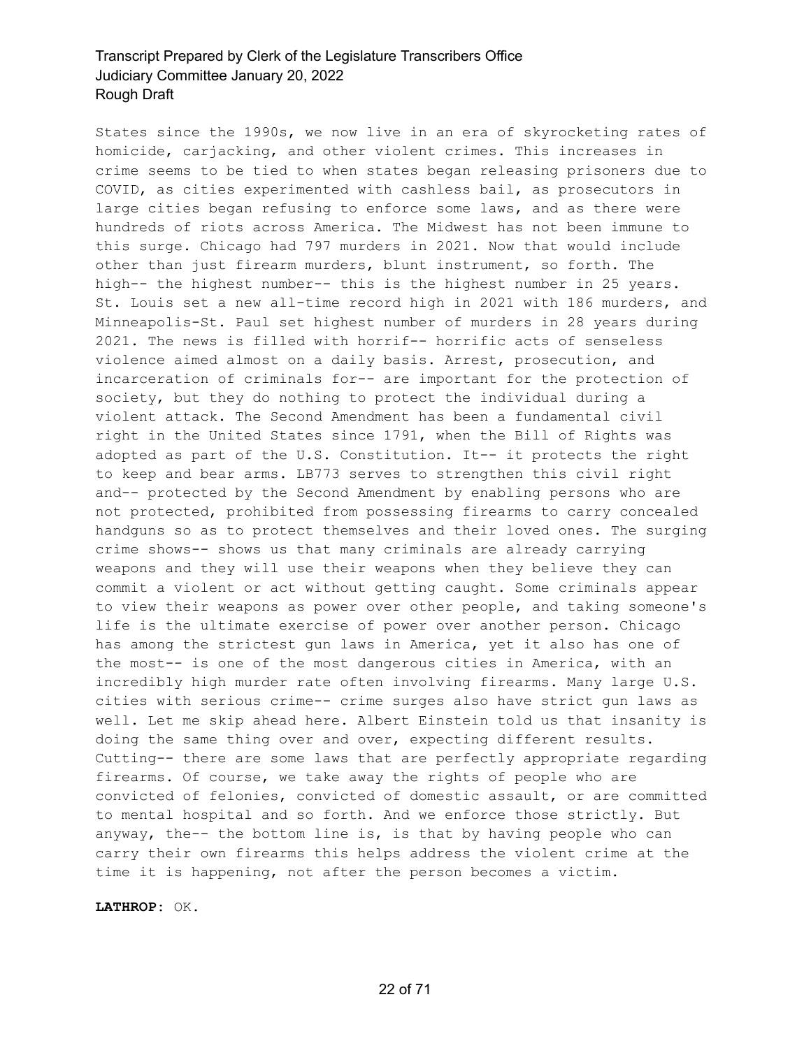States since the 1990s, we now live in an era of skyrocketing rates of homicide, carjacking, and other violent crimes. This increases in crime seems to be tied to when states began releasing prisoners due to COVID, as cities experimented with cashless bail, as prosecutors in large cities began refusing to enforce some laws, and as there were hundreds of riots across America. The Midwest has not been immune to this surge. Chicago had 797 murders in 2021. Now that would include other than just firearm murders, blunt instrument, so forth. The high-- the highest number-- this is the highest number in 25 years. St. Louis set a new all-time record high in 2021 with 186 murders, and Minneapolis-St. Paul set highest number of murders in 28 years during 2021. The news is filled with horrif-- horrific acts of senseless violence aimed almost on a daily basis. Arrest, prosecution, and incarceration of criminals for-- are important for the protection of society, but they do nothing to protect the individual during a violent attack. The Second Amendment has been a fundamental civil right in the United States since 1791, when the Bill of Rights was adopted as part of the U.S. Constitution. It-- it protects the right to keep and bear arms. LB773 serves to strengthen this civil right and-- protected by the Second Amendment by enabling persons who are not protected, prohibited from possessing firearms to carry concealed handguns so as to protect themselves and their loved ones. The surging crime shows-- shows us that many criminals are already carrying weapons and they will use their weapons when they believe they can commit a violent or act without getting caught. Some criminals appear to view their weapons as power over other people, and taking someone's life is the ultimate exercise of power over another person. Chicago has among the strictest gun laws in America, yet it also has one of the most-- is one of the most dangerous cities in America, with an incredibly high murder rate often involving firearms. Many large U.S. cities with serious crime-- crime surges also have strict gun laws as well. Let me skip ahead here. Albert Einstein told us that insanity is doing the same thing over and over, expecting different results. Cutting-- there are some laws that are perfectly appropriate regarding firearms. Of course, we take away the rights of people who are convicted of felonies, convicted of domestic assault, or are committed to mental hospital and so forth. And we enforce those strictly. But anyway, the-- the bottom line is, is that by having people who can carry their own firearms this helps address the violent crime at the time it is happening, not after the person becomes a victim.

**LATHROP:** OK.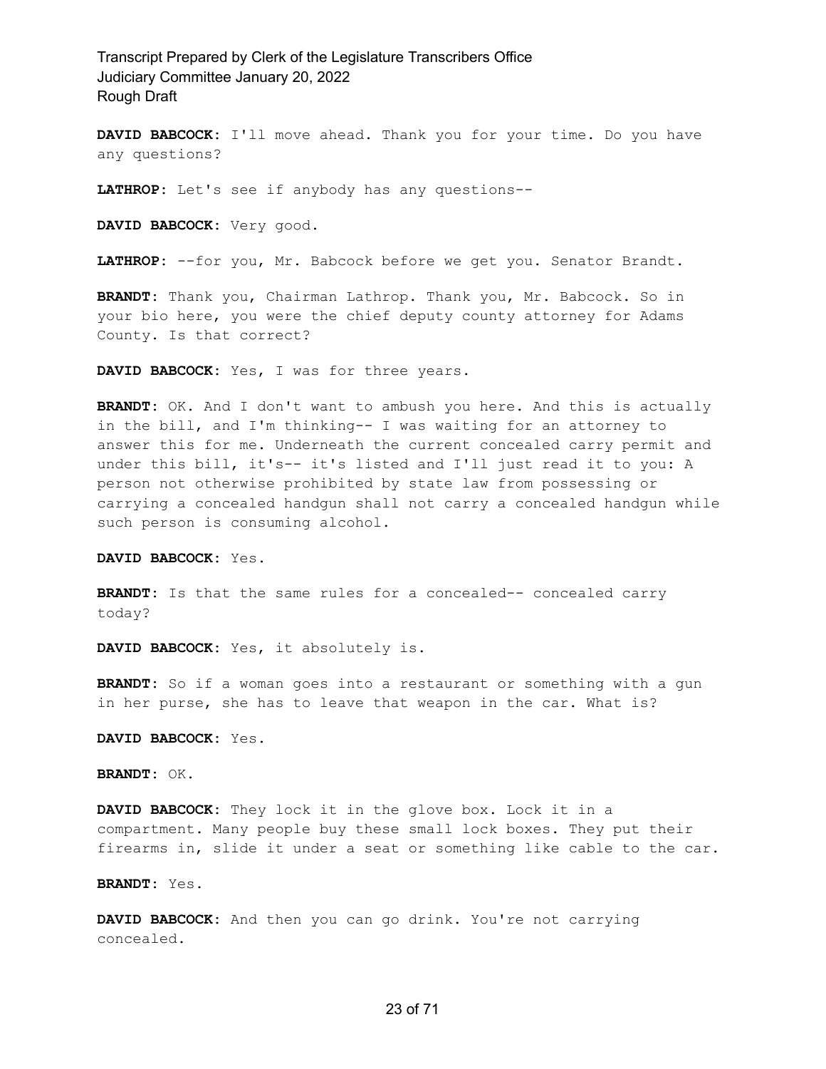**DAVID BABCOCK:** I'll move ahead. Thank you for your time. Do you have any questions?

**LATHROP:** Let's see if anybody has any questions--

**DAVID BABCOCK:** Very good.

**LATHROP:** --for you, Mr. Babcock before we get you. Senator Brandt.

**BRANDT:** Thank you, Chairman Lathrop. Thank you, Mr. Babcock. So in your bio here, you were the chief deputy county attorney for Adams County. Is that correct?

**DAVID BABCOCK:** Yes, I was for three years.

**BRANDT:** OK. And I don't want to ambush you here. And this is actually in the bill, and I'm thinking-- I was waiting for an attorney to answer this for me. Underneath the current concealed carry permit and under this bill, it's-- it's listed and I'll just read it to you: A person not otherwise prohibited by state law from possessing or carrying a concealed handgun shall not carry a concealed handgun while such person is consuming alcohol.

**DAVID BABCOCK:** Yes.

**BRANDT:** Is that the same rules for a concealed-- concealed carry today?

**DAVID BABCOCK:** Yes, it absolutely is.

**BRANDT:** So if a woman goes into a restaurant or something with a gun in her purse, she has to leave that weapon in the car. What is?

**DAVID BABCOCK:** Yes.

**BRANDT:** OK.

**DAVID BABCOCK:** They lock it in the glove box. Lock it in a compartment. Many people buy these small lock boxes. They put their firearms in, slide it under a seat or something like cable to the car.

**BRANDT:** Yes.

**DAVID BABCOCK:** And then you can go drink. You're not carrying concealed.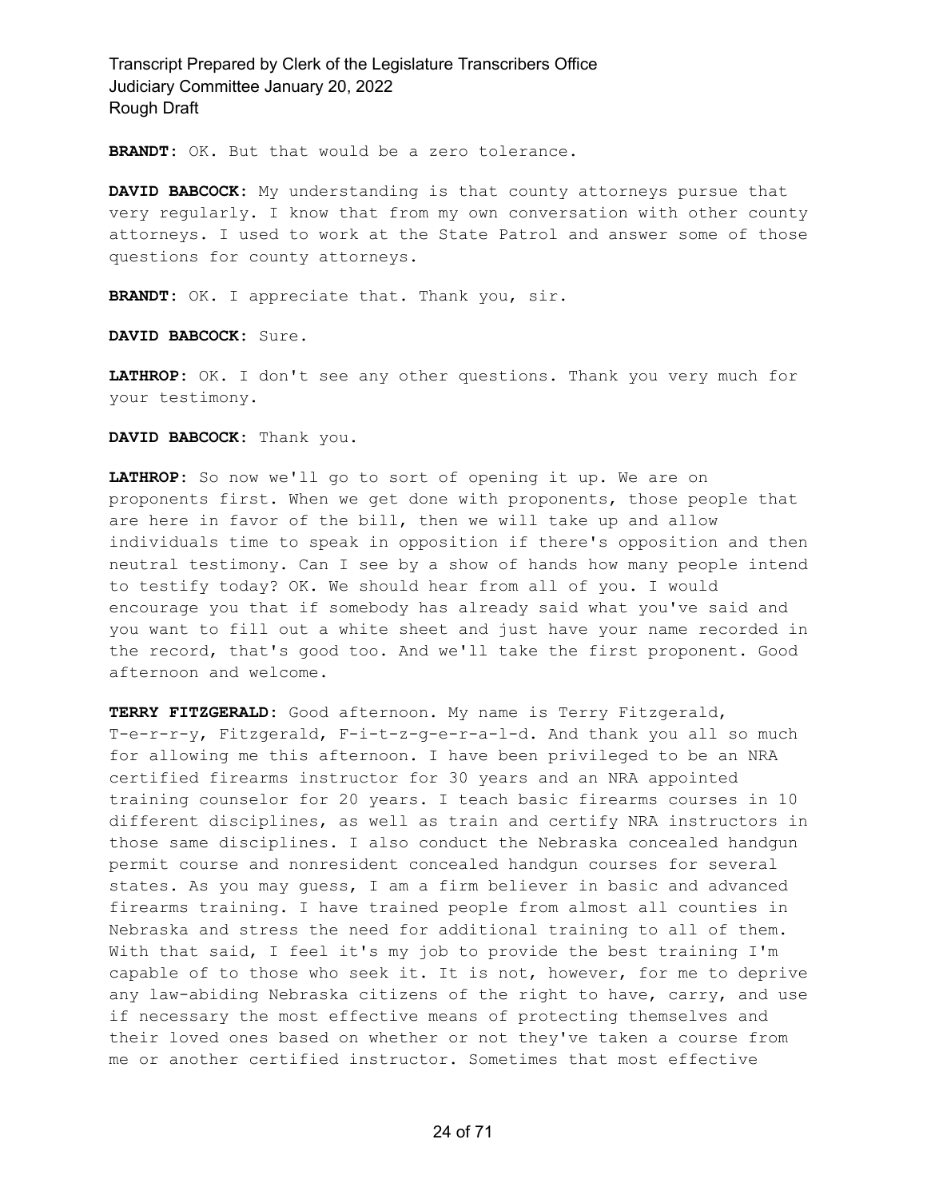**BRANDT:** OK. But that would be a zero tolerance.

**DAVID BABCOCK:** My understanding is that county attorneys pursue that very regularly. I know that from my own conversation with other county attorneys. I used to work at the State Patrol and answer some of those questions for county attorneys.

**BRANDT:** OK. I appreciate that. Thank you, sir.

**DAVID BABCOCK:** Sure.

**LATHROP:** OK. I don't see any other questions. Thank you very much for your testimony.

**DAVID BABCOCK:** Thank you.

**LATHROP:** So now we'll go to sort of opening it up. We are on proponents first. When we get done with proponents, those people that are here in favor of the bill, then we will take up and allow individuals time to speak in opposition if there's opposition and then neutral testimony. Can I see by a show of hands how many people intend to testify today? OK. We should hear from all of you. I would encourage you that if somebody has already said what you've said and you want to fill out a white sheet and just have your name recorded in the record, that's good too. And we'll take the first proponent. Good afternoon and welcome.

**TERRY FITZGERALD:** Good afternoon. My name is Terry Fitzgerald, T-e-r-r-y, Fitzgerald, F-i-t-z-g-e-r-a-l-d. And thank you all so much for allowing me this afternoon. I have been privileged to be an NRA certified firearms instructor for 30 years and an NRA appointed training counselor for 20 years. I teach basic firearms courses in 10 different disciplines, as well as train and certify NRA instructors in those same disciplines. I also conduct the Nebraska concealed handgun permit course and nonresident concealed handgun courses for several states. As you may guess, I am a firm believer in basic and advanced firearms training. I have trained people from almost all counties in Nebraska and stress the need for additional training to all of them. With that said, I feel it's my job to provide the best training I'm capable of to those who seek it. It is not, however, for me to deprive any law-abiding Nebraska citizens of the right to have, carry, and use if necessary the most effective means of protecting themselves and their loved ones based on whether or not they've taken a course from me or another certified instructor. Sometimes that most effective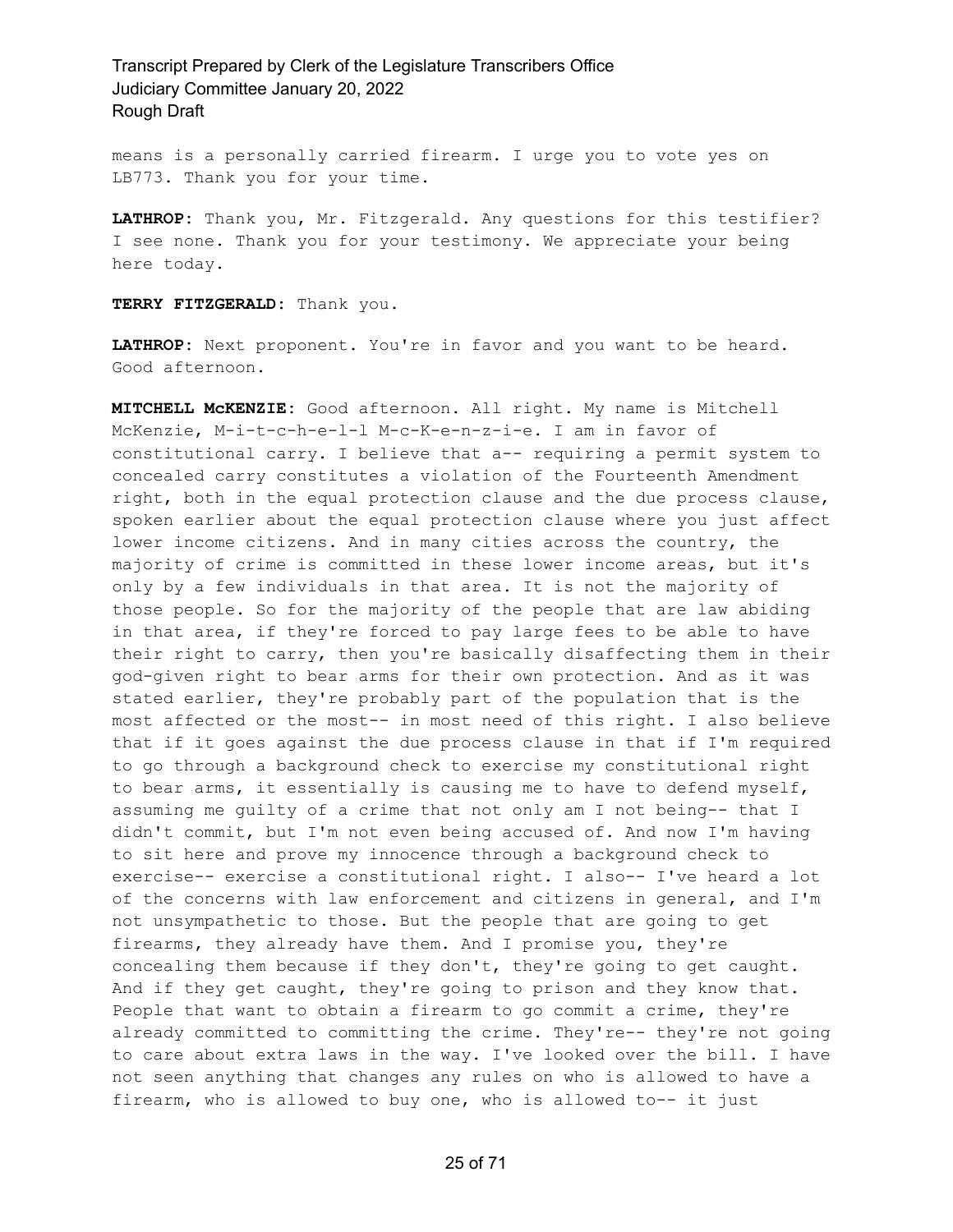means is a personally carried firearm. I urge you to vote yes on LB773. Thank you for your time.

**LATHROP:** Thank you, Mr. Fitzgerald. Any questions for this testifier? I see none. Thank you for your testimony. We appreciate your being here today.

**TERRY FITZGERALD:** Thank you.

**LATHROP:** Next proponent. You're in favor and you want to be heard. Good afternoon.

**MITCHELL McKENZIE:** Good afternoon. All right. My name is Mitchell McKenzie, M-i-t-c-h-e-l-l M-c-K-e-n-z-i-e. I am in favor of constitutional carry. I believe that a-- requiring a permit system to concealed carry constitutes a violation of the Fourteenth Amendment right, both in the equal protection clause and the due process clause, spoken earlier about the equal protection clause where you just affect lower income citizens. And in many cities across the country, the majority of crime is committed in these lower income areas, but it's only by a few individuals in that area. It is not the majority of those people. So for the majority of the people that are law abiding in that area, if they're forced to pay large fees to be able to have their right to carry, then you're basically disaffecting them in their god-given right to bear arms for their own protection. And as it was stated earlier, they're probably part of the population that is the most affected or the most-- in most need of this right. I also believe that if it goes against the due process clause in that if I'm required to go through a background check to exercise my constitutional right to bear arms, it essentially is causing me to have to defend myself, assuming me guilty of a crime that not only am I not being-- that I didn't commit, but I'm not even being accused of. And now I'm having to sit here and prove my innocence through a background check to exercise-- exercise a constitutional right. I also-- I've heard a lot of the concerns with law enforcement and citizens in general, and I'm not unsympathetic to those. But the people that are going to get firearms, they already have them. And I promise you, they're concealing them because if they don't, they're going to get caught. And if they get caught, they're going to prison and they know that. People that want to obtain a firearm to go commit a crime, they're already committed to committing the crime. They're-- they're not going to care about extra laws in the way. I've looked over the bill. I have not seen anything that changes any rules on who is allowed to have a firearm, who is allowed to buy one, who is allowed to-- it just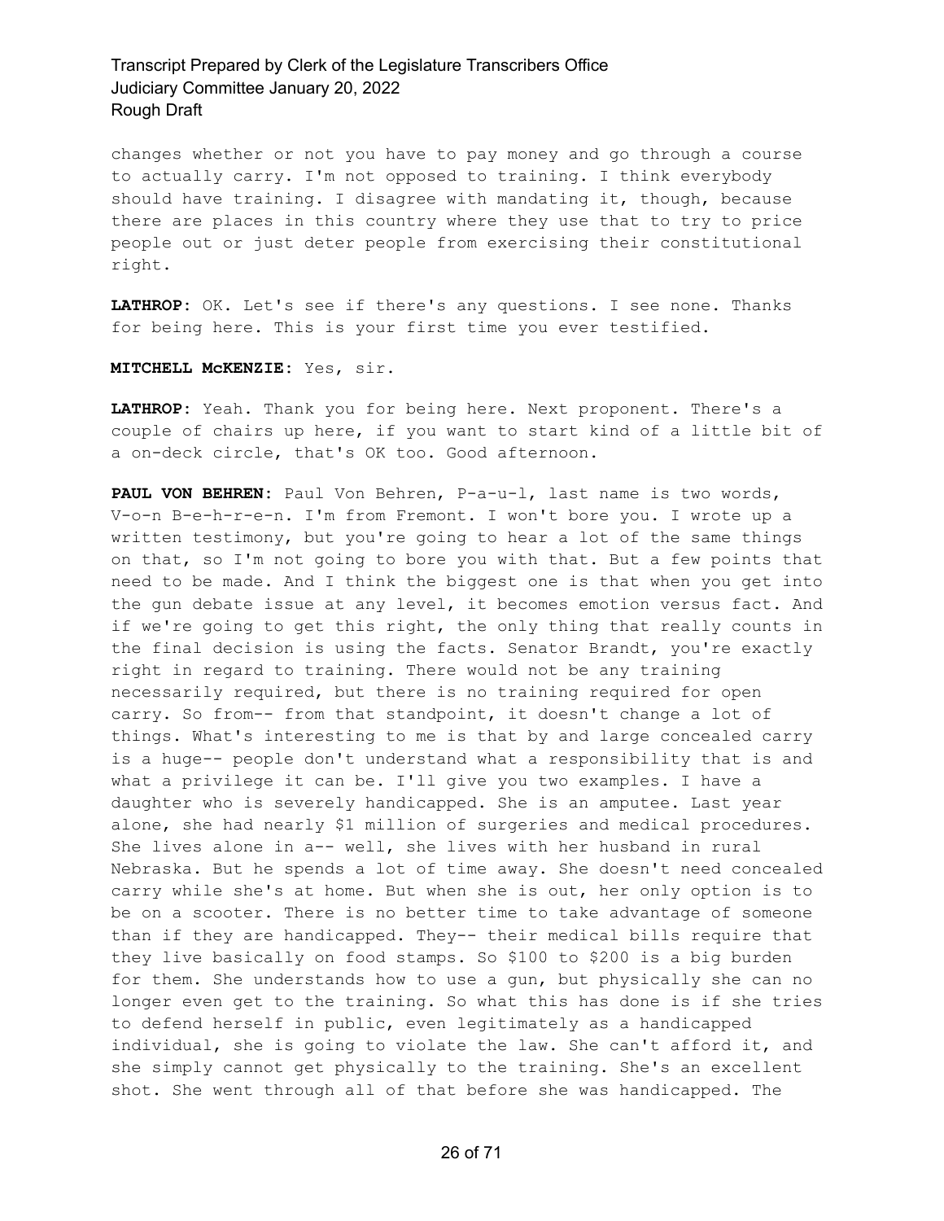changes whether or not you have to pay money and go through a course to actually carry. I'm not opposed to training. I think everybody should have training. I disagree with mandating it, though, because there are places in this country where they use that to try to price people out or just deter people from exercising their constitutional right.

**LATHROP:** OK. Let's see if there's any questions. I see none. Thanks for being here. This is your first time you ever testified.

**MITCHELL McKENZIE:** Yes, sir.

**LATHROP:** Yeah. Thank you for being here. Next proponent. There's a couple of chairs up here, if you want to start kind of a little bit of a on-deck circle, that's OK too. Good afternoon.

**PAUL VON BEHREN:** Paul Von Behren, P-a-u-l, last name is two words, V-o-n B-e-h-r-e-n. I'm from Fremont. I won't bore you. I wrote up a written testimony, but you're going to hear a lot of the same things on that, so I'm not going to bore you with that. But a few points that need to be made. And I think the biggest one is that when you get into the gun debate issue at any level, it becomes emotion versus fact. And if we're going to get this right, the only thing that really counts in the final decision is using the facts. Senator Brandt, you're exactly right in regard to training. There would not be any training necessarily required, but there is no training required for open carry. So from-- from that standpoint, it doesn't change a lot of things. What's interesting to me is that by and large concealed carry is a huge-- people don't understand what a responsibility that is and what a privilege it can be. I'll give you two examples. I have a daughter who is severely handicapped. She is an amputee. Last year alone, she had nearly $1 million of surgeries and medical procedures. She lives alone in a-- well, she lives with her husband in rural Nebraska. But he spends a lot of time away. She doesn't need concealed carry while she's at home. But when she is out, her only option is to be on a scooter. There is no better time to take advantage of someone than if they are handicapped. They-- their medical bills require that they live basically on food stamps. So $100 to $200 is a big burden for them. She understands how to use a gun, but physically she can no longer even get to the training. So what this has done is if she tries to defend herself in public, even legitimately as a handicapped individual, she is going to violate the law. She can't afford it, and she simply cannot get physically to the training. She's an excellent shot. She went through all of that before she was handicapped. The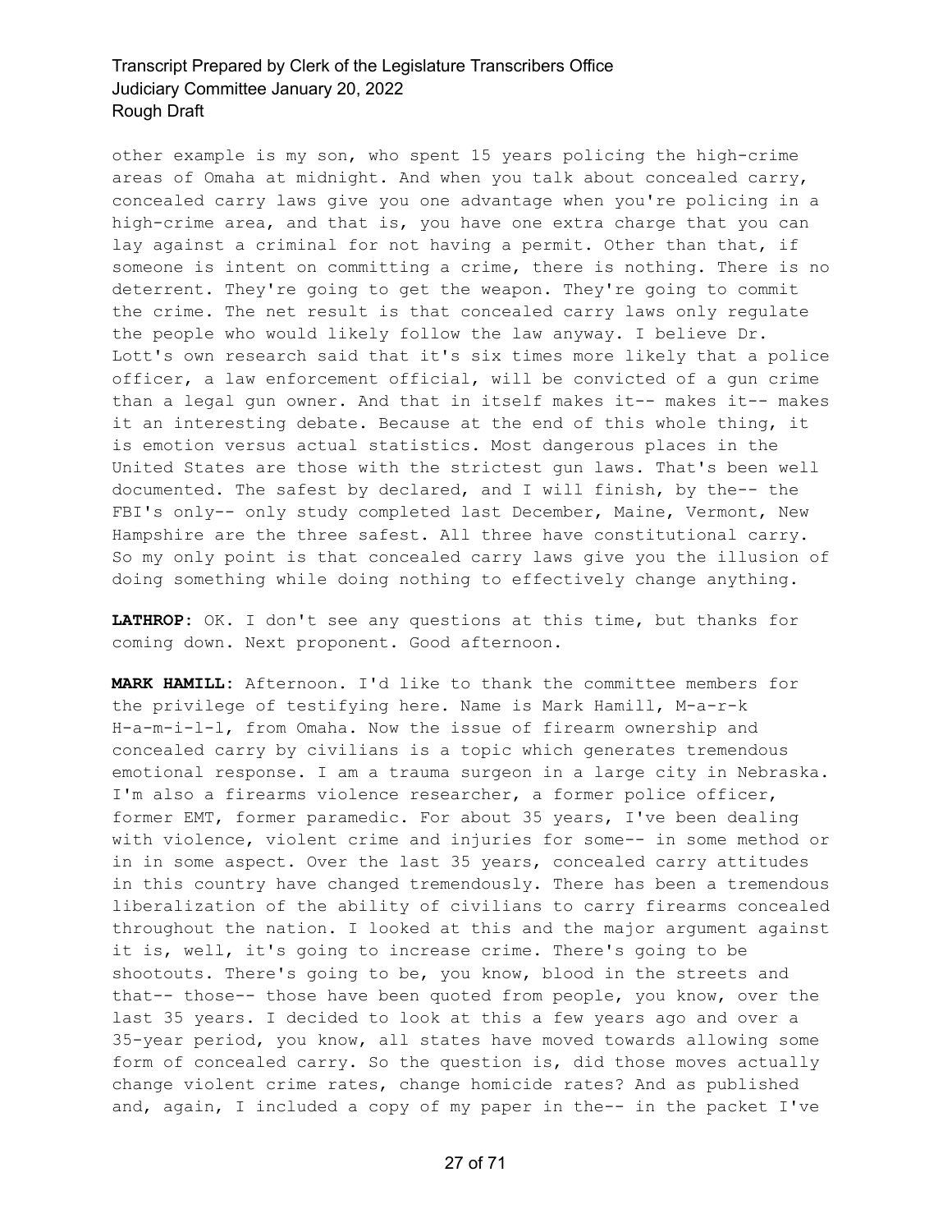other example is my son, who spent 15 years policing the high-crime areas of Omaha at midnight. And when you talk about concealed carry, concealed carry laws give you one advantage when you're policing in a high-crime area, and that is, you have one extra charge that you can lay against a criminal for not having a permit. Other than that, if someone is intent on committing a crime, there is nothing. There is no deterrent. They're going to get the weapon. They're going to commit the crime. The net result is that concealed carry laws only regulate the people who would likely follow the law anyway. I believe Dr. Lott's own research said that it's six times more likely that a police officer, a law enforcement official, will be convicted of a gun crime than a legal gun owner. And that in itself makes it-- makes it-- makes it an interesting debate. Because at the end of this whole thing, it is emotion versus actual statistics. Most dangerous places in the United States are those with the strictest gun laws. That's been well documented. The safest by declared, and I will finish, by the-- the FBI's only-- only study completed last December, Maine, Vermont, New Hampshire are the three safest. All three have constitutional carry. So my only point is that concealed carry laws give you the illusion of doing something while doing nothing to effectively change anything.

**LATHROP:** OK. I don't see any questions at this time, but thanks for coming down. Next proponent. Good afternoon.

**MARK HAMILL:** Afternoon. I'd like to thank the committee members for the privilege of testifying here. Name is Mark Hamill, M-a-r-k H-a-m-i-l-l, from Omaha. Now the issue of firearm ownership and concealed carry by civilians is a topic which generates tremendous emotional response. I am a trauma surgeon in a large city in Nebraska. I'm also a firearms violence researcher, a former police officer, former EMT, former paramedic. For about 35 years, I've been dealing with violence, violent crime and injuries for some-- in some method or in in some aspect. Over the last 35 years, concealed carry attitudes in this country have changed tremendously. There has been a tremendous liberalization of the ability of civilians to carry firearms concealed throughout the nation. I looked at this and the major argument against it is, well, it's going to increase crime. There's going to be shootouts. There's going to be, you know, blood in the streets and that-- those-- those have been quoted from people, you know, over the last 35 years. I decided to look at this a few years ago and over a 35-year period, you know, all states have moved towards allowing some form of concealed carry. So the question is, did those moves actually change violent crime rates, change homicide rates? And as published and, again, I included a copy of my paper in the-- in the packet I've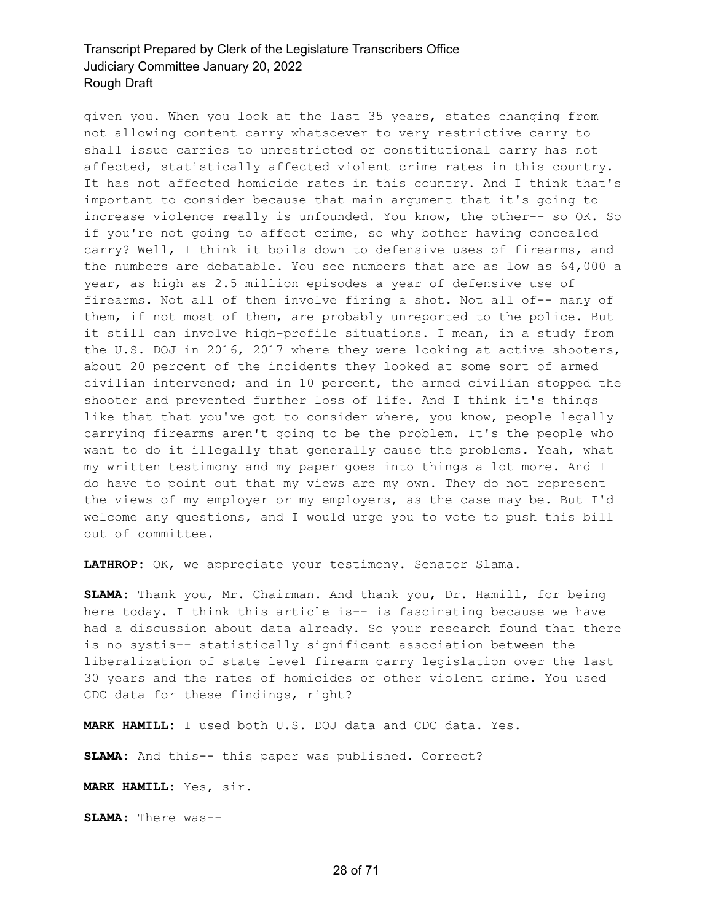given you. When you look at the last 35 years, states changing from not allowing content carry whatsoever to very restrictive carry to shall issue carries to unrestricted or constitutional carry has not affected, statistically affected violent crime rates in this country. It has not affected homicide rates in this country. And I think that's important to consider because that main argument that it's going to increase violence really is unfounded. You know, the other-- so OK. So if you're not going to affect crime, so why bother having concealed carry? Well, I think it boils down to defensive uses of firearms, and the numbers are debatable. You see numbers that are as low as 64,000 a year, as high as 2.5 million episodes a year of defensive use of firearms. Not all of them involve firing a shot. Not all of-- many of them, if not most of them, are probably unreported to the police. But it still can involve high-profile situations. I mean, in a study from the U.S. DOJ in 2016, 2017 where they were looking at active shooters, about 20 percent of the incidents they looked at some sort of armed civilian intervened; and in 10 percent, the armed civilian stopped the shooter and prevented further loss of life. And I think it's things like that that you've got to consider where, you know, people legally carrying firearms aren't going to be the problem. It's the people who want to do it illegally that generally cause the problems. Yeah, what my written testimony and my paper goes into things a lot more. And I do have to point out that my views are my own. They do not represent the views of my employer or my employers, as the case may be. But I'd welcome any questions, and I would urge you to vote to push this bill out of committee.

**LATHROP:** OK, we appreciate your testimony. Senator Slama.

**SLAMA:** Thank you, Mr. Chairman. And thank you, Dr. Hamill, for being here today. I think this article is-- is fascinating because we have had a discussion about data already. So your research found that there is no systis-- statistically significant association between the liberalization of state level firearm carry legislation over the last 30 years and the rates of homicides or other violent crime. You used CDC data for these findings, right?

**MARK HAMILL:** I used both U.S. DOJ data and CDC data. Yes.

**SLAMA:** And this-- this paper was published. Correct?

**MARK HAMILL:** Yes, sir.

**SLAMA:** There was--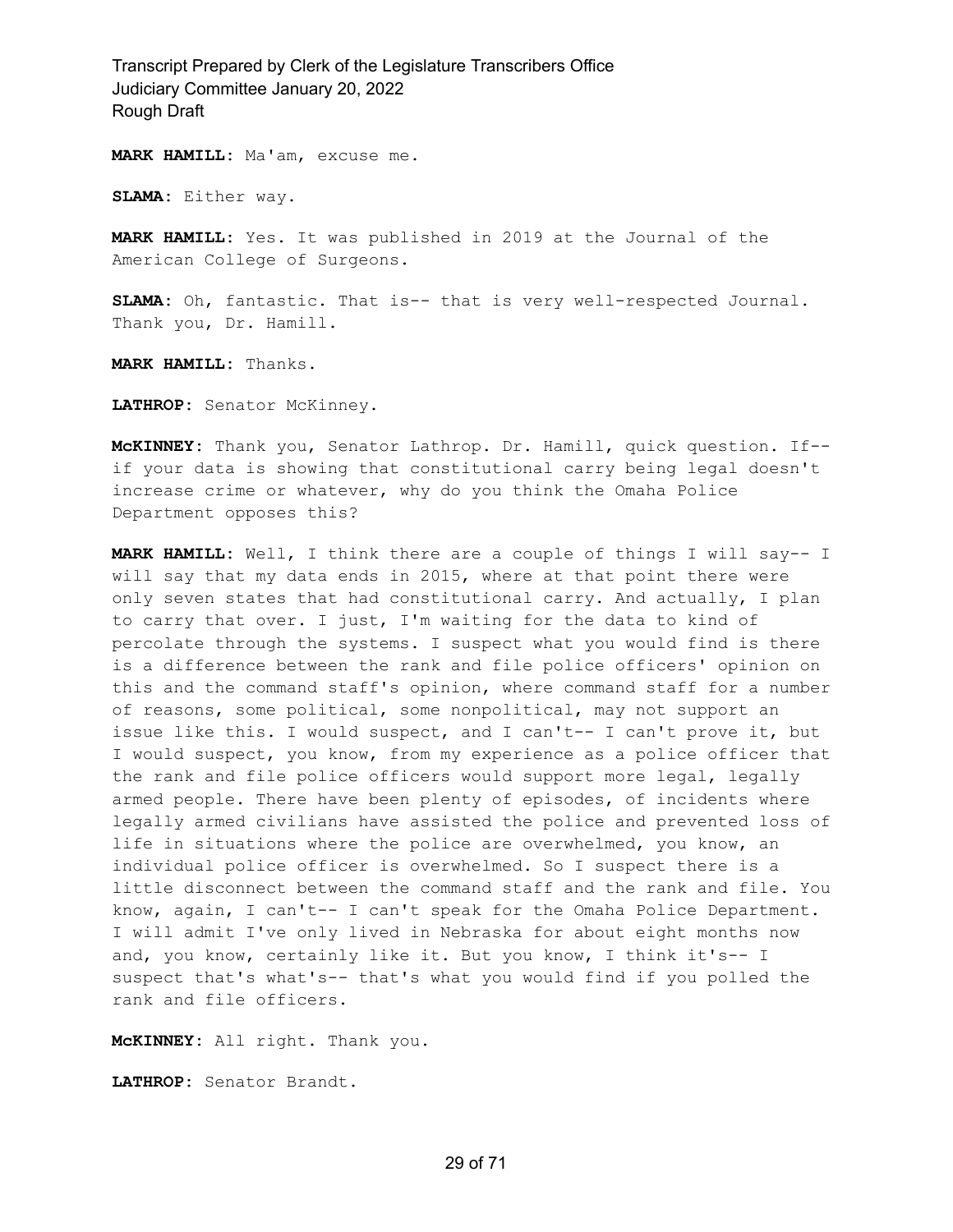**MARK HAMILL:** Ma'am, excuse me.

**SLAMA:** Either way.

**MARK HAMILL:** Yes. It was published in 2019 at the Journal of the American College of Surgeons.

**SLAMA:** Oh, fantastic. That is-- that is very well-respected Journal. Thank you, Dr. Hamill.

**MARK HAMILL:** Thanks.

**LATHROP:** Senator McKinney.

**McKINNEY:** Thank you, Senator Lathrop. Dr. Hamill, quick question. If-- if your data is showing that constitutional carry being legal doesn't increase crime or whatever, why do you think the Omaha Police Department opposes this?

**MARK HAMILL:** Well, I think there are a couple of things I will say-- I will say that my data ends in 2015, where at that point there were only seven states that had constitutional carry. And actually, I plan to carry that over. I just, I'm waiting for the data to kind of percolate through the systems. I suspect what you would find is there is a difference between the rank and file police officers' opinion on this and the command staff's opinion, where command staff for a number of reasons, some political, some nonpolitical, may not support an issue like this. I would suspect, and I can't-- I can't prove it, but I would suspect, you know, from my experience as a police officer that the rank and file police officers would support more legal, legally armed people. There have been plenty of episodes, of incidents where legally armed civilians have assisted the police and prevented loss of life in situations where the police are overwhelmed, you know, an individual police officer is overwhelmed. So I suspect there is a little disconnect between the command staff and the rank and file. You know, again, I can't-- I can't speak for the Omaha Police Department. I will admit I've only lived in Nebraska for about eight months now and, you know, certainly like it. But you know, I think it's-- I suspect that's what's-- that's what you would find if you polled the rank and file officers.

**McKINNEY:** All right. Thank you.

**LATHROP:** Senator Brandt.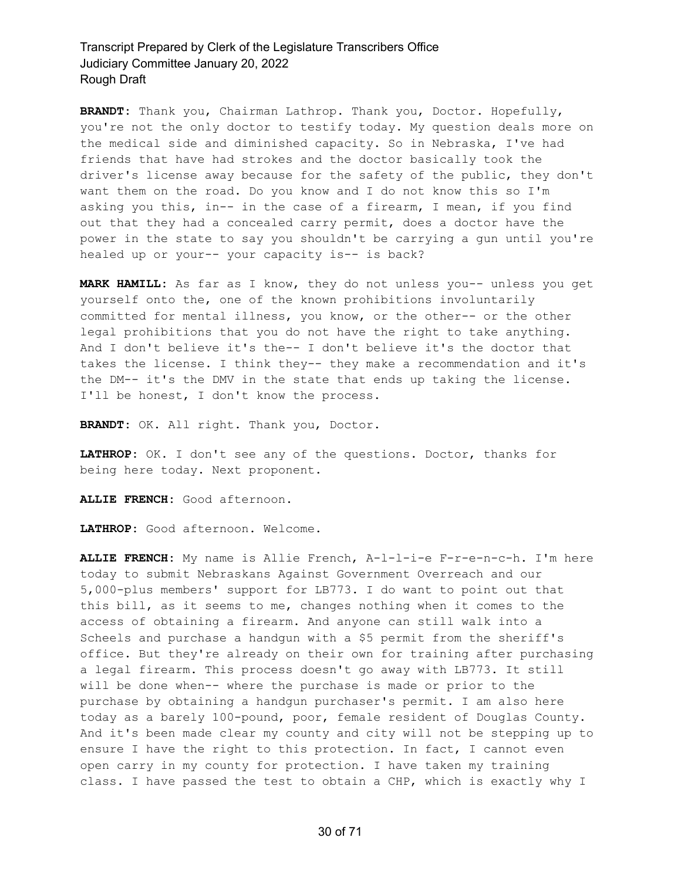**BRANDT:** Thank you, Chairman Lathrop. Thank you, Doctor. Hopefully, you're not the only doctor to testify today. My question deals more on the medical side and diminished capacity. So in Nebraska, I've had friends that have had strokes and the doctor basically took the driver's license away because for the safety of the public, they don't want them on the road. Do you know and I do not know this so I'm asking you this, in-- in the case of a firearm, I mean, if you find out that they had a concealed carry permit, does a doctor have the power in the state to say you shouldn't be carrying a gun until you're healed up or your-- your capacity is-- is back?

**MARK HAMILL:** As far as I know, they do not unless you-- unless you get yourself onto the, one of the known prohibitions involuntarily committed for mental illness, you know, or the other-- or the other legal prohibitions that you do not have the right to take anything. And I don't believe it's the-- I don't believe it's the doctor that takes the license. I think they-- they make a recommendation and it's the DM-- it's the DMV in the state that ends up taking the license. I'll be honest, I don't know the process.

**BRANDT:** OK. All right. Thank you, Doctor.

**LATHROP:** OK. I don't see any of the questions. Doctor, thanks for being here today. Next proponent.

**ALLIE FRENCH:** Good afternoon.

**LATHROP:** Good afternoon. Welcome.

**ALLIE FRENCH:** My name is Allie French, A-l-l-i-e F-r-e-n-c-h. I'm here today to submit Nebraskans Against Government Overreach and our 5,000-plus members' support for LB773. I do want to point out that this bill, as it seems to me, changes nothing when it comes to the access of obtaining a firearm. And anyone can still walk into a Scheels and purchase a handgun with a $5 permit from the sheriff's office. But they're already on their own for training after purchasing a legal firearm. This process doesn't go away with LB773. It still will be done when-- where the purchase is made or prior to the purchase by obtaining a handgun purchaser's permit. I am also here today as a barely 100-pound, poor, female resident of Douglas County. And it's been made clear my county and city will not be stepping up to ensure I have the right to this protection. In fact, I cannot even open carry in my county for protection. I have taken my training class. I have passed the test to obtain a CHP, which is exactly why I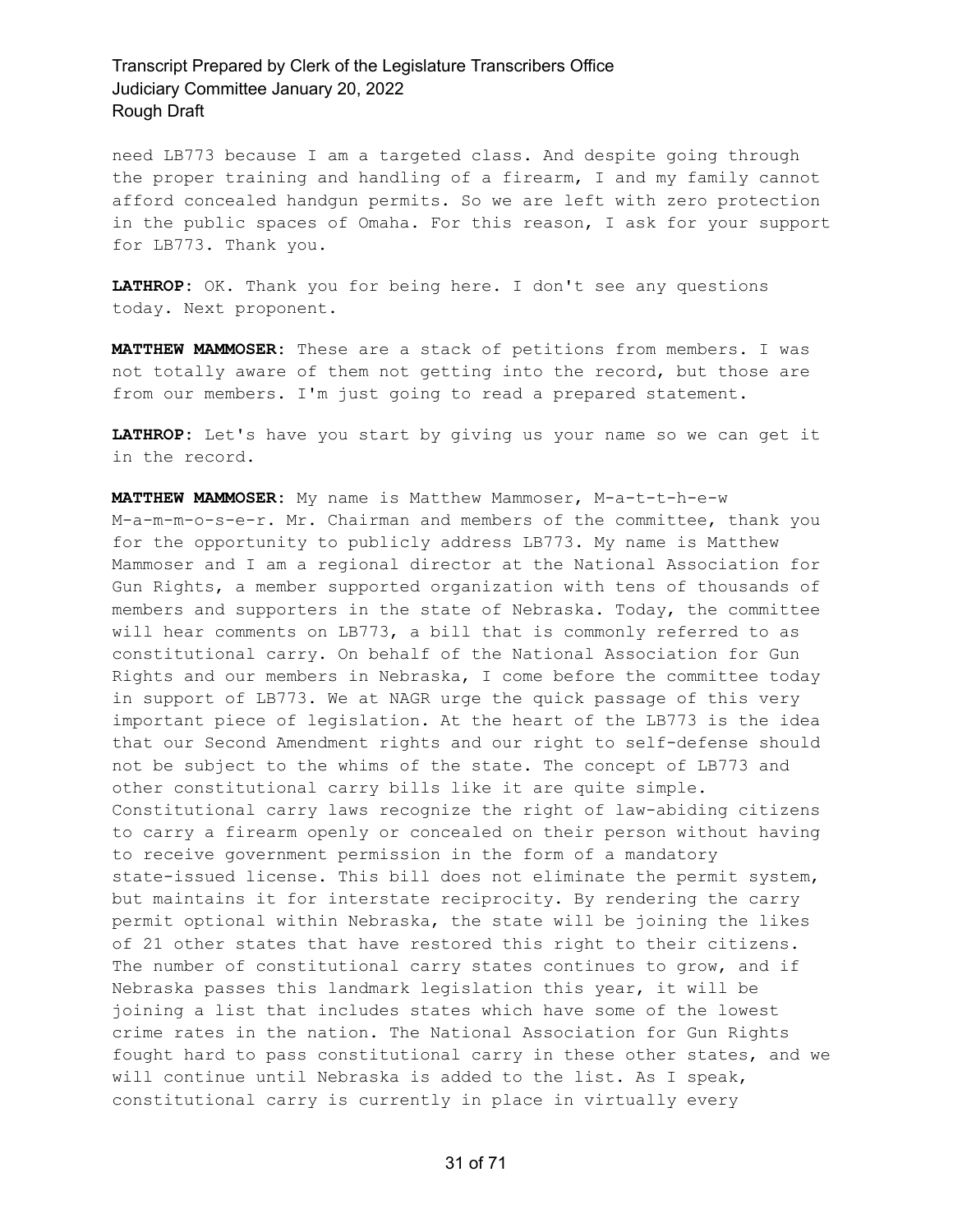need LB773 because I am a targeted class. And despite going through the proper training and handling of a firearm, I and my family cannot afford concealed handgun permits. So we are left with zero protection in the public spaces of Omaha. For this reason, I ask for your support for LB773. Thank you.

**LATHROP:** OK. Thank you for being here. I don't see any questions today. Next proponent.

**MATTHEW MAMMOSER:** These are a stack of petitions from members. I was not totally aware of them not getting into the record, but those are from our members. I'm just going to read a prepared statement.

**LATHROP:** Let's have you start by giving us your name so we can get it in the record.

**MATTHEW MAMMOSER:** My name is Matthew Mammoser, M-a-t-t-h-e-w M-a-m-m-o-s-e-r. Mr. Chairman and members of the committee, thank you for the opportunity to publicly address LB773. My name is Matthew Mammoser and I am a regional director at the National Association for Gun Rights, a member supported organization with tens of thousands of members and supporters in the state of Nebraska. Today, the committee will hear comments on LB773, a bill that is commonly referred to as constitutional carry. On behalf of the National Association for Gun Rights and our members in Nebraska, I come before the committee today in support of LB773. We at NAGR urge the quick passage of this very important piece of legislation. At the heart of the LB773 is the idea that our Second Amendment rights and our right to self-defense should not be subject to the whims of the state. The concept of LB773 and other constitutional carry bills like it are quite simple. Constitutional carry laws recognize the right of law-abiding citizens to carry a firearm openly or concealed on their person without having to receive government permission in the form of a mandatory state-issued license. This bill does not eliminate the permit system, but maintains it for interstate reciprocity. By rendering the carry permit optional within Nebraska, the state will be joining the likes of 21 other states that have restored this right to their citizens. The number of constitutional carry states continues to grow, and if Nebraska passes this landmark legislation this year, it will be joining a list that includes states which have some of the lowest crime rates in the nation. The National Association for Gun Rights fought hard to pass constitutional carry in these other states, and we will continue until Nebraska is added to the list. As I speak, constitutional carry is currently in place in virtually every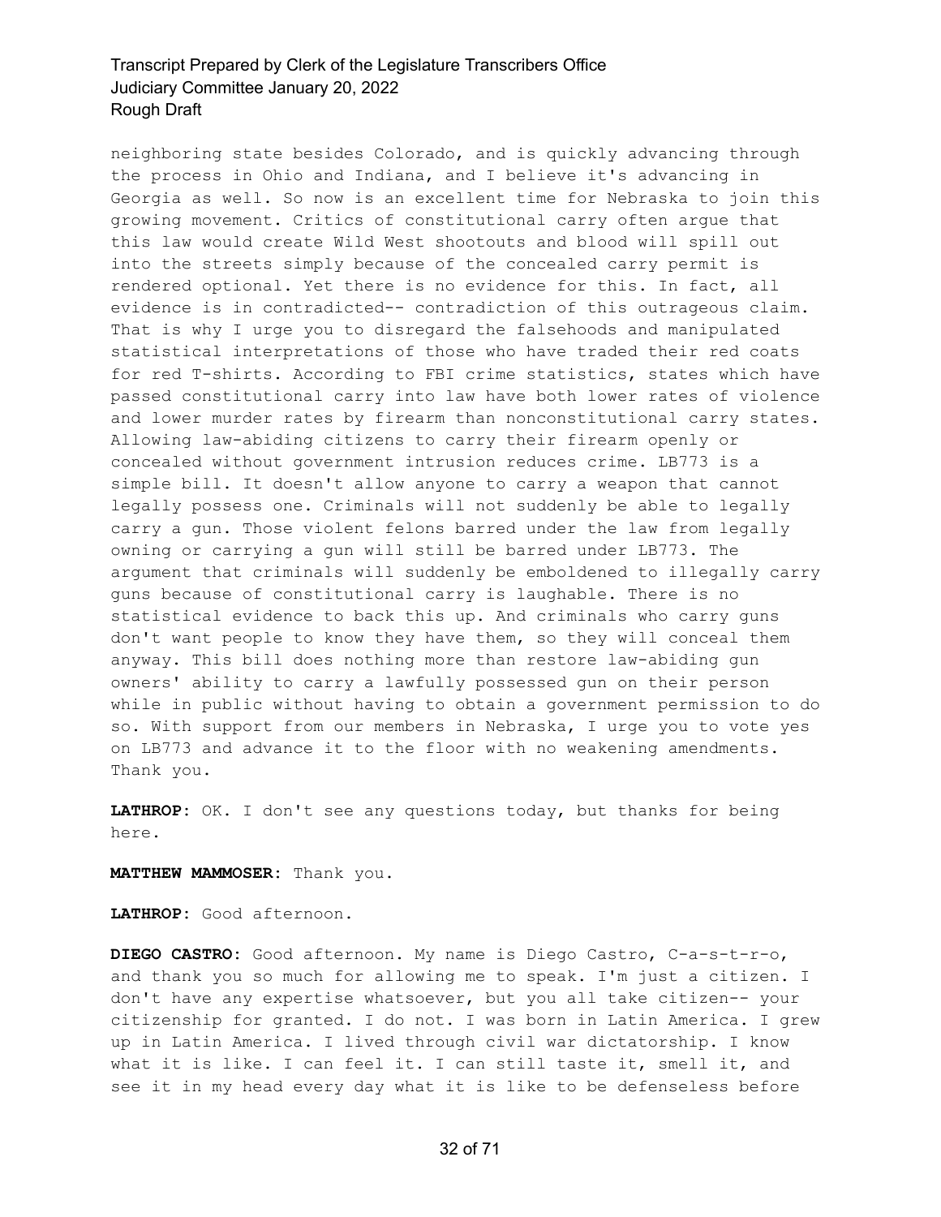neighboring state besides Colorado, and is quickly advancing through the process in Ohio and Indiana, and I believe it's advancing in Georgia as well. So now is an excellent time for Nebraska to join this growing movement. Critics of constitutional carry often argue that this law would create Wild West shootouts and blood will spill out into the streets simply because of the concealed carry permit is rendered optional. Yet there is no evidence for this. In fact, all evidence is in contradicted-- contradiction of this outrageous claim. That is why I urge you to disregard the falsehoods and manipulated statistical interpretations of those who have traded their red coats for red T-shirts. According to FBI crime statistics, states which have passed constitutional carry into law have both lower rates of violence and lower murder rates by firearm than nonconstitutional carry states. Allowing law-abiding citizens to carry their firearm openly or concealed without government intrusion reduces crime. LB773 is a simple bill. It doesn't allow anyone to carry a weapon that cannot legally possess one. Criminals will not suddenly be able to legally carry a gun. Those violent felons barred under the law from legally owning or carrying a gun will still be barred under LB773. The argument that criminals will suddenly be emboldened to illegally carry guns because of constitutional carry is laughable. There is no statistical evidence to back this up. And criminals who carry guns don't want people to know they have them, so they will conceal them anyway. This bill does nothing more than restore law-abiding gun owners' ability to carry a lawfully possessed gun on their person while in public without having to obtain a government permission to do so. With support from our members in Nebraska, I urge you to vote yes on LB773 and advance it to the floor with no weakening amendments. Thank you.

**LATHROP:** OK. I don't see any questions today, but thanks for being here.

**MATTHEW MAMMOSER:** Thank you.

**LATHROP:** Good afternoon.

**DIEGO CASTRO:** Good afternoon. My name is Diego Castro, C-a-s-t-r-o, and thank you so much for allowing me to speak. I'm just a citizen. I don't have any expertise whatsoever, but you all take citizen-- your citizenship for granted. I do not. I was born in Latin America. I grew up in Latin America. I lived through civil war dictatorship. I know what it is like. I can feel it. I can still taste it, smell it, and see it in my head every day what it is like to be defenseless before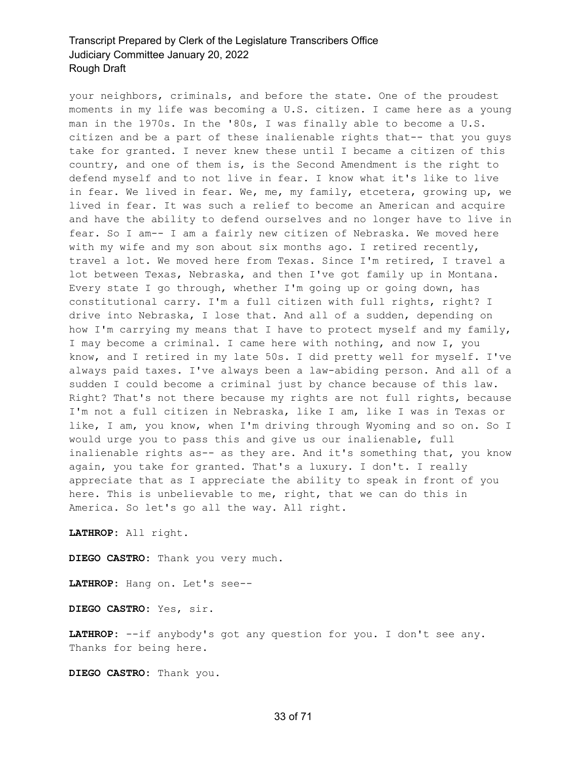your neighbors, criminals, and before the state. One of the proudest moments in my life was becoming a U.S. citizen. I came here as a young man in the 1970s. In the '80s, I was finally able to become a U.S. citizen and be a part of these inalienable rights that-- that you guys take for granted. I never knew these until I became a citizen of this country, and one of them is, is the Second Amendment is the right to defend myself and to not live in fear. I know what it's like to live in fear. We lived in fear. We, me, my family, etcetera, growing up, we lived in fear. It was such a relief to become an American and acquire and have the ability to defend ourselves and no longer have to live in fear. So I am-- I am a fairly new citizen of Nebraska. We moved here with my wife and my son about six months ago. I retired recently, travel a lot. We moved here from Texas. Since I'm retired, I travel a lot between Texas, Nebraska, and then I've got family up in Montana. Every state I go through, whether I'm going up or going down, has constitutional carry. I'm a full citizen with full rights, right? I drive into Nebraska, I lose that. And all of a sudden, depending on how I'm carrying my means that I have to protect myself and my family, I may become a criminal. I came here with nothing, and now I, you know, and I retired in my late 50s. I did pretty well for myself. I've always paid taxes. I've always been a law-abiding person. And all of a sudden I could become a criminal just by chance because of this law. Right? That's not there because my rights are not full rights, because I'm not a full citizen in Nebraska, like I am, like I was in Texas or like, I am, you know, when I'm driving through Wyoming and so on. So I would urge you to pass this and give us our inalienable, full inalienable rights as-- as they are. And it's something that, you know again, you take for granted. That's a luxury. I don't. I really appreciate that as I appreciate the ability to speak in front of you here. This is unbelievable to me, right, that we can do this in America. So let's go all the way. All right.

**LATHROP:** All right.

**DIEGO CASTRO:** Thank you very much.

**LATHROP:** Hang on. Let's see--

**DIEGO CASTRO:** Yes, sir.

**LATHROP:** --if anybody's got any question for you. I don't see any. Thanks for being here.

**DIEGO CASTRO:** Thank you.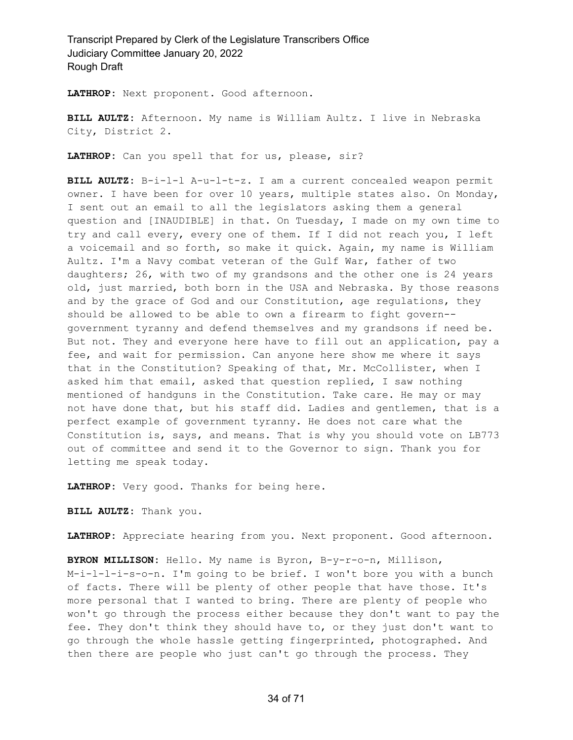**LATHROP:** Next proponent. Good afternoon.

**BILL AULTZ:** Afternoon. My name is William Aultz. I live in Nebraska City, District 2.

**LATHROP:** Can you spell that for us, please, sir?

**BILL AULTZ:** B-i-l-l A-u-l-t-z. I am a current concealed weapon permit owner. I have been for over 10 years, multiple states also. On Monday, I sent out an email to all the legislators asking them a general question and [INAUDIBLE] in that. On Tuesday, I made on my own time to try and call every, every one of them. If I did not reach you, I left a voicemail and so forth, so make it quick. Again, my name is William Aultz. I'm a Navy combat veteran of the Gulf War, father of two daughters; 26, with two of my grandsons and the other one is 24 years old, just married, both born in the USA and Nebraska. By those reasons and by the grace of God and our Constitution, age regulations, they should be allowed to be able to own a firearm to fight govern-- government tyranny and defend themselves and my grandsons if need be. But not. They and everyone here have to fill out an application, pay a fee, and wait for permission. Can anyone here show me where it says that in the Constitution? Speaking of that, Mr. McCollister, when I asked him that email, asked that question replied, I saw nothing mentioned of handguns in the Constitution. Take care. He may or may not have done that, but his staff did. Ladies and gentlemen, that is a perfect example of government tyranny. He does not care what the Constitution is, says, and means. That is why you should vote on LB773 out of committee and send it to the Governor to sign. Thank you for letting me speak today.

**LATHROP:** Very good. Thanks for being here.

**BILL AULTZ:** Thank you.

**LATHROP:** Appreciate hearing from you. Next proponent. Good afternoon.

**BYRON MILLISON:** Hello. My name is Byron, B-y-r-o-n, Millison, M-i-l-l-i-s-o-n. I'm going to be brief. I won't bore you with a bunch of facts. There will be plenty of other people that have those. It's more personal that I wanted to bring. There are plenty of people who won't go through the process either because they don't want to pay the fee. They don't think they should have to, or they just don't want to go through the whole hassle getting fingerprinted, photographed. And then there are people who just can't go through the process. They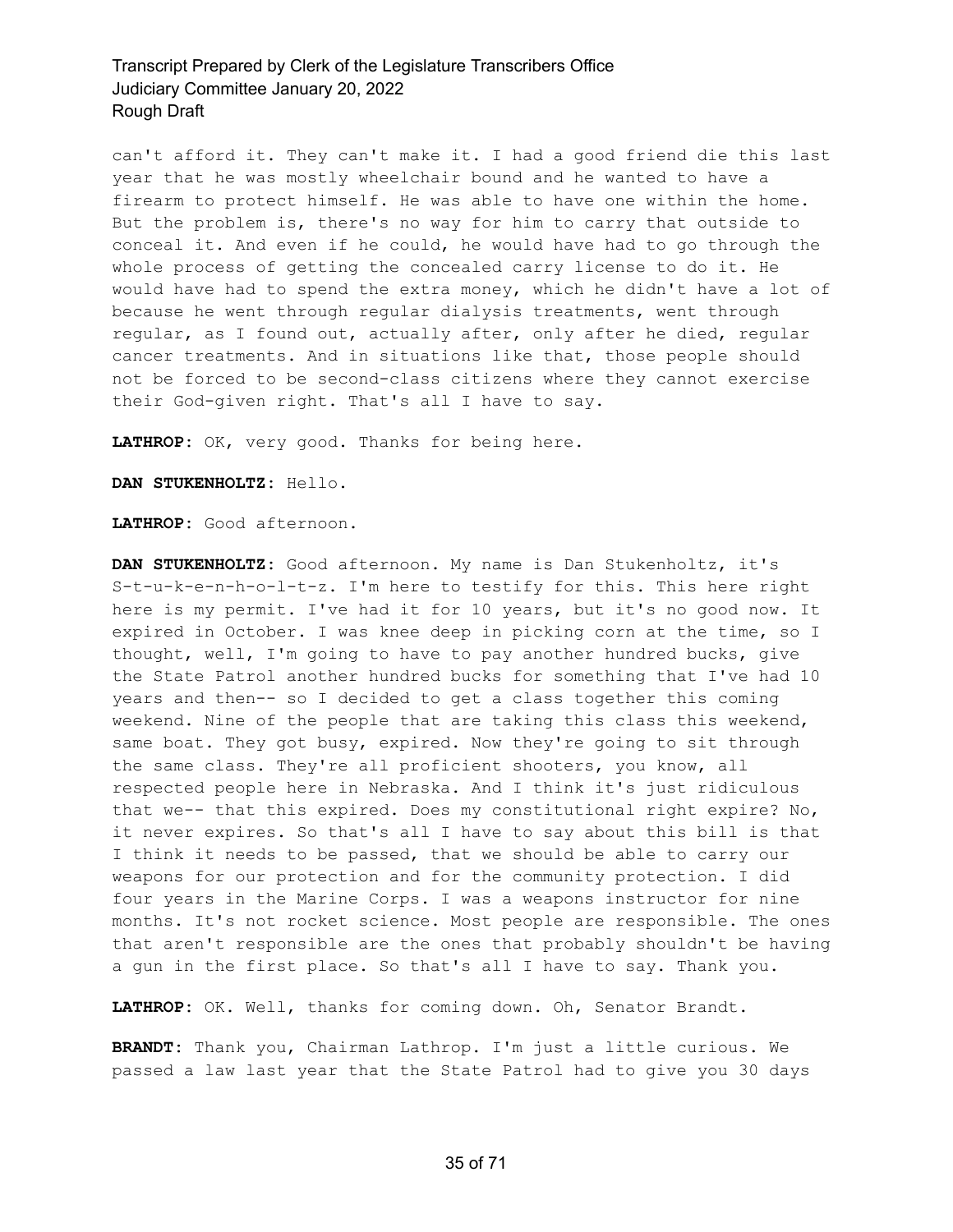can't afford it. They can't make it. I had a good friend die this last year that he was mostly wheelchair bound and he wanted to have a firearm to protect himself. He was able to have one within the home. But the problem is, there's no way for him to carry that outside to conceal it. And even if he could, he would have had to go through the whole process of getting the concealed carry license to do it. He would have had to spend the extra money, which he didn't have a lot of because he went through regular dialysis treatments, went through regular, as I found out, actually after, only after he died, regular cancer treatments. And in situations like that, those people should not be forced to be second-class citizens where they cannot exercise their God-given right. That's all I have to say.

**LATHROP:** OK, very good. Thanks for being here.

**DAN STUKENHOLTZ:** Hello.

**LATHROP:** Good afternoon.

**DAN STUKENHOLTZ:** Good afternoon. My name is Dan Stukenholtz, it's S-t-u-k-e-n-h-o-l-t-z. I'm here to testify for this. This here right here is my permit. I've had it for 10 years, but it's no good now. It expired in October. I was knee deep in picking corn at the time, so I thought, well, I'm going to have to pay another hundred bucks, give the State Patrol another hundred bucks for something that I've had 10 years and then-- so I decided to get a class together this coming weekend. Nine of the people that are taking this class this weekend, same boat. They got busy, expired. Now they're going to sit through the same class. They're all proficient shooters, you know, all respected people here in Nebraska. And I think it's just ridiculous that we-- that this expired. Does my constitutional right expire? No, it never expires. So that's all I have to say about this bill is that I think it needs to be passed, that we should be able to carry our weapons for our protection and for the community protection. I did four years in the Marine Corps. I was a weapons instructor for nine months. It's not rocket science. Most people are responsible. The ones that aren't responsible are the ones that probably shouldn't be having a gun in the first place. So that's all I have to say. Thank you.

**LATHROP:** OK. Well, thanks for coming down. Oh, Senator Brandt.

**BRANDT:** Thank you, Chairman Lathrop. I'm just a little curious. We passed a law last year that the State Patrol had to give you 30 days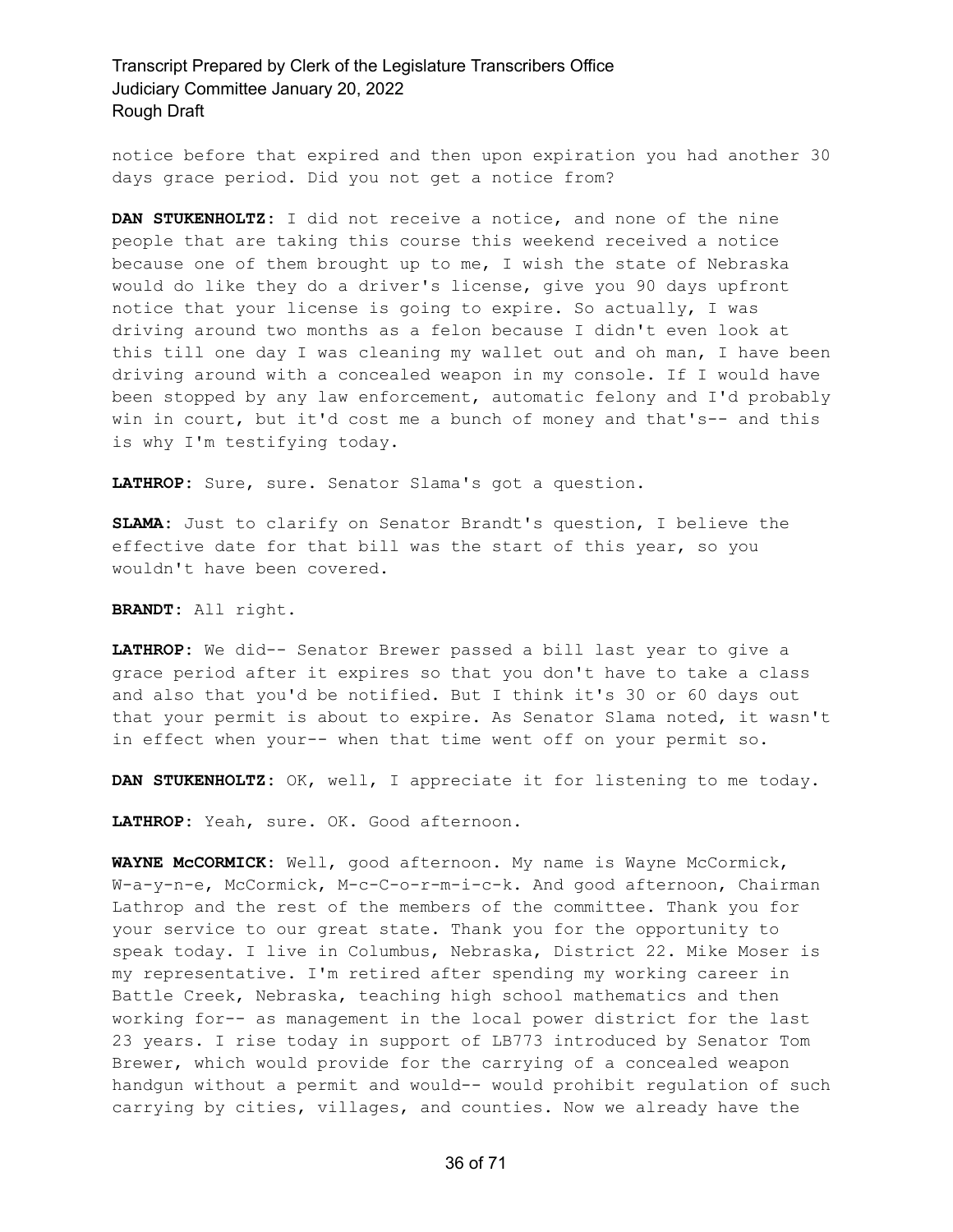notice before that expired and then upon expiration you had another 30 days grace period. Did you not get a notice from?

**DAN STUKENHOLTZ:** I did not receive a notice, and none of the nine people that are taking this course this weekend received a notice because one of them brought up to me, I wish the state of Nebraska would do like they do a driver's license, give you 90 days upfront notice that your license is going to expire. So actually, I was driving around two months as a felon because I didn't even look at this till one day I was cleaning my wallet out and oh man, I have been driving around with a concealed weapon in my console. If I would have been stopped by any law enforcement, automatic felony and I'd probably win in court, but it'd cost me a bunch of money and that's-- and this is why I'm testifying today.

**LATHROP:** Sure, sure. Senator Slama's got a question.

**SLAMA:** Just to clarify on Senator Brandt's question, I believe the effective date for that bill was the start of this year, so you wouldn't have been covered.

**BRANDT:** All right.

**LATHROP:** We did-- Senator Brewer passed a bill last year to give a grace period after it expires so that you don't have to take a class and also that you'd be notified. But I think it's 30 or 60 days out that your permit is about to expire. As Senator Slama noted, it wasn't in effect when your-- when that time went off on your permit so.

**DAN STUKENHOLTZ:** OK, well, I appreciate it for listening to me today.

**LATHROP:** Yeah, sure. OK. Good afternoon.

**WAYNE McCORMICK:** Well, good afternoon. My name is Wayne McCormick, W-a-y-n-e, McCormick, M-c-C-o-r-m-i-c-k. And good afternoon, Chairman Lathrop and the rest of the members of the committee. Thank you for your service to our great state. Thank you for the opportunity to speak today. I live in Columbus, Nebraska, District 22. Mike Moser is my representative. I'm retired after spending my working career in Battle Creek, Nebraska, teaching high school mathematics and then working for-- as management in the local power district for the last 23 years. I rise today in support of LB773 introduced by Senator Tom Brewer, which would provide for the carrying of a concealed weapon handgun without a permit and would-- would prohibit regulation of such carrying by cities, villages, and counties. Now we already have the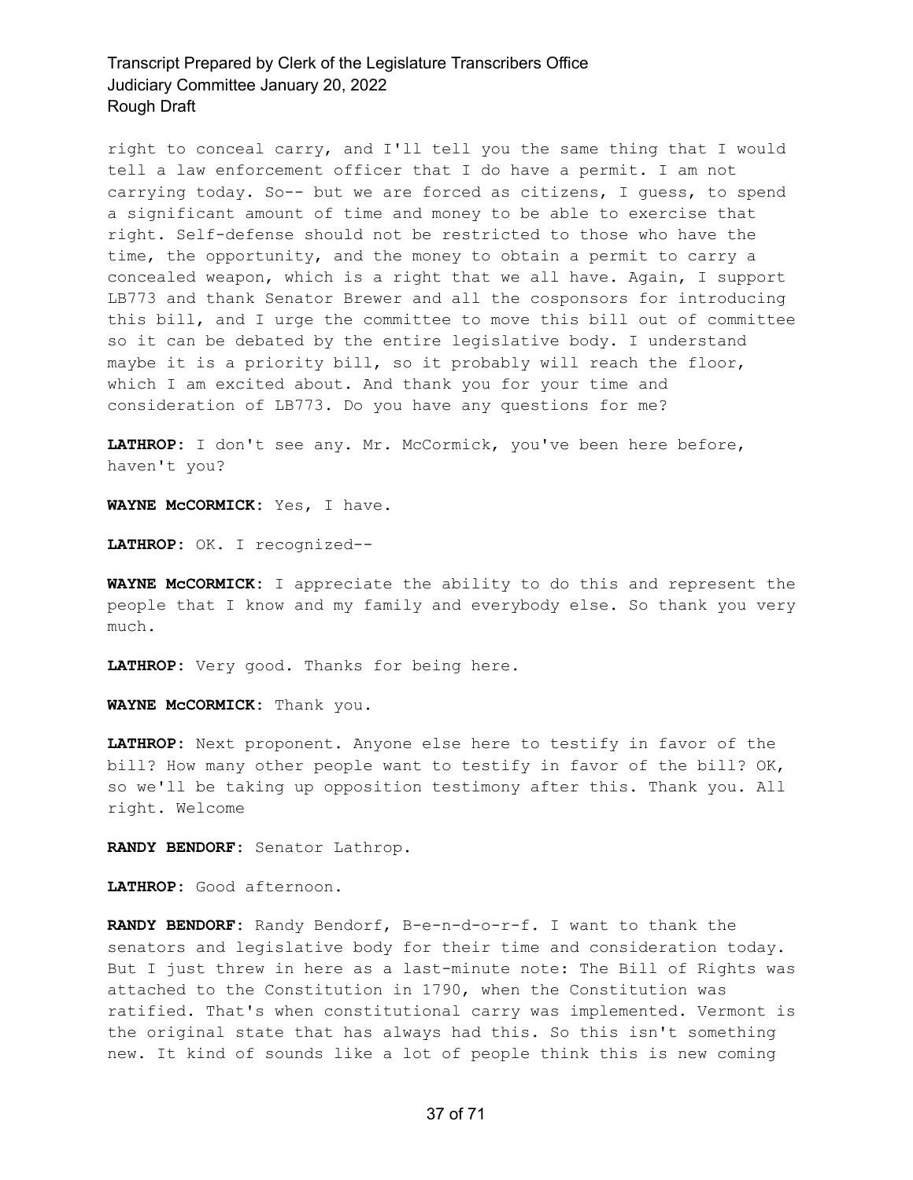right to conceal carry, and I'll tell you the same thing that I would tell a law enforcement officer that I do have a permit. I am not carrying today. So-- but we are forced as citizens, I guess, to spend a significant amount of time and money to be able to exercise that right. Self-defense should not be restricted to those who have the time, the opportunity, and the money to obtain a permit to carry a concealed weapon, which is a right that we all have. Again, I support LB773 and thank Senator Brewer and all the cosponsors for introducing this bill, and I urge the committee to move this bill out of committee so it can be debated by the entire legislative body. I understand maybe it is a priority bill, so it probably will reach the floor, which I am excited about. And thank you for your time and consideration of LB773. Do you have any questions for me?

**LATHROP:** I don't see any. Mr. McCormick, you've been here before, haven't you?

**WAYNE McCORMICK:** Yes, I have.

**LATHROP:** OK. I recognized--

**WAYNE McCORMICK:** I appreciate the ability to do this and represent the people that I know and my family and everybody else. So thank you very much.

**LATHROP:** Very good. Thanks for being here.

**WAYNE McCORMICK:** Thank you.

**LATHROP:** Next proponent. Anyone else here to testify in favor of the bill? How many other people want to testify in favor of the bill? OK, so we'll be taking up opposition testimony after this. Thank you. All right. Welcome

**RANDY BENDORF:** Senator Lathrop.

**LATHROP:** Good afternoon.

**RANDY BENDORF:** Randy Bendorf, B-e-n-d-o-r-f. I want to thank the senators and legislative body for their time and consideration today. But I just threw in here as a last-minute note: The Bill of Rights was attached to the Constitution in 1790, when the Constitution was ratified. That's when constitutional carry was implemented. Vermont is the original state that has always had this. So this isn't something new. It kind of sounds like a lot of people think this is new coming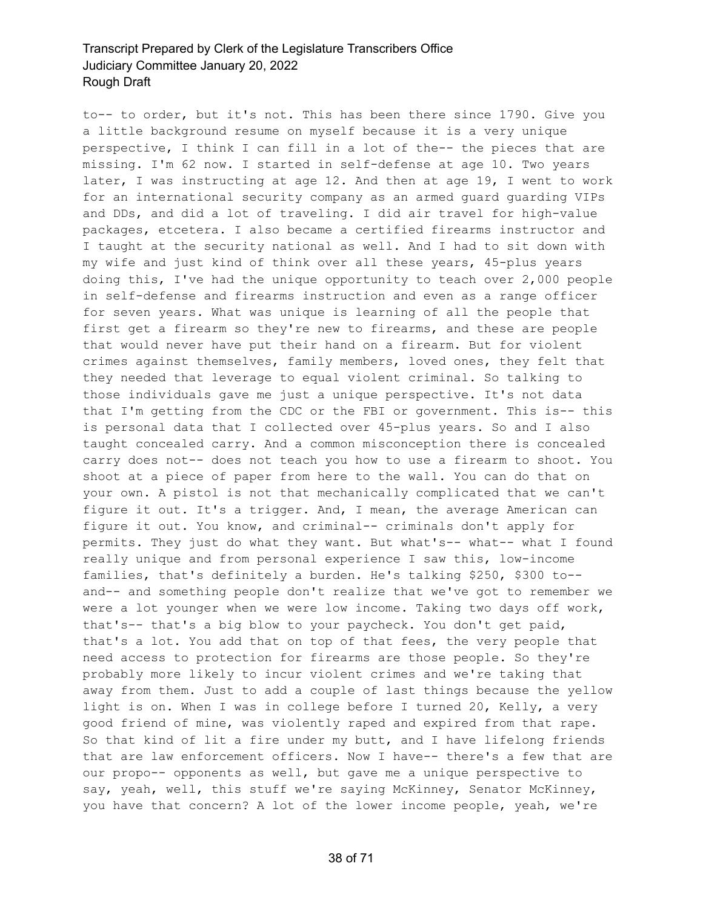to-- to order, but it's not. This has been there since 1790. Give you a little background resume on myself because it is a very unique perspective, I think I can fill in a lot of the-- the pieces that are missing. I'm 62 now. I started in self-defense at age 10. Two years later, I was instructing at age 12. And then at age 19, I went to work for an international security company as an armed guard guarding VIPs and DDs, and did a lot of traveling. I did air travel for high-value packages, etcetera. I also became a certified firearms instructor and I taught at the security national as well. And I had to sit down with my wife and just kind of think over all these years, 45-plus years doing this, I've had the unique opportunity to teach over 2,000 people in self-defense and firearms instruction and even as a range officer for seven years. What was unique is learning of all the people that first get a firearm so they're new to firearms, and these are people that would never have put their hand on a firearm. But for violent crimes against themselves, family members, loved ones, they felt that they needed that leverage to equal violent criminal. So talking to those individuals gave me just a unique perspective. It's not data that I'm getting from the CDC or the FBI or government. This is-- this is personal data that I collected over 45-plus years. So and I also taught concealed carry. And a common misconception there is concealed carry does not-- does not teach you how to use a firearm to shoot. You shoot at a piece of paper from here to the wall. You can do that on your own. A pistol is not that mechanically complicated that we can't figure it out. It's a trigger. And, I mean, the average American can figure it out. You know, and criminal-- criminals don't apply for permits. They just do what they want. But what's-- what-- what I found really unique and from personal experience I saw this, low-income families, that's definitely a burden. He's talking $250, $300 to-- and-- and something people don't realize that we've got to remember we were a lot younger when we were low income. Taking two days off work, that's-- that's a big blow to your paycheck. You don't get paid, that's a lot. You add that on top of that fees, the very people that need access to protection for firearms are those people. So they're probably more likely to incur violent crimes and we're taking that away from them. Just to add a couple of last things because the yellow light is on. When I was in college before I turned 20, Kelly, a very good friend of mine, was violently raped and expired from that rape. So that kind of lit a fire under my butt, and I have lifelong friends that are law enforcement officers. Now I have-- there's a few that are our propo-- opponents as well, but gave me a unique perspective to say, yeah, well, this stuff we're saying McKinney, Senator McKinney, you have that concern? A lot of the lower income people, yeah, we're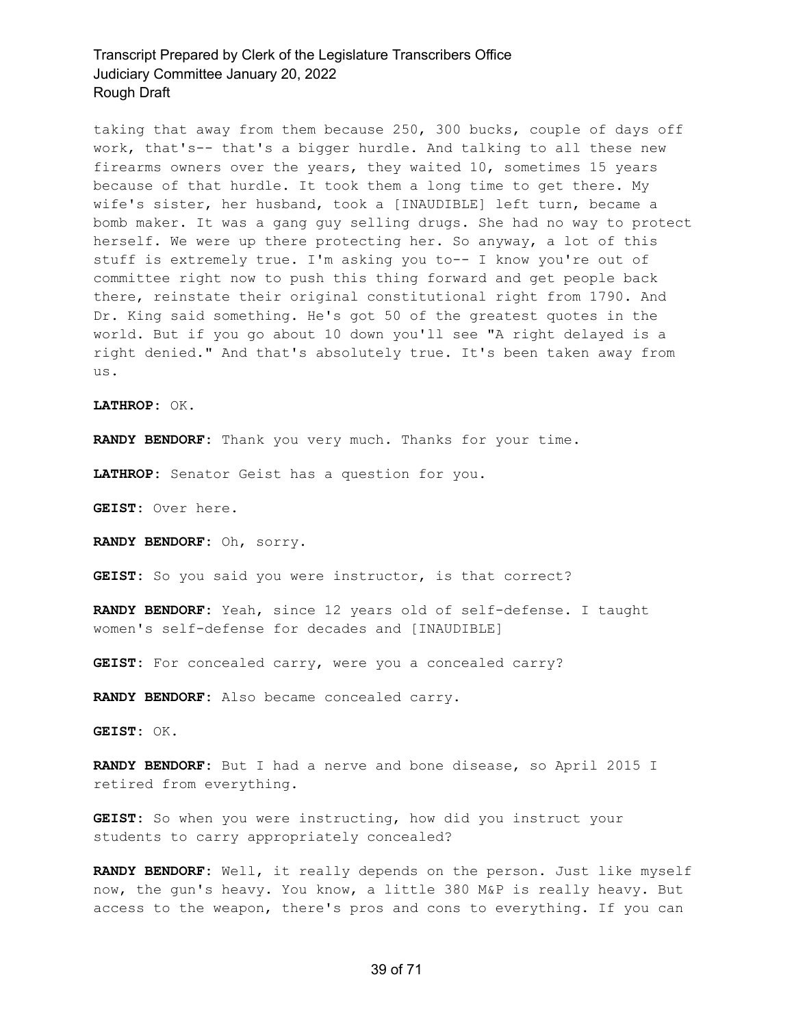taking that away from them because 250, 300 bucks, couple of days off work, that's-- that's a bigger hurdle. And talking to all these new firearms owners over the years, they waited 10, sometimes 15 years because of that hurdle. It took them a long time to get there. My wife's sister, her husband, took a [INAUDIBLE] left turn, became a bomb maker. It was a gang guy selling drugs. She had no way to protect herself. We were up there protecting her. So anyway, a lot of this stuff is extremely true. I'm asking you to-- I know you're out of committee right now to push this thing forward and get people back there, reinstate their original constitutional right from 1790. And Dr. King said something. He's got 50 of the greatest quotes in the world. But if you go about 10 down you'll see "A right delayed is a right denied." And that's absolutely true. It's been taken away from us.

**LATHROP:** OK.

**RANDY BENDORF:** Thank you very much. Thanks for your time.

**LATHROP:** Senator Geist has a question for you.

**GEIST:** Over here.

**RANDY BENDORF:** Oh, sorry.

**GEIST:** So you said you were instructor, is that correct?

**RANDY BENDORF:** Yeah, since 12 years old of self-defense. I taught women's self-defense for decades and [INAUDIBLE]

**GEIST:** For concealed carry, were you a concealed carry?

**RANDY BENDORF:** Also became concealed carry.

**GEIST:** OK.

**RANDY BENDORF:** But I had a nerve and bone disease, so April 2015 I retired from everything.

**GEIST:** So when you were instructing, how did you instruct your students to carry appropriately concealed?

**RANDY BENDORF:** Well, it really depends on the person. Just like myself now, the gun's heavy. You know, a little 380 M&P is really heavy. But access to the weapon, there's pros and cons to everything. If you can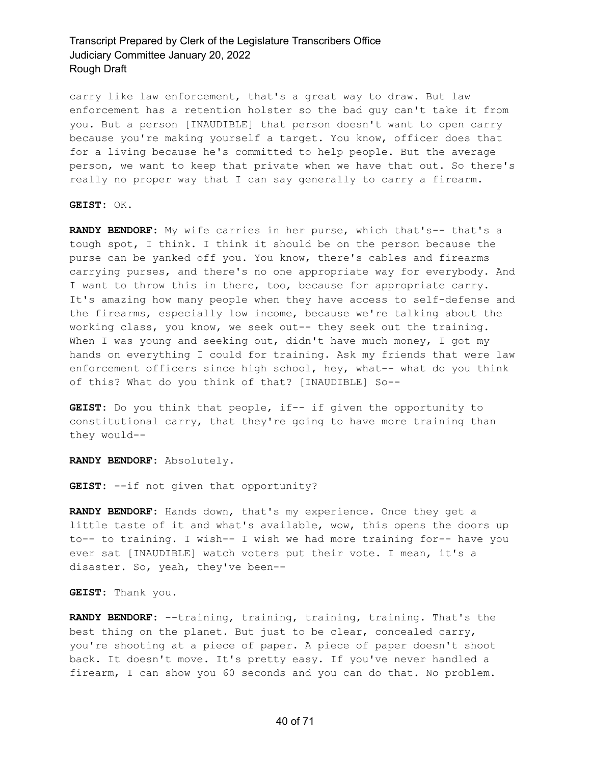carry like law enforcement, that's a great way to draw. But law enforcement has a retention holster so the bad guy can't take it from you. But a person [INAUDIBLE] that person doesn't want to open carry because you're making yourself a target. You know, officer does that for a living because he's committed to help people. But the average person, we want to keep that private when we have that out. So there's really no proper way that I can say generally to carry a firearm.

**GEIST:** OK.

**RANDY BENDORF:** My wife carries in her purse, which that's-- that's a tough spot, I think. I think it should be on the person because the purse can be yanked off you. You know, there's cables and firearms carrying purses, and there's no one appropriate way for everybody. And I want to throw this in there, too, because for appropriate carry. It's amazing how many people when they have access to self-defense and the firearms, especially low income, because we're talking about the working class, you know, we seek out-- they seek out the training. When I was young and seeking out, didn't have much money, I got my hands on everything I could for training. Ask my friends that were law enforcement officers since high school, hey, what-- what do you think of this? What do you think of that? [INAUDIBLE] So--

**GEIST:** Do you think that people, if-- if given the opportunity to constitutional carry, that they're going to have more training than they would--

**RANDY BENDORF:** Absolutely.

**GEIST:** --if not given that opportunity?

**RANDY BENDORF:** Hands down, that's my experience. Once they get a little taste of it and what's available, wow, this opens the doors up to-- to training. I wish-- I wish we had more training for-- have you ever sat [INAUDIBLE] watch voters put their vote. I mean, it's a disaster. So, yeah, they've been--

**GEIST:** Thank you.

**RANDY BENDORF:** --training, training, training, training. That's the best thing on the planet. But just to be clear, concealed carry, you're shooting at a piece of paper. A piece of paper doesn't shoot back. It doesn't move. It's pretty easy. If you've never handled a firearm, I can show you 60 seconds and you can do that. No problem.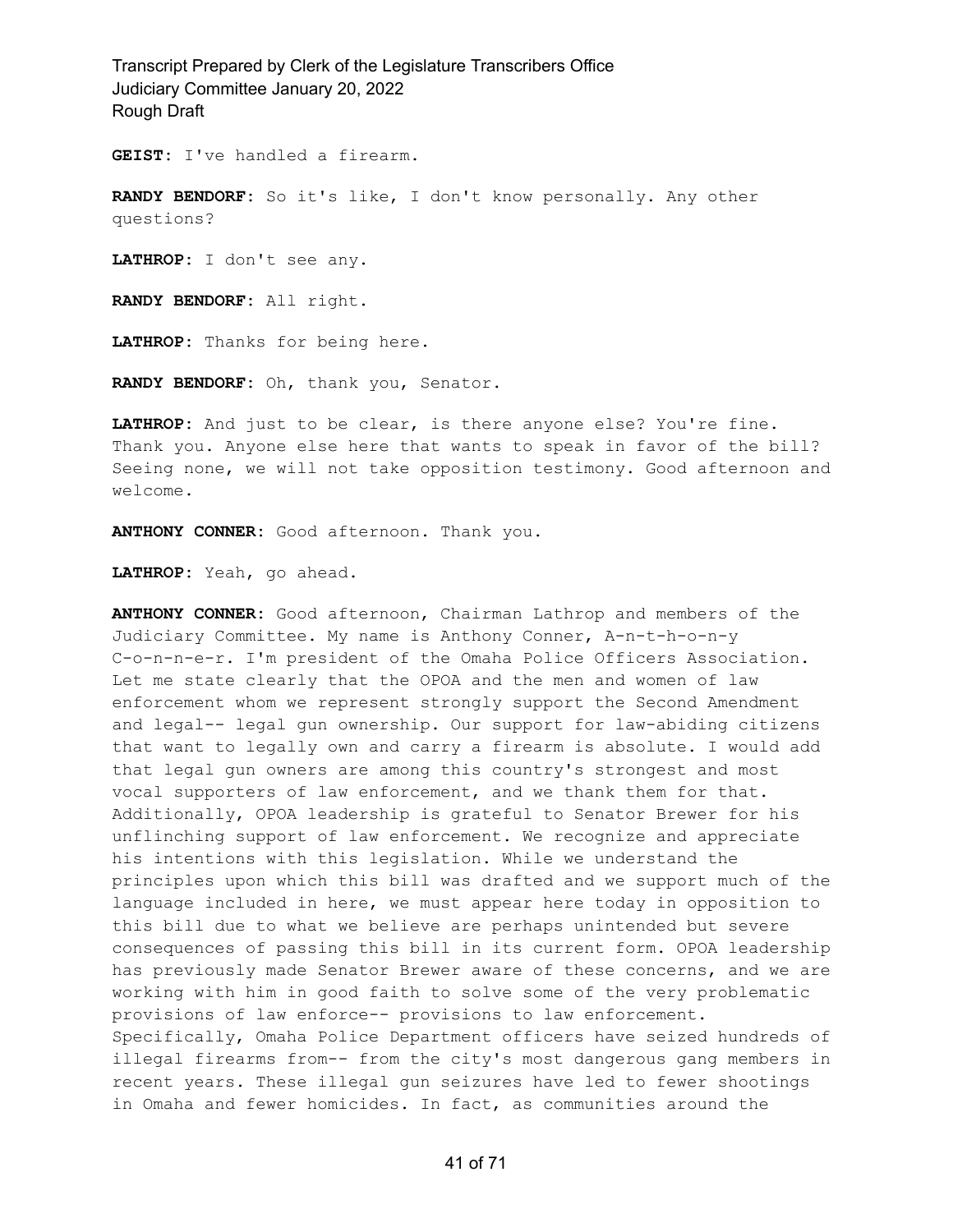**GEIST:** I've handled a firearm.

**RANDY BENDORF:** So it's like, I don't know personally. Any other questions?

**LATHROP:** I don't see any.

**RANDY BENDORF:** All right.

**LATHROP:** Thanks for being here.

**RANDY BENDORF:** Oh, thank you, Senator.

**LATHROP:** And just to be clear, is there anyone else? You're fine. Thank you. Anyone else here that wants to speak in favor of the bill? Seeing none, we will not take opposition testimony. Good afternoon and welcome.

**ANTHONY CONNER:** Good afternoon. Thank you.

**LATHROP:** Yeah, go ahead.

**ANTHONY CONNER:** Good afternoon, Chairman Lathrop and members of the Judiciary Committee. My name is Anthony Conner, A-n-t-h-o-n-y C-o-n-n-e-r. I'm president of the Omaha Police Officers Association. Let me state clearly that the OPOA and the men and women of law enforcement whom we represent strongly support the Second Amendment and legal-- legal gun ownership. Our support for law-abiding citizens that want to legally own and carry a firearm is absolute. I would add that legal gun owners are among this country's strongest and most vocal supporters of law enforcement, and we thank them for that. Additionally, OPOA leadership is grateful to Senator Brewer for his unflinching support of law enforcement. We recognize and appreciate his intentions with this legislation. While we understand the principles upon which this bill was drafted and we support much of the language included in here, we must appear here today in opposition to this bill due to what we believe are perhaps unintended but severe consequences of passing this bill in its current form. OPOA leadership has previously made Senator Brewer aware of these concerns, and we are working with him in good faith to solve some of the very problematic provisions of law enforce-- provisions to law enforcement. Specifically, Omaha Police Department officers have seized hundreds of illegal firearms from-- from the city's most dangerous gang members in recent years. These illegal gun seizures have led to fewer shootings in Omaha and fewer homicides. In fact, as communities around the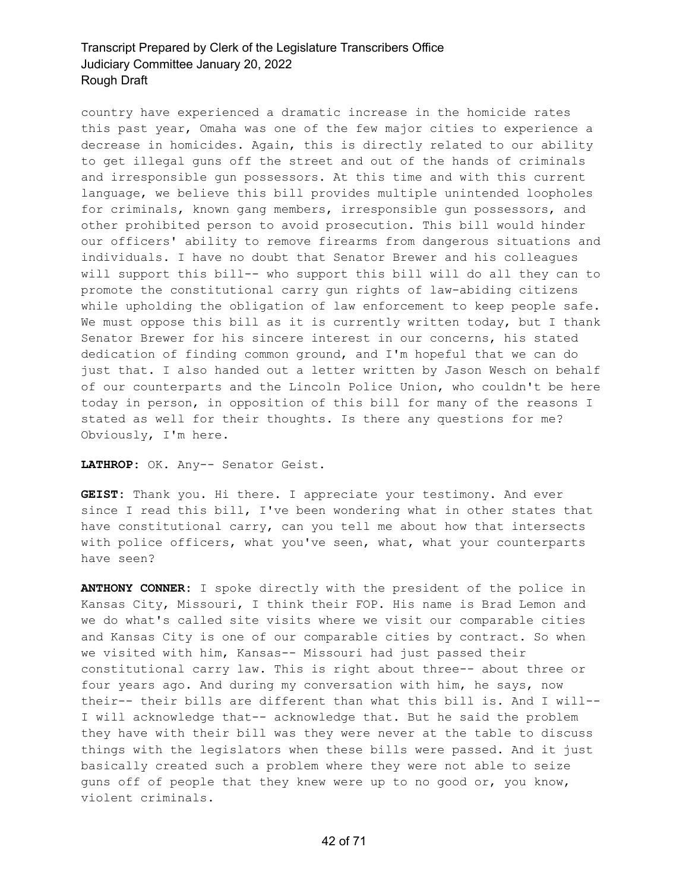country have experienced a dramatic increase in the homicide rates this past year, Omaha was one of the few major cities to experience a decrease in homicides. Again, this is directly related to our ability to get illegal guns off the street and out of the hands of criminals and irresponsible gun possessors. At this time and with this current language, we believe this bill provides multiple unintended loopholes for criminals, known gang members, irresponsible gun possessors, and other prohibited person to avoid prosecution. This bill would hinder our officers' ability to remove firearms from dangerous situations and individuals. I have no doubt that Senator Brewer and his colleagues will support this bill-- who support this bill will do all they can to promote the constitutional carry gun rights of law-abiding citizens while upholding the obligation of law enforcement to keep people safe. We must oppose this bill as it is currently written today, but I thank Senator Brewer for his sincere interest in our concerns, his stated dedication of finding common ground, and I'm hopeful that we can do just that. I also handed out a letter written by Jason Wesch on behalf of our counterparts and the Lincoln Police Union, who couldn't be here today in person, in opposition of this bill for many of the reasons I stated as well for their thoughts. Is there any questions for me? Obviously, I'm here.

**LATHROP:** OK. Any-- Senator Geist.

**GEIST:** Thank you. Hi there. I appreciate your testimony. And ever since I read this bill, I've been wondering what in other states that have constitutional carry, can you tell me about how that intersects with police officers, what you've seen, what, what your counterparts have seen?

**ANTHONY CONNER:** I spoke directly with the president of the police in Kansas City, Missouri, I think their FOP. His name is Brad Lemon and we do what's called site visits where we visit our comparable cities and Kansas City is one of our comparable cities by contract. So when we visited with him, Kansas-- Missouri had just passed their constitutional carry law. This is right about three-- about three or four years ago. And during my conversation with him, he says, now their-- their bills are different than what this bill is. And I will-- I will acknowledge that-- acknowledge that. But he said the problem they have with their bill was they were never at the table to discuss things with the legislators when these bills were passed. And it just basically created such a problem where they were not able to seize guns off of people that they knew were up to no good or, you know, violent criminals.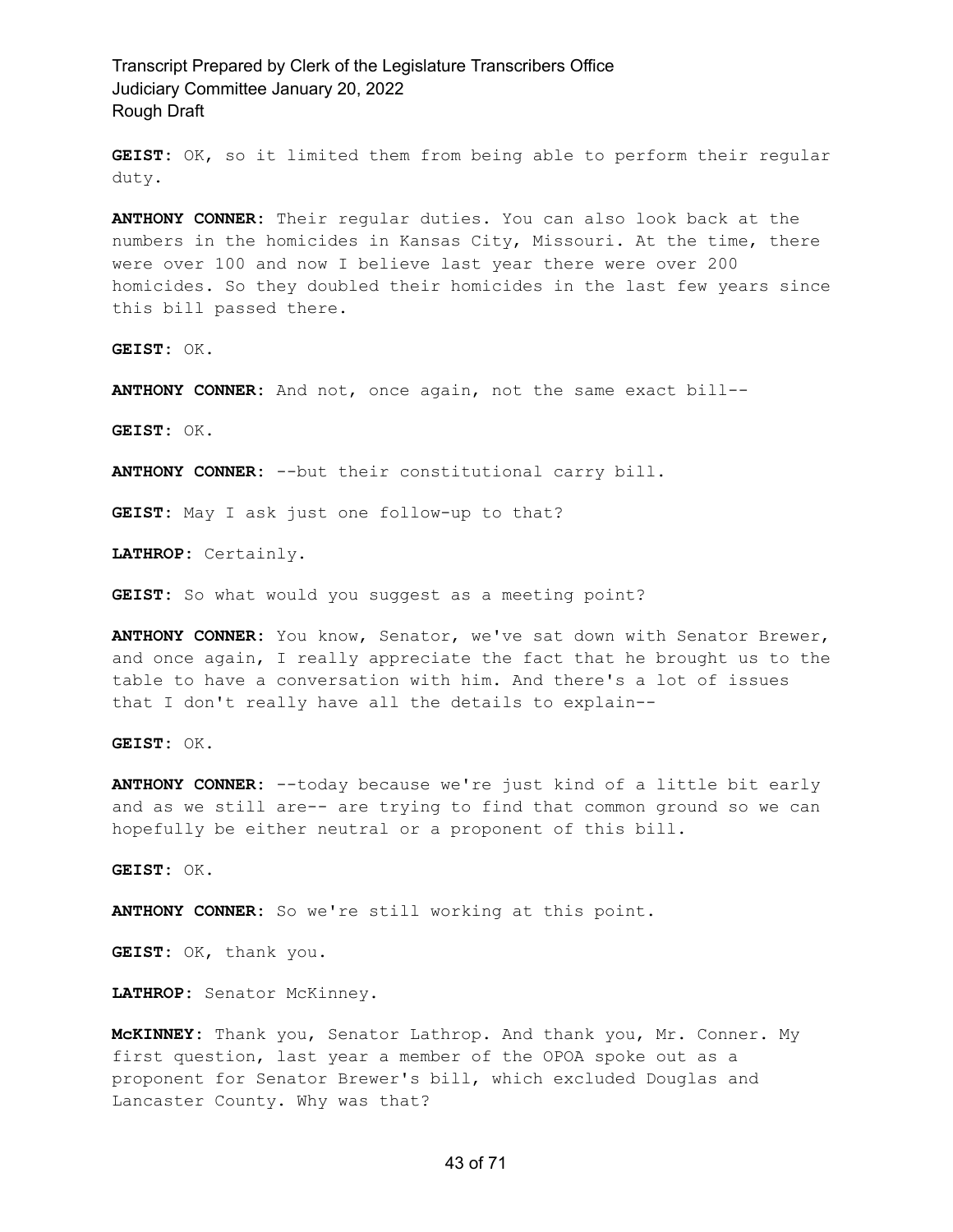**GEIST:** OK, so it limited them from being able to perform their regular duty.

**ANTHONY CONNER:** Their regular duties. You can also look back at the numbers in the homicides in Kansas City, Missouri. At the time, there were over 100 and now I believe last year there were over 200 homicides. So they doubled their homicides in the last few years since this bill passed there.

**GEIST:** OK.

**ANTHONY CONNER:** And not, once again, not the same exact bill--

**GEIST:** OK.

**ANTHONY CONNER:** --but their constitutional carry bill.

**GEIST:** May I ask just one follow-up to that?

**LATHROP:** Certainly.

**GEIST:** So what would you suggest as a meeting point?

**ANTHONY CONNER:** You know, Senator, we've sat down with Senator Brewer, and once again, I really appreciate the fact that he brought us to the table to have a conversation with him. And there's a lot of issues that I don't really have all the details to explain--

**GEIST:** OK.

**ANTHONY CONNER:** --today because we're just kind of a little bit early and as we still are-- are trying to find that common ground so we can hopefully be either neutral or a proponent of this bill.

**GEIST:** OK.

**ANTHONY CONNER:** So we're still working at this point.

**GEIST:** OK, thank you.

**LATHROP:** Senator McKinney.

**McKINNEY:** Thank you, Senator Lathrop. And thank you, Mr. Conner. My first question, last year a member of the OPOA spoke out as a proponent for Senator Brewer's bill, which excluded Douglas and Lancaster County. Why was that?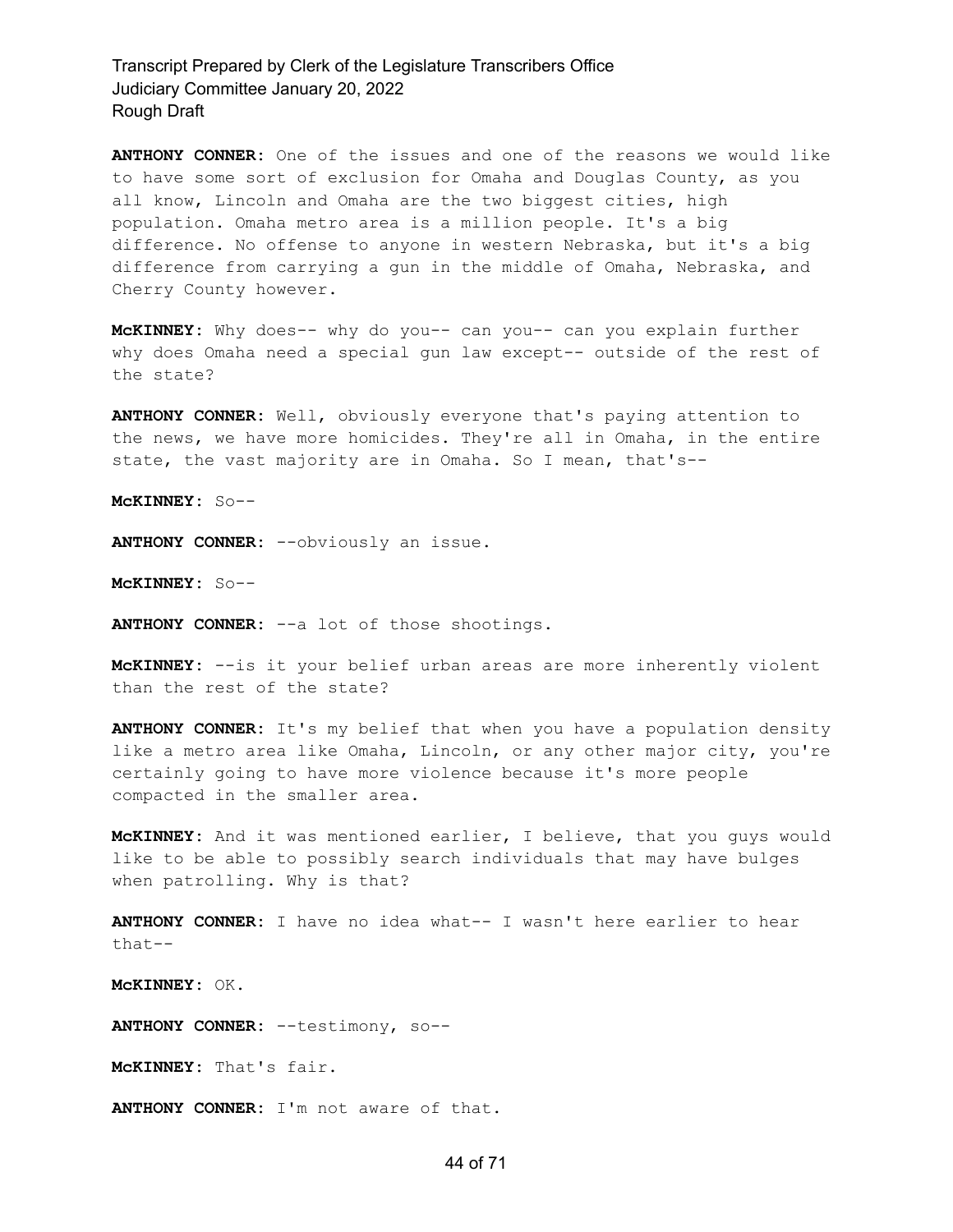**ANTHONY CONNER:** One of the issues and one of the reasons we would like to have some sort of exclusion for Omaha and Douglas County, as you all know, Lincoln and Omaha are the two biggest cities, high population. Omaha metro area is a million people. It's a big difference. No offense to anyone in western Nebraska, but it's a big difference from carrying a gun in the middle of Omaha, Nebraska, and Cherry County however.

**McKINNEY:** Why does-- why do you-- can you-- can you explain further why does Omaha need a special gun law except-- outside of the rest of the state?

**ANTHONY CONNER:** Well, obviously everyone that's paying attention to the news, we have more homicides. They're all in Omaha, in the entire state, the vast majority are in Omaha. So I mean, that's--

**McKINNEY:** So--

**ANTHONY CONNER:** --obviously an issue.

**McKINNEY:** So--

**ANTHONY CONNER:** --a lot of those shootings.

**McKINNEY:** --is it your belief urban areas are more inherently violent than the rest of the state?

**ANTHONY CONNER:** It's my belief that when you have a population density like a metro area like Omaha, Lincoln, or any other major city, you're certainly going to have more violence because it's more people compacted in the smaller area.

**McKINNEY:** And it was mentioned earlier, I believe, that you guys would like to be able to possibly search individuals that may have bulges when patrolling. Why is that?

**ANTHONY CONNER:** I have no idea what-- I wasn't here earlier to hear that--

**McKINNEY:** OK.

**ANTHONY CONNER:** --testimony, so--

**McKINNEY:** That's fair.

**ANTHONY CONNER:** I'm not aware of that.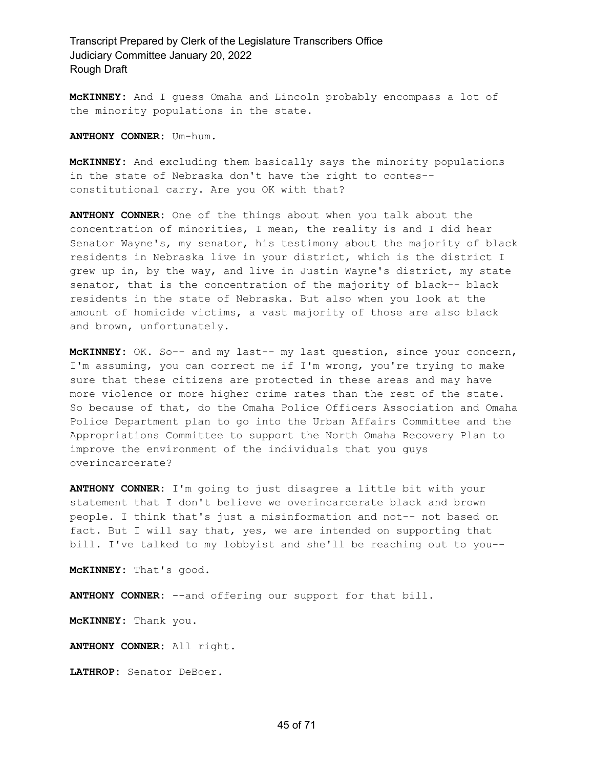**McKINNEY:** And I guess Omaha and Lincoln probably encompass a lot of the minority populations in the state.

**ANTHONY CONNER:** Um-hum.

**McKINNEY:** And excluding them basically says the minority populations in the state of Nebraska don't have the right to contes-- constitutional carry. Are you OK with that?

**ANTHONY CONNER:** One of the things about when you talk about the concentration of minorities, I mean, the reality is and I did hear Senator Wayne's, my senator, his testimony about the majority of black residents in Nebraska live in your district, which is the district I grew up in, by the way, and live in Justin Wayne's district, my state senator, that is the concentration of the majority of black-- black residents in the state of Nebraska. But also when you look at the amount of homicide victims, a vast majority of those are also black and brown, unfortunately.

**McKINNEY:** OK. So-- and my last-- my last question, since your concern, I'm assuming, you can correct me if I'm wrong, you're trying to make sure that these citizens are protected in these areas and may have more violence or more higher crime rates than the rest of the state. So because of that, do the Omaha Police Officers Association and Omaha Police Department plan to go into the Urban Affairs Committee and the Appropriations Committee to support the North Omaha Recovery Plan to improve the environment of the individuals that you guys overincarcerate?

**ANTHONY CONNER:** I'm going to just disagree a little bit with your statement that I don't believe we overincarcerate black and brown people. I think that's just a misinformation and not-- not based on fact. But I will say that, yes, we are intended on supporting that bill. I've talked to my lobbyist and she'll be reaching out to you--

**McKINNEY:** That's good.

**ANTHONY CONNER:** --and offering our support for that bill.

**McKINNEY:** Thank you.

**ANTHONY CONNER:** All right.

**LATHROP:** Senator DeBoer.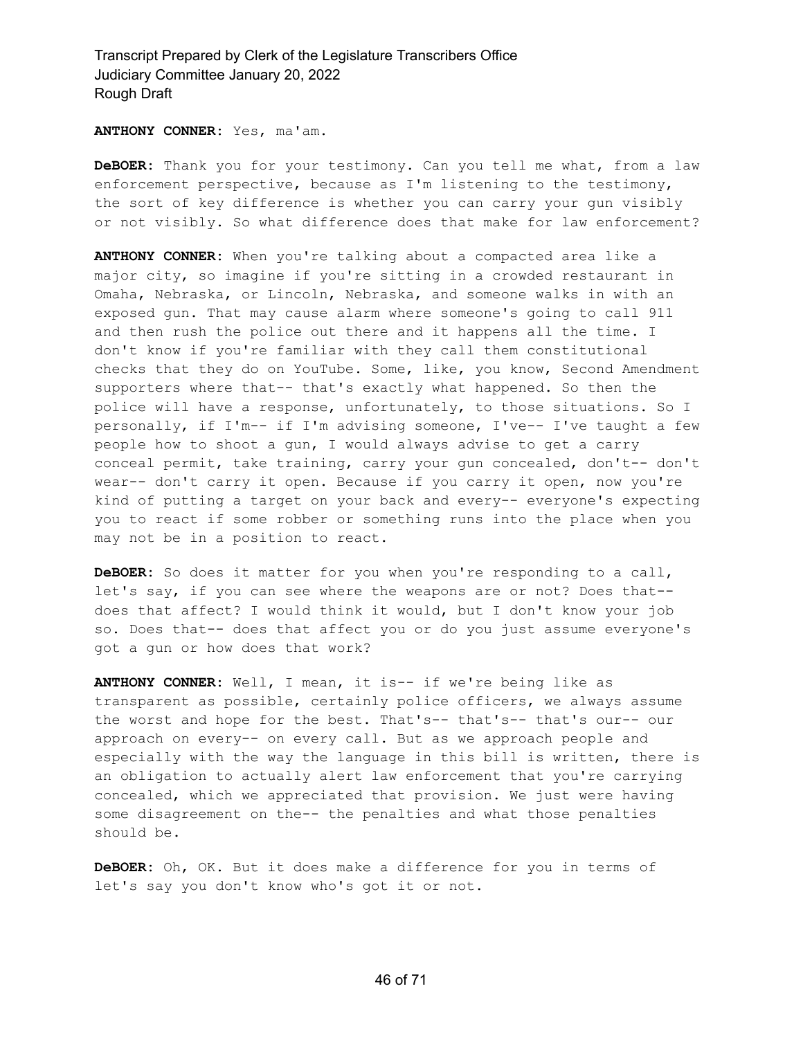**ANTHONY CONNER:** Yes, ma'am.

**DeBOER:** Thank you for your testimony. Can you tell me what, from a law enforcement perspective, because as I'm listening to the testimony, the sort of key difference is whether you can carry your gun visibly or not visibly. So what difference does that make for law enforcement?

**ANTHONY CONNER:** When you're talking about a compacted area like a major city, so imagine if you're sitting in a crowded restaurant in Omaha, Nebraska, or Lincoln, Nebraska, and someone walks in with an exposed gun. That may cause alarm where someone's going to call 911 and then rush the police out there and it happens all the time. I don't know if you're familiar with they call them constitutional checks that they do on YouTube. Some, like, you know, Second Amendment supporters where that-- that's exactly what happened. So then the police will have a response, unfortunately, to those situations. So I personally, if I'm-- if I'm advising someone, I've-- I've taught a few people how to shoot a gun, I would always advise to get a carry conceal permit, take training, carry your gun concealed, don't-- don't wear-- don't carry it open. Because if you carry it open, now you're kind of putting a target on your back and every-- everyone's expecting you to react if some robber or something runs into the place when you may not be in a position to react.

**DeBOER:** So does it matter for you when you're responding to a call, let's say, if you can see where the weapons are or not? Does that-- does that affect? I would think it would, but I don't know your job so. Does that-- does that affect you or do you just assume everyone's got a gun or how does that work?

**ANTHONY CONNER:** Well, I mean, it is-- if we're being like as transparent as possible, certainly police officers, we always assume the worst and hope for the best. That's-- that's-- that's our-- our approach on every-- on every call. But as we approach people and especially with the way the language in this bill is written, there is an obligation to actually alert law enforcement that you're carrying concealed, which we appreciated that provision. We just were having some disagreement on the-- the penalties and what those penalties should be.

**DeBOER:** Oh, OK. But it does make a difference for you in terms of let's say you don't know who's got it or not.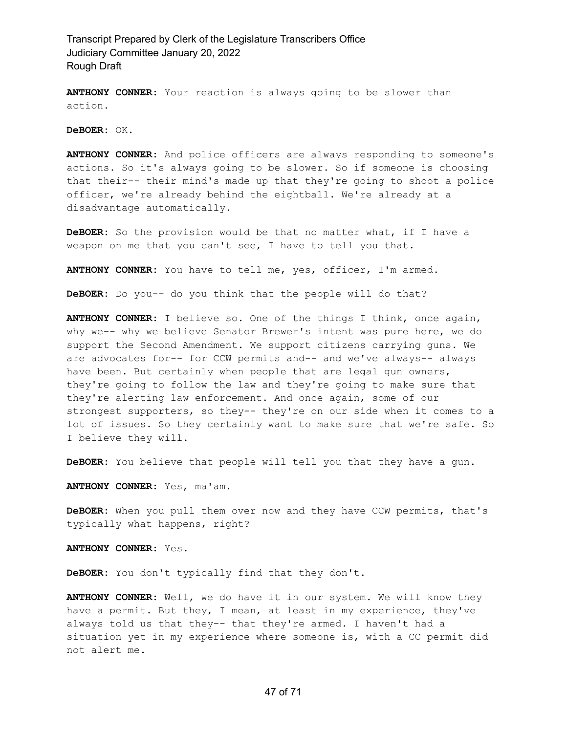**ANTHONY CONNER:** Your reaction is always going to be slower than action.

**DeBOER:** OK.

**ANTHONY CONNER:** And police officers are always responding to someone's actions. So it's always going to be slower. So if someone is choosing that their-- their mind's made up that they're going to shoot a police officer, we're already behind the eightball. We're already at a disadvantage automatically.

**DeBOER:** So the provision would be that no matter what, if I have a weapon on me that you can't see, I have to tell you that.

**ANTHONY CONNER:** You have to tell me, yes, officer, I'm armed.

**DeBOER:** Do you-- do you think that the people will do that?

**ANTHONY CONNER:** I believe so. One of the things I think, once again, why we-- why we believe Senator Brewer's intent was pure here, we do support the Second Amendment. We support citizens carrying guns. We are advocates for-- for CCW permits and-- and we've always-- always have been. But certainly when people that are legal gun owners, they're going to follow the law and they're going to make sure that they're alerting law enforcement. And once again, some of our strongest supporters, so they-- they're on our side when it comes to a lot of issues. So they certainly want to make sure that we're safe. So I believe they will.

**DeBOER:** You believe that people will tell you that they have a gun.

**ANTHONY CONNER:** Yes, ma'am.

**DeBOER:** When you pull them over now and they have CCW permits, that's typically what happens, right?

**ANTHONY CONNER:** Yes.

**DeBOER:** You don't typically find that they don't.

**ANTHONY CONNER:** Well, we do have it in our system. We will know they have a permit. But they, I mean, at least in my experience, they've always told us that they-- that they're armed. I haven't had a situation yet in my experience where someone is, with a CC permit did not alert me.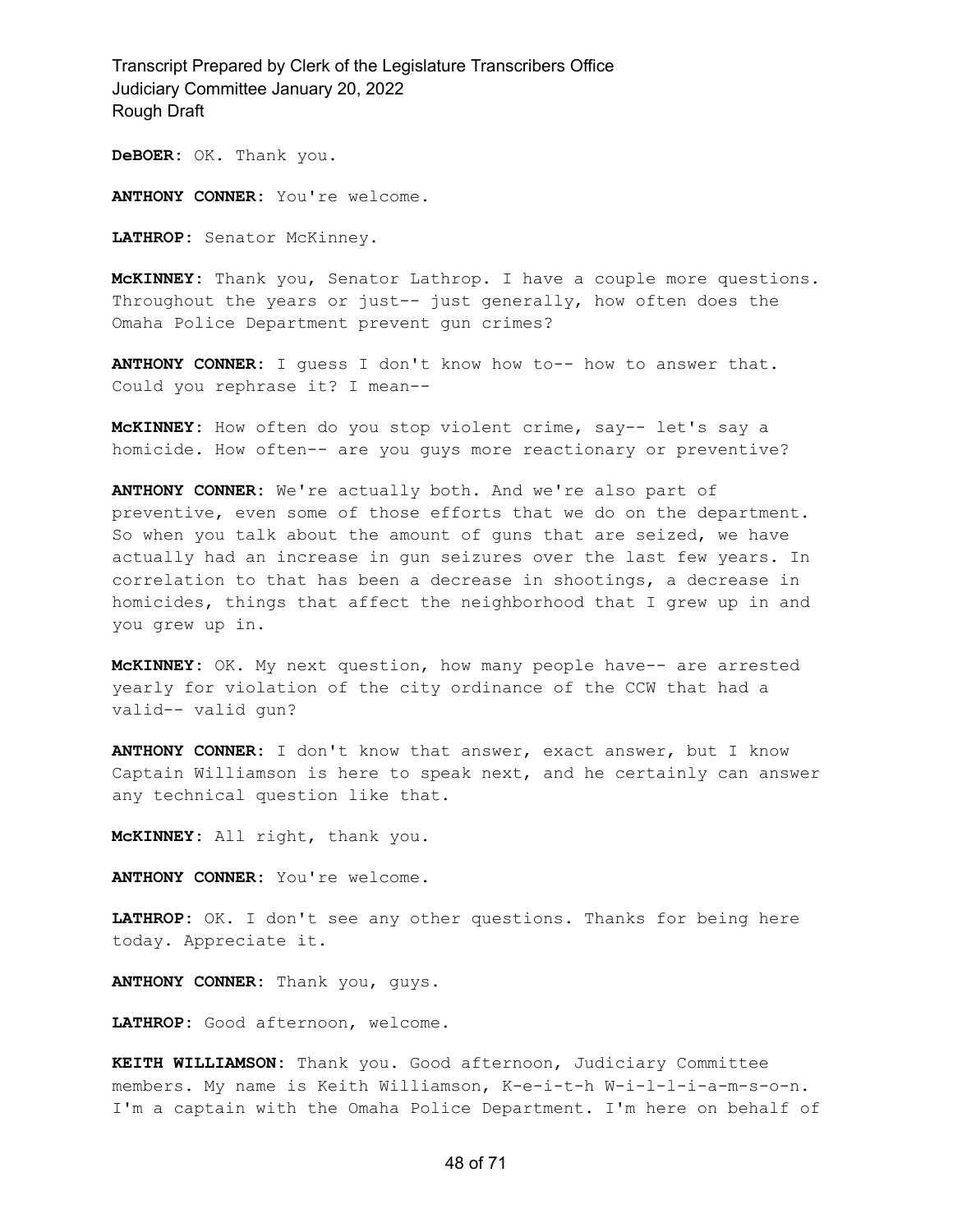**DeBOER:** OK. Thank you.

**ANTHONY CONNER:** You're welcome.

**LATHROP:** Senator McKinney.

**McKINNEY:** Thank you, Senator Lathrop. I have a couple more questions. Throughout the years or just-- just generally, how often does the Omaha Police Department prevent gun crimes?

**ANTHONY CONNER:** I guess I don't know how to-- how to answer that. Could you rephrase it? I mean--

**McKINNEY:** How often do you stop violent crime, say-- let's say a homicide. How often-- are you guys more reactionary or preventive?

**ANTHONY CONNER:** We're actually both. And we're also part of preventive, even some of those efforts that we do on the department. So when you talk about the amount of guns that are seized, we have actually had an increase in gun seizures over the last few years. In correlation to that has been a decrease in shootings, a decrease in homicides, things that affect the neighborhood that I grew up in and you grew up in.

**McKINNEY:** OK. My next question, how many people have-- are arrested yearly for violation of the city ordinance of the CCW that had a valid-- valid gun?

**ANTHONY CONNER:** I don't know that answer, exact answer, but I know Captain Williamson is here to speak next, and he certainly can answer any technical question like that.

**McKINNEY:** All right, thank you.

**ANTHONY CONNER:** You're welcome.

**LATHROP:** OK. I don't see any other questions. Thanks for being here today. Appreciate it.

**ANTHONY CONNER:** Thank you, guys.

**LATHROP:** Good afternoon, welcome.

**KEITH WILLIAMSON:** Thank you. Good afternoon, Judiciary Committee members. My name is Keith Williamson, K-e-i-t-h W-i-l-l-i-a-m-s-o-n. I'm a captain with the Omaha Police Department. I'm here on behalf of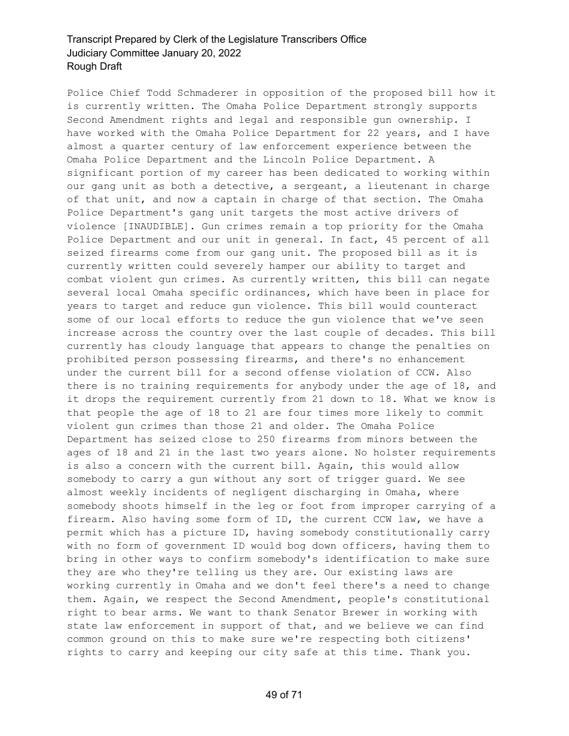Police Chief Todd Schmaderer in opposition of the proposed bill how it is currently written. The Omaha Police Department strongly supports Second Amendment rights and legal and responsible gun ownership. I have worked with the Omaha Police Department for 22 years, and I have almost a quarter century of law enforcement experience between the Omaha Police Department and the Lincoln Police Department. A significant portion of my career has been dedicated to working within our gang unit as both a detective, a sergeant, a lieutenant in charge of that unit, and now a captain in charge of that section. The Omaha Police Department's gang unit targets the most active drivers of violence [INAUDIBLE]. Gun crimes remain a top priority for the Omaha Police Department and our unit in general. In fact, 45 percent of all seized firearms come from our gang unit. The proposed bill as it is currently written could severely hamper our ability to target and combat violent gun crimes. As currently written, this bill can negate several local Omaha specific ordinances, which have been in place for years to target and reduce gun violence. This bill would counteract some of our local efforts to reduce the gun violence that we've seen increase across the country over the last couple of decades. This bill currently has cloudy language that appears to change the penalties on prohibited person possessing firearms, and there's no enhancement under the current bill for a second offense violation of CCW. Also there is no training requirements for anybody under the age of 18, and it drops the requirement currently from 21 down to 18. What we know is that people the age of 18 to 21 are four times more likely to commit violent gun crimes than those 21 and older. The Omaha Police Department has seized close to 250 firearms from minors between the ages of 18 and 21 in the last two years alone. No holster requirements is also a concern with the current bill. Again, this would allow somebody to carry a gun without any sort of trigger guard. We see almost weekly incidents of negligent discharging in Omaha, where somebody shoots himself in the leg or foot from improper carrying of a firearm. Also having some form of ID, the current CCW law, we have a permit which has a picture ID, having somebody constitutionally carry with no form of government ID would bog down officers, having them to bring in other ways to confirm somebody's identification to make sure they are who they're telling us they are. Our existing laws are working currently in Omaha and we don't feel there's a need to change them. Again, we respect the Second Amendment, people's constitutional right to bear arms. We want to thank Senator Brewer in working with state law enforcement in support of that, and we believe we can find common ground on this to make sure we're respecting both citizens' rights to carry and keeping our city safe at this time. Thank you.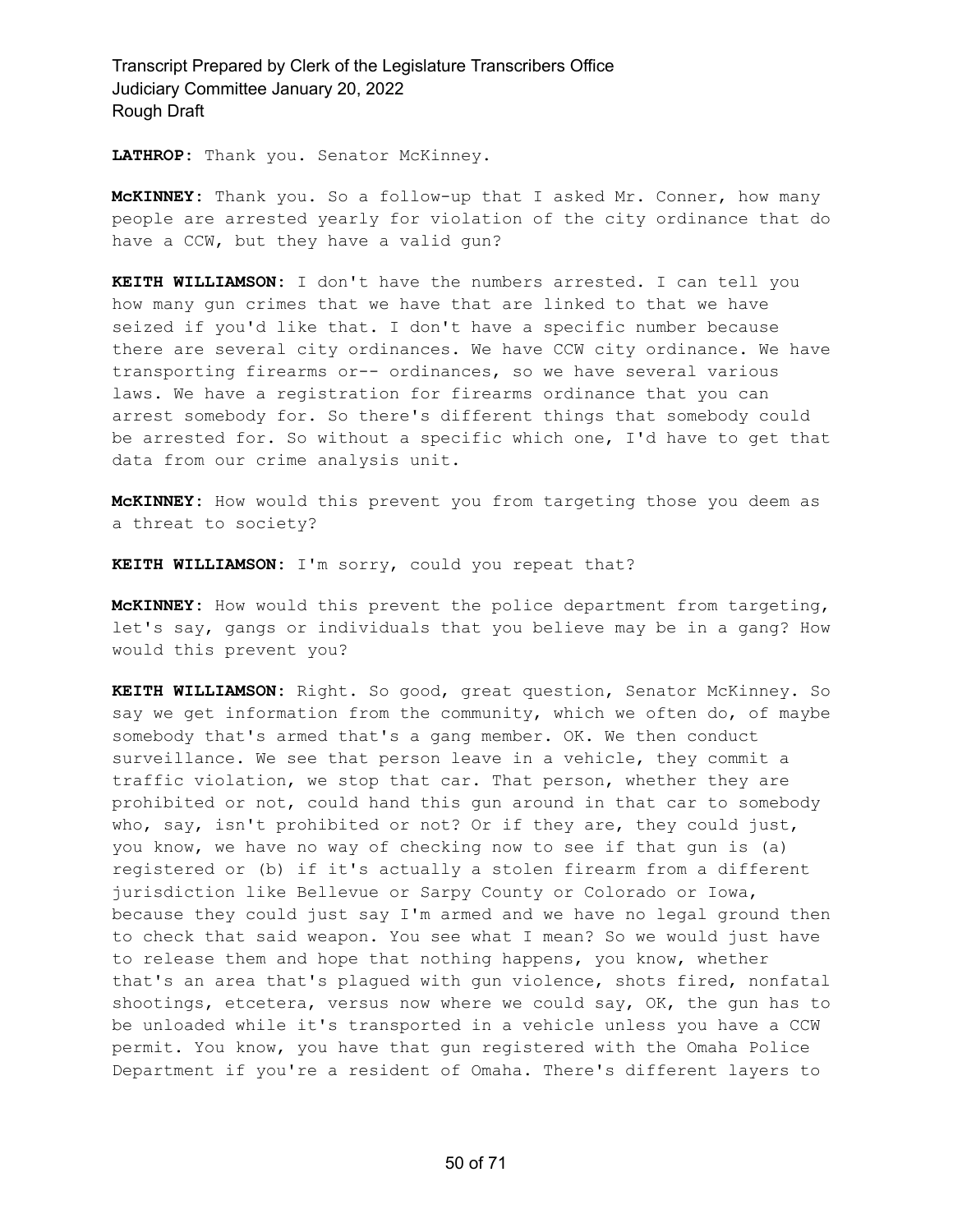**LATHROP:** Thank you. Senator McKinney.

**McKINNEY:** Thank you. So a follow-up that I asked Mr. Conner, how many people are arrested yearly for violation of the city ordinance that do have a CCW, but they have a valid gun?

**KEITH WILLIAMSON:** I don't have the numbers arrested. I can tell you how many gun crimes that we have that are linked to that we have seized if you'd like that. I don't have a specific number because there are several city ordinances. We have CCW city ordinance. We have transporting firearms or-- ordinances, so we have several various laws. We have a registration for firearms ordinance that you can arrest somebody for. So there's different things that somebody could be arrested for. So without a specific which one, I'd have to get that data from our crime analysis unit.

**McKINNEY:** How would this prevent you from targeting those you deem as a threat to society?

**KEITH WILLIAMSON:** I'm sorry, could you repeat that?

**McKINNEY:** How would this prevent the police department from targeting, let's say, gangs or individuals that you believe may be in a gang? How would this prevent you?

**KEITH WILLIAMSON:** Right. So good, great question, Senator McKinney. So say we get information from the community, which we often do, of maybe somebody that's armed that's a gang member. OK. We then conduct surveillance. We see that person leave in a vehicle, they commit a traffic violation, we stop that car. That person, whether they are prohibited or not, could hand this gun around in that car to somebody who, say, isn't prohibited or not? Or if they are, they could just, you know, we have no way of checking now to see if that gun is (a) registered or (b) if it's actually a stolen firearm from a different jurisdiction like Bellevue or Sarpy County or Colorado or Iowa, because they could just say I'm armed and we have no legal ground then to check that said weapon. You see what I mean? So we would just have to release them and hope that nothing happens, you know, whether that's an area that's plagued with gun violence, shots fired, nonfatal shootings, etcetera, versus now where we could say, OK, the gun has to be unloaded while it's transported in a vehicle unless you have a CCW permit. You know, you have that gun registered with the Omaha Police Department if you're a resident of Omaha. There's different layers to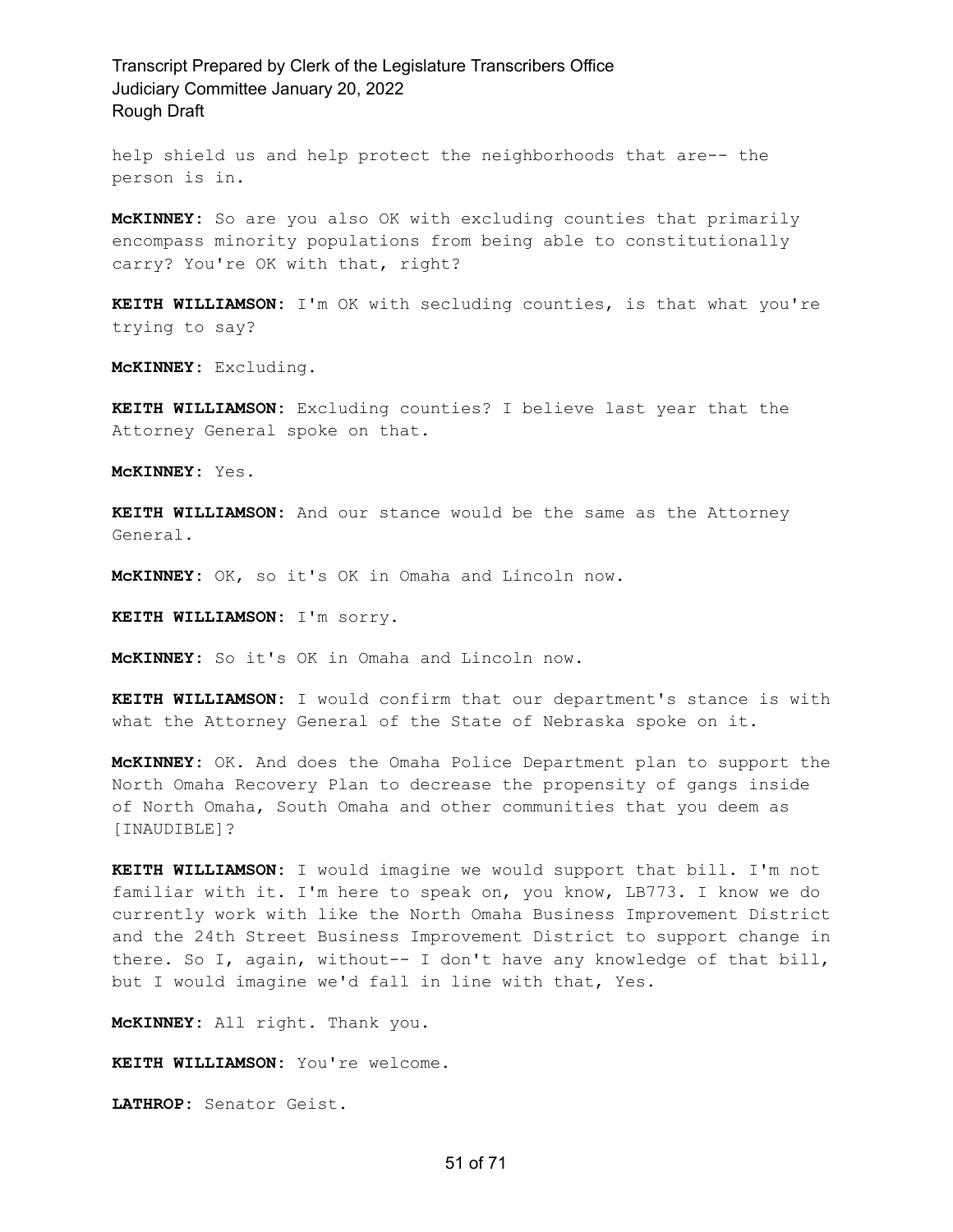help shield us and help protect the neighborhoods that are-- the person is in.

**McKINNEY:** So are you also OK with excluding counties that primarily encompass minority populations from being able to constitutionally carry? You're OK with that, right?

**KEITH WILLIAMSON:** I'm OK with secluding counties, is that what you're trying to say?

**McKINNEY:** Excluding.

**KEITH WILLIAMSON:** Excluding counties? I believe last year that the Attorney General spoke on that.

**McKINNEY:** Yes.

**KEITH WILLIAMSON:** And our stance would be the same as the Attorney General.

**McKINNEY:** OK, so it's OK in Omaha and Lincoln now.

**KEITH WILLIAMSON:** I'm sorry.

**McKINNEY:** So it's OK in Omaha and Lincoln now.

**KEITH WILLIAMSON:** I would confirm that our department's stance is with what the Attorney General of the State of Nebraska spoke on it.

**McKINNEY:** OK. And does the Omaha Police Department plan to support the North Omaha Recovery Plan to decrease the propensity of gangs inside of North Omaha, South Omaha and other communities that you deem as [INAUDIBLE]?

**KEITH WILLIAMSON:** I would imagine we would support that bill. I'm not familiar with it. I'm here to speak on, you know, LB773. I know we do currently work with like the North Omaha Business Improvement District and the 24th Street Business Improvement District to support change in there. So I, again, without-- I don't have any knowledge of that bill, but I would imagine we'd fall in line with that, Yes.

**McKINNEY:** All right. Thank you.

**KEITH WILLIAMSON:** You're welcome.

**LATHROP:** Senator Geist.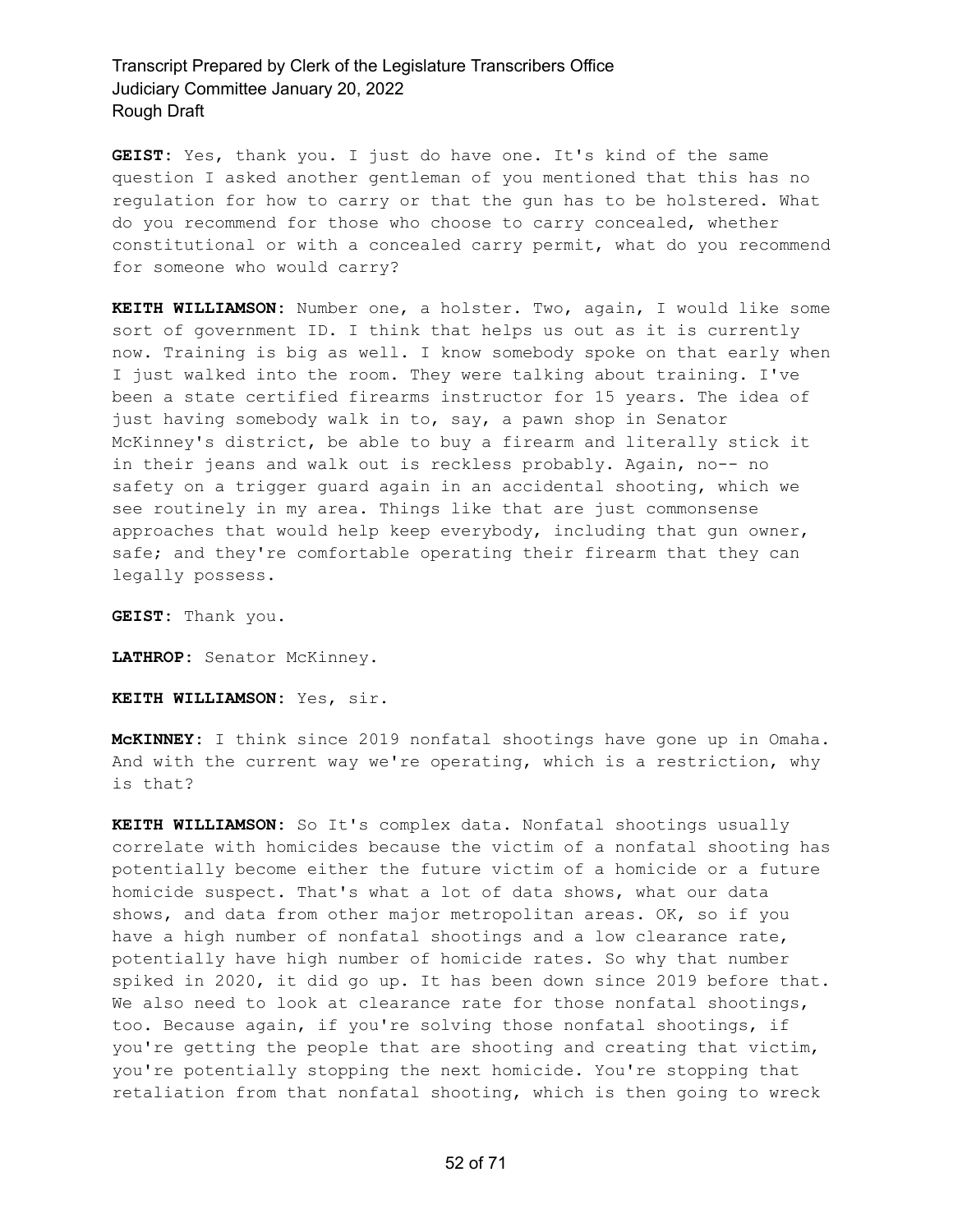**GEIST:** Yes, thank you. I just do have one. It's kind of the same question I asked another gentleman of you mentioned that this has no regulation for how to carry or that the gun has to be holstered. What do you recommend for those who choose to carry concealed, whether constitutional or with a concealed carry permit, what do you recommend for someone who would carry?

**KEITH WILLIAMSON:** Number one, a holster. Two, again, I would like some sort of government ID. I think that helps us out as it is currently now. Training is big as well. I know somebody spoke on that early when I just walked into the room. They were talking about training. I've been a state certified firearms instructor for 15 years. The idea of just having somebody walk in to, say, a pawn shop in Senator McKinney's district, be able to buy a firearm and literally stick it in their jeans and walk out is reckless probably. Again, no-- no safety on a trigger guard again in an accidental shooting, which we see routinely in my area. Things like that are just commonsense approaches that would help keep everybody, including that gun owner, safe; and they're comfortable operating their firearm that they can legally possess.

**GEIST:** Thank you.

**LATHROP:** Senator McKinney.

**KEITH WILLIAMSON:** Yes, sir.

**McKINNEY:** I think since 2019 nonfatal shootings have gone up in Omaha. And with the current way we're operating, which is a restriction, why is that?

**KEITH WILLIAMSON:** So It's complex data. Nonfatal shootings usually correlate with homicides because the victim of a nonfatal shooting has potentially become either the future victim of a homicide or a future homicide suspect. That's what a lot of data shows, what our data shows, and data from other major metropolitan areas. OK, so if you have a high number of nonfatal shootings and a low clearance rate, potentially have high number of homicide rates. So why that number spiked in 2020, it did go up. It has been down since 2019 before that. We also need to look at clearance rate for those nonfatal shootings, too. Because again, if you're solving those nonfatal shootings, if you're getting the people that are shooting and creating that victim, you're potentially stopping the next homicide. You're stopping that retaliation from that nonfatal shooting, which is then going to wreck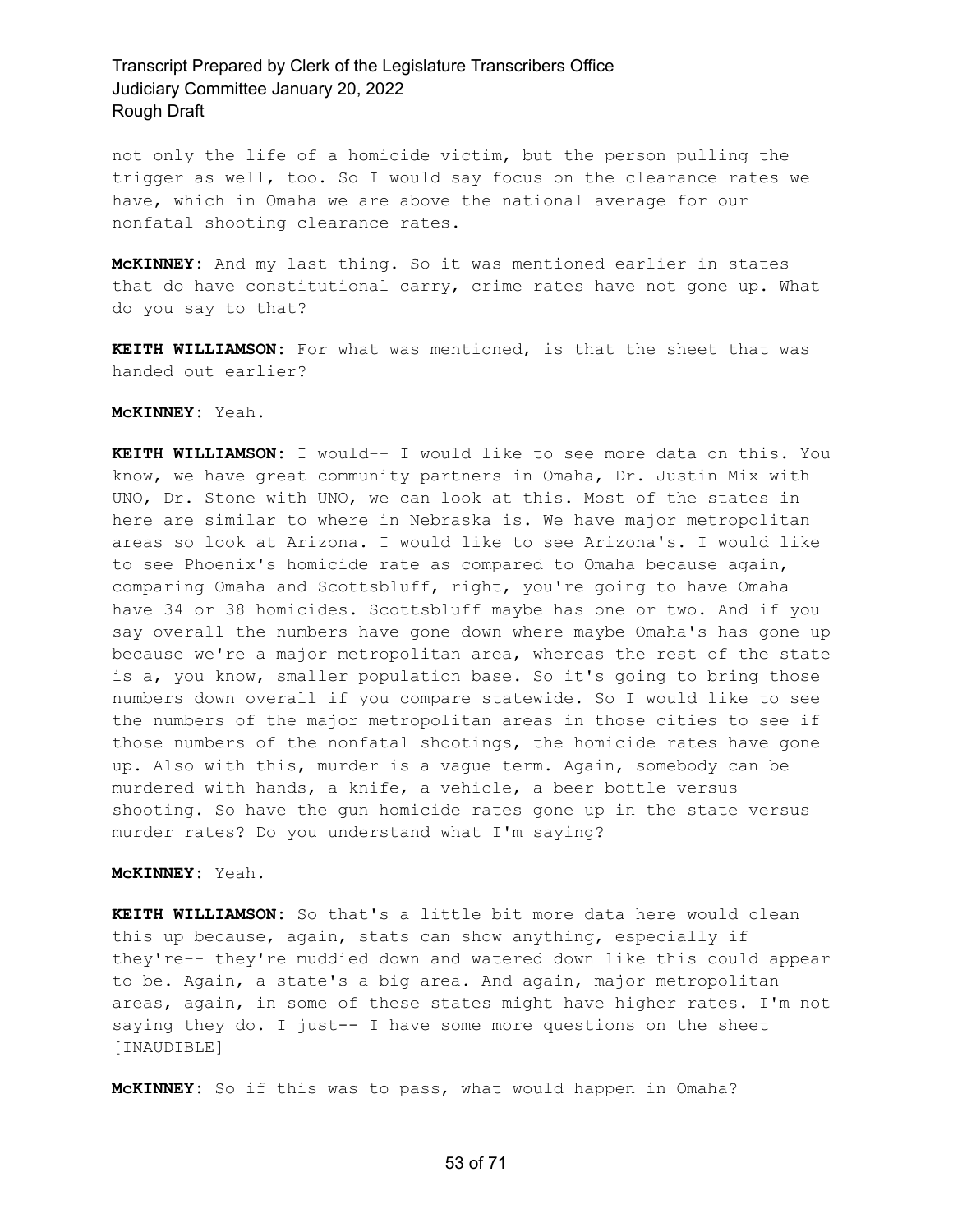not only the life of a homicide victim, but the person pulling the trigger as well, too. So I would say focus on the clearance rates we have, which in Omaha we are above the national average for our nonfatal shooting clearance rates.

**McKINNEY:** And my last thing. So it was mentioned earlier in states that do have constitutional carry, crime rates have not gone up. What do you say to that?

**KEITH WILLIAMSON:** For what was mentioned, is that the sheet that was handed out earlier?

**McKINNEY:** Yeah.

**KEITH WILLIAMSON:** I would-- I would like to see more data on this. You know, we have great community partners in Omaha, Dr. Justin Mix with UNO, Dr. Stone with UNO, we can look at this. Most of the states in here are similar to where in Nebraska is. We have major metropolitan areas so look at Arizona. I would like to see Arizona's. I would like to see Phoenix's homicide rate as compared to Omaha because again, comparing Omaha and Scottsbluff, right, you're going to have Omaha have 34 or 38 homicides. Scottsbluff maybe has one or two. And if you say overall the numbers have gone down where maybe Omaha's has gone up because we're a major metropolitan area, whereas the rest of the state is a, you know, smaller population base. So it's going to bring those numbers down overall if you compare statewide. So I would like to see the numbers of the major metropolitan areas in those cities to see if those numbers of the nonfatal shootings, the homicide rates have gone up. Also with this, murder is a vague term. Again, somebody can be murdered with hands, a knife, a vehicle, a beer bottle versus shooting. So have the gun homicide rates gone up in the state versus murder rates? Do you understand what I'm saying?

**McKINNEY:** Yeah.

**KEITH WILLIAMSON:** So that's a little bit more data here would clean this up because, again, stats can show anything, especially if they're-- they're muddied down and watered down like this could appear to be. Again, a state's a big area. And again, major metropolitan areas, again, in some of these states might have higher rates. I'm not saying they do. I just-- I have some more questions on the sheet [INAUDIBLE]

**McKINNEY:** So if this was to pass, what would happen in Omaha?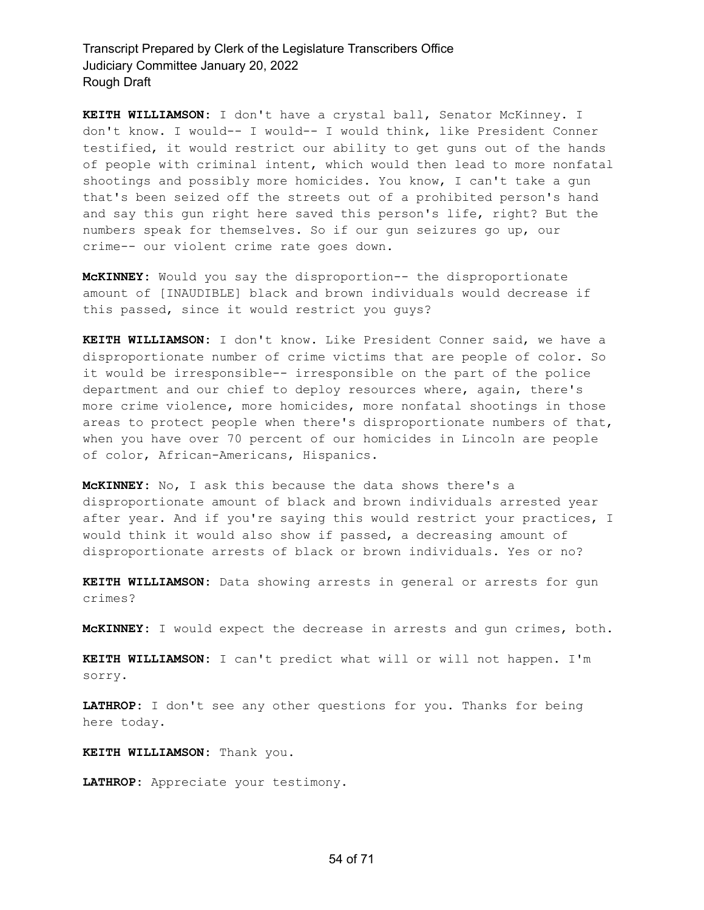**KEITH WILLIAMSON:** I don't have a crystal ball, Senator McKinney. I don't know. I would-- I would-- I would think, like President Conner testified, it would restrict our ability to get guns out of the hands of people with criminal intent, which would then lead to more nonfatal shootings and possibly more homicides. You know, I can't take a gun that's been seized off the streets out of a prohibited person's hand and say this gun right here saved this person's life, right? But the numbers speak for themselves. So if our gun seizures go up, our crime-- our violent crime rate goes down.

**McKINNEY:** Would you say the disproportion-- the disproportionate amount of [INAUDIBLE] black and brown individuals would decrease if this passed, since it would restrict you guys?

**KEITH WILLIAMSON:** I don't know. Like President Conner said, we have a disproportionate number of crime victims that are people of color. So it would be irresponsible-- irresponsible on the part of the police department and our chief to deploy resources where, again, there's more crime violence, more homicides, more nonfatal shootings in those areas to protect people when there's disproportionate numbers of that, when you have over 70 percent of our homicides in Lincoln are people of color, African-Americans, Hispanics.

**McKINNEY:** No, I ask this because the data shows there's a disproportionate amount of black and brown individuals arrested year after year. And if you're saying this would restrict your practices, I would think it would also show if passed, a decreasing amount of disproportionate arrests of black or brown individuals. Yes or no?

**KEITH WILLIAMSON:** Data showing arrests in general or arrests for gun crimes?

**McKINNEY:** I would expect the decrease in arrests and gun crimes, both.

**KEITH WILLIAMSON:** I can't predict what will or will not happen. I'm sorry.

**LATHROP:** I don't see any other questions for you. Thanks for being here today.

**KEITH WILLIAMSON:** Thank you.

**LATHROP:** Appreciate your testimony.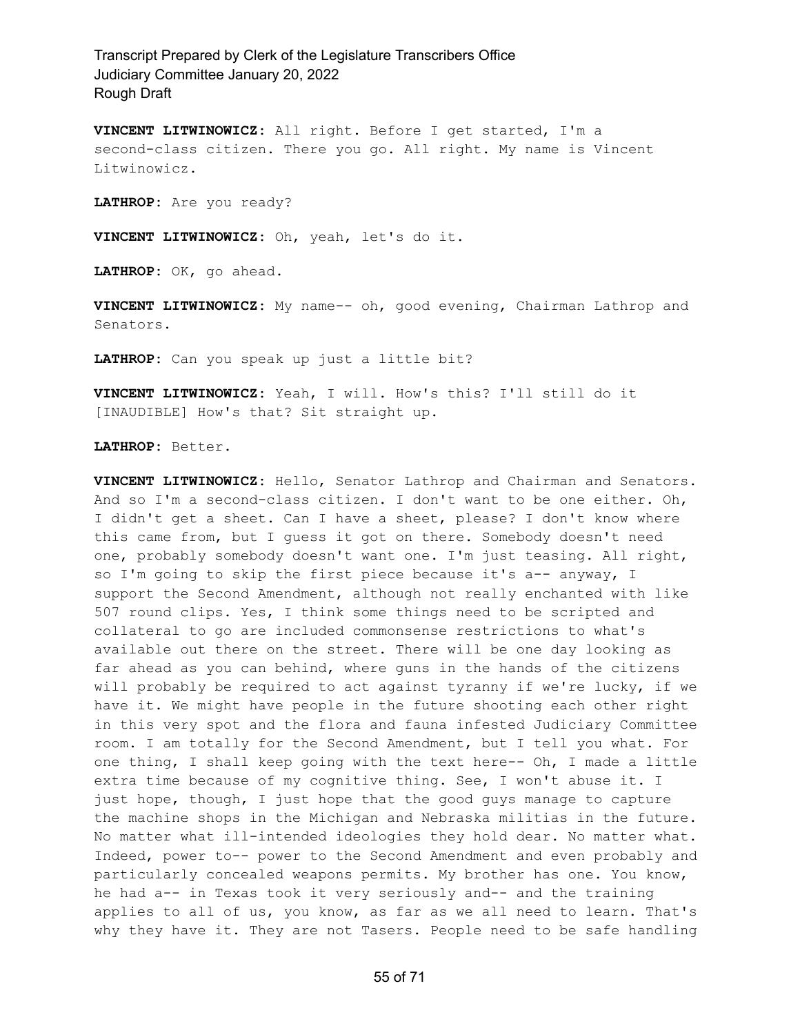**VINCENT LITWINOWICZ:** All right. Before I get started, I'm a second-class citizen. There you go. All right. My name is Vincent Litwinowicz.

**LATHROP:** Are you ready?

**VINCENT LITWINOWICZ:** Oh, yeah, let's do it.

**LATHROP:** OK, go ahead.

**VINCENT LITWINOWICZ:** My name-- oh, good evening, Chairman Lathrop and Senators.

**LATHROP:** Can you speak up just a little bit?

**VINCENT LITWINOWICZ:** Yeah, I will. How's this? I'll still do it [INAUDIBLE] How's that? Sit straight up.

**LATHROP:** Better.

**VINCENT LITWINOWICZ:** Hello, Senator Lathrop and Chairman and Senators. And so I'm a second-class citizen. I don't want to be one either. Oh, I didn't get a sheet. Can I have a sheet, please? I don't know where this came from, but I guess it got on there. Somebody doesn't need one, probably somebody doesn't want one. I'm just teasing. All right, so I'm going to skip the first piece because it's a-- anyway, I support the Second Amendment, although not really enchanted with like 507 round clips. Yes, I think some things need to be scripted and collateral to go are included commonsense restrictions to what's available out there on the street. There will be one day looking as far ahead as you can behind, where guns in the hands of the citizens will probably be required to act against tyranny if we're lucky, if we have it. We might have people in the future shooting each other right in this very spot and the flora and fauna infested Judiciary Committee room. I am totally for the Second Amendment, but I tell you what. For one thing, I shall keep going with the text here-- Oh, I made a little extra time because of my cognitive thing. See, I won't abuse it. I just hope, though, I just hope that the good guys manage to capture the machine shops in the Michigan and Nebraska militias in the future. No matter what ill-intended ideologies they hold dear. No matter what. Indeed, power to-- power to the Second Amendment and even probably and particularly concealed weapons permits. My brother has one. You know, he had a-- in Texas took it very seriously and-- and the training applies to all of us, you know, as far as we all need to learn. That's why they have it. They are not Tasers. People need to be safe handling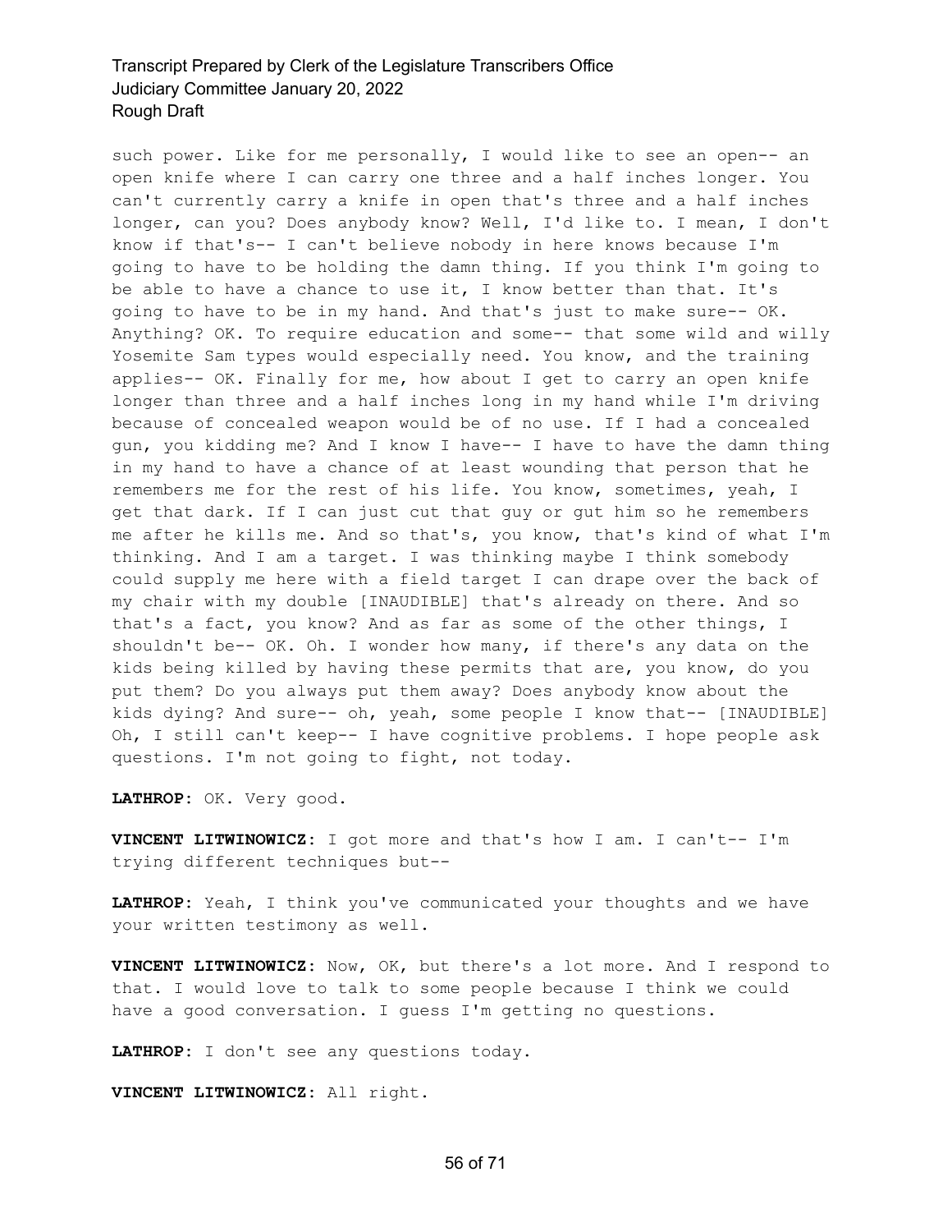such power. Like for me personally, I would like to see an open-- an open knife where I can carry one three and a half inches longer. You can't currently carry a knife in open that's three and a half inches longer, can you? Does anybody know? Well, I'd like to. I mean, I don't know if that's-- I can't believe nobody in here knows because I'm going to have to be holding the damn thing. If you think I'm going to be able to have a chance to use it, I know better than that. It's going to have to be in my hand. And that's just to make sure-- OK. Anything? OK. To require education and some-- that some wild and willy Yosemite Sam types would especially need. You know, and the training applies-- OK. Finally for me, how about I get to carry an open knife longer than three and a half inches long in my hand while I'm driving because of concealed weapon would be of no use. If I had a concealed gun, you kidding me? And I know I have-- I have to have the damn thing in my hand to have a chance of at least wounding that person that he remembers me for the rest of his life. You know, sometimes, yeah, I get that dark. If I can just cut that guy or gut him so he remembers me after he kills me. And so that's, you know, that's kind of what I'm thinking. And I am a target. I was thinking maybe I think somebody could supply me here with a field target I can drape over the back of my chair with my double [INAUDIBLE] that's already on there. And so that's a fact, you know? And as far as some of the other things, I shouldn't be-- OK. Oh. I wonder how many, if there's any data on the kids being killed by having these permits that are, you know, do you put them? Do you always put them away? Does anybody know about the kids dying? And sure-- oh, yeah, some people I know that-- [INAUDIBLE] Oh, I still can't keep-- I have cognitive problems. I hope people ask questions. I'm not going to fight, not today.

**LATHROP:** OK. Very good.

**VINCENT LITWINOWICZ:** I got more and that's how I am. I can't-- I'm trying different techniques but--

**LATHROP:** Yeah, I think you've communicated your thoughts and we have your written testimony as well.

**VINCENT LITWINOWICZ:** Now, OK, but there's a lot more. And I respond to that. I would love to talk to some people because I think we could have a good conversation. I guess I'm getting no questions.

**LATHROP:** I don't see any questions today.

**VINCENT LITWINOWICZ:** All right.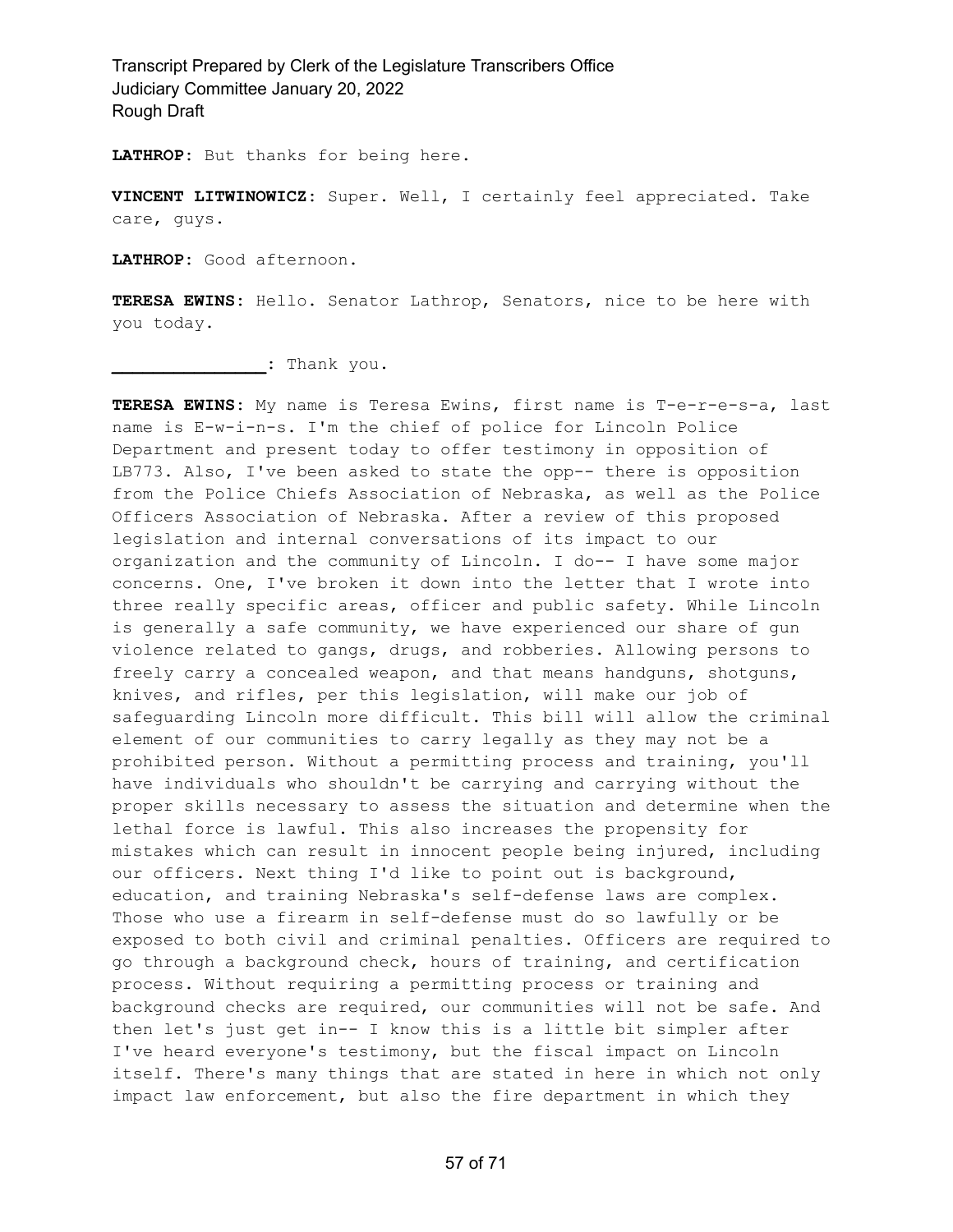**LATHROP:** But thanks for being here.

**VINCENT LITWINOWICZ:** Super. Well, I certainly feel appreciated. Take care, guys.

**LATHROP:** Good afternoon.

**TERESA EWINS:** Hello. Senator Lathrop, Senators, nice to be here with you today.

**_______________:** Thank you.

**TERESA EWINS:** My name is Teresa Ewins, first name is T-e-r-e-s-a, last name is E-w-i-n-s. I'm the chief of police for Lincoln Police Department and present today to offer testimony in opposition of LB773. Also, I've been asked to state the opp-- there is opposition from the Police Chiefs Association of Nebraska, as well as the Police Officers Association of Nebraska. After a review of this proposed legislation and internal conversations of its impact to our organization and the community of Lincoln. I do-- I have some major concerns. One, I've broken it down into the letter that I wrote into three really specific areas, officer and public safety. While Lincoln is generally a safe community, we have experienced our share of gun violence related to gangs, drugs, and robberies. Allowing persons to freely carry a concealed weapon, and that means handguns, shotguns, knives, and rifles, per this legislation, will make our job of safeguarding Lincoln more difficult. This bill will allow the criminal element of our communities to carry legally as they may not be a prohibited person. Without a permitting process and training, you'll have individuals who shouldn't be carrying and carrying without the proper skills necessary to assess the situation and determine when the lethal force is lawful. This also increases the propensity for mistakes which can result in innocent people being injured, including our officers. Next thing I'd like to point out is background, education, and training Nebraska's self-defense laws are complex. Those who use a firearm in self-defense must do so lawfully or be exposed to both civil and criminal penalties. Officers are required to go through a background check, hours of training, and certification process. Without requiring a permitting process or training and background checks are required, our communities will not be safe. And then let's just get in-- I know this is a little bit simpler after I've heard everyone's testimony, but the fiscal impact on Lincoln itself. There's many things that are stated in here in which not only impact law enforcement, but also the fire department in which they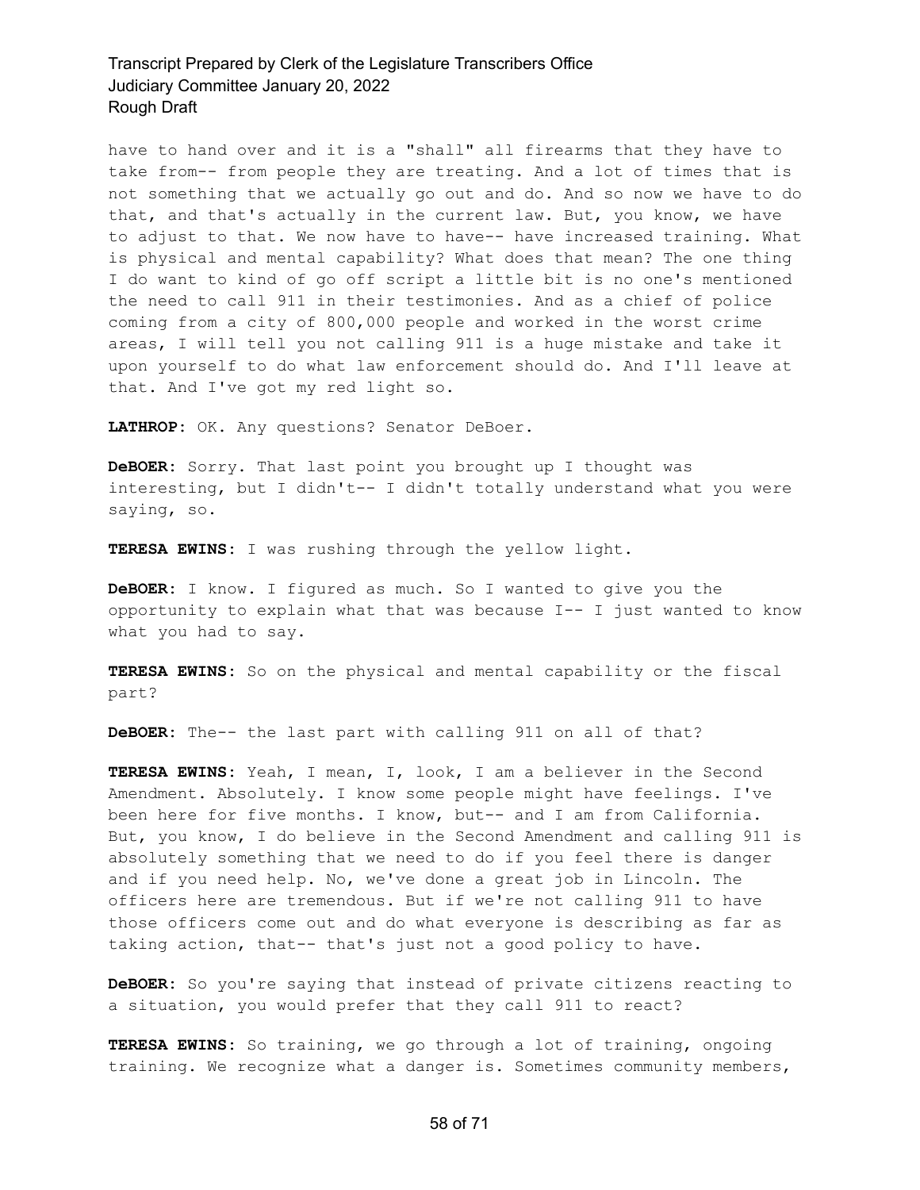have to hand over and it is a "shall" all firearms that they have to take from-- from people they are treating. And a lot of times that is not something that we actually go out and do. And so now we have to do that, and that's actually in the current law. But, you know, we have to adjust to that. We now have to have-- have increased training. What is physical and mental capability? What does that mean? The one thing I do want to kind of go off script a little bit is no one's mentioned the need to call 911 in their testimonies. And as a chief of police coming from a city of 800,000 people and worked in the worst crime areas, I will tell you not calling 911 is a huge mistake and take it upon yourself to do what law enforcement should do. And I'll leave at that. And I've got my red light so.

**LATHROP:** OK. Any questions? Senator DeBoer.

**DeBOER:** Sorry. That last point you brought up I thought was interesting, but I didn't-- I didn't totally understand what you were saying, so.

**TERESA EWINS:** I was rushing through the yellow light.

**DeBOER:** I know. I figured as much. So I wanted to give you the opportunity to explain what that was because I-- I just wanted to know what you had to say.

**TERESA EWINS:** So on the physical and mental capability or the fiscal part?

**DeBOER:** The-- the last part with calling 911 on all of that?

**TERESA EWINS:** Yeah, I mean, I, look, I am a believer in the Second Amendment. Absolutely. I know some people might have feelings. I've been here for five months. I know, but-- and I am from California. But, you know, I do believe in the Second Amendment and calling 911 is absolutely something that we need to do if you feel there is danger and if you need help. No, we've done a great job in Lincoln. The officers here are tremendous. But if we're not calling 911 to have those officers come out and do what everyone is describing as far as taking action, that-- that's just not a good policy to have.

**DeBOER:** So you're saying that instead of private citizens reacting to a situation, you would prefer that they call 911 to react?

**TERESA EWINS:** So training, we go through a lot of training, ongoing training. We recognize what a danger is. Sometimes community members,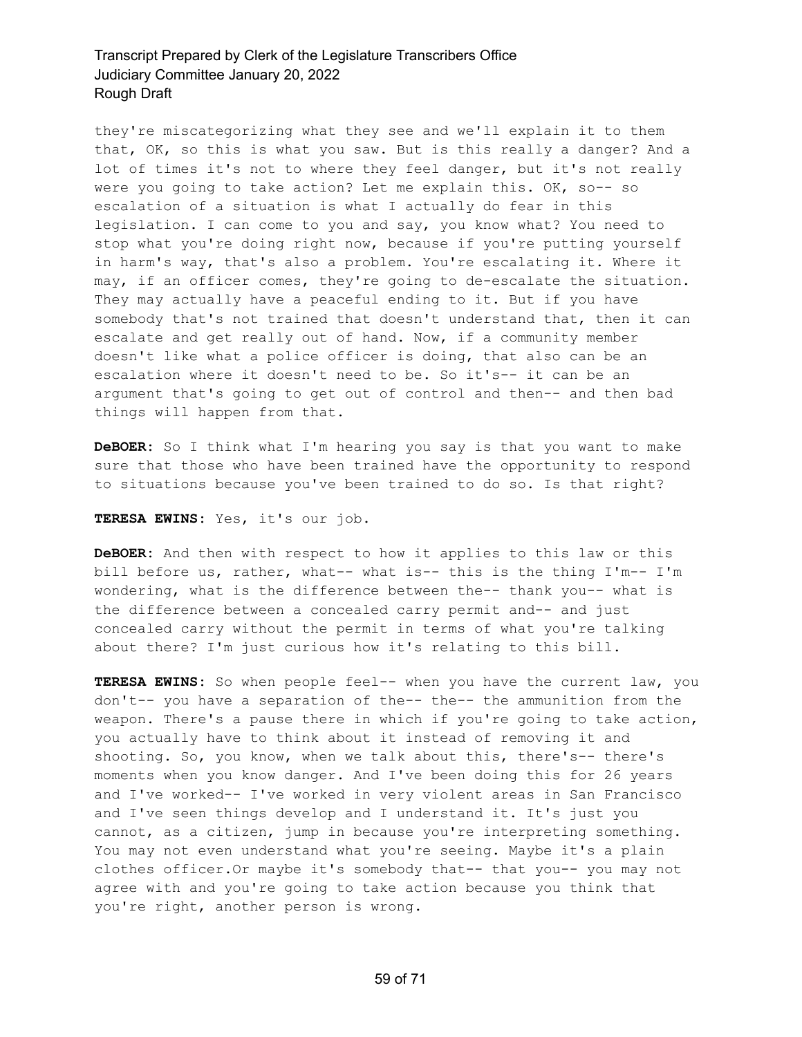they're miscategorizing what they see and we'll explain it to them that, OK, so this is what you saw. But is this really a danger? And a lot of times it's not to where they feel danger, but it's not really were you going to take action? Let me explain this. OK, so-- so escalation of a situation is what I actually do fear in this legislation. I can come to you and say, you know what? You need to stop what you're doing right now, because if you're putting yourself in harm's way, that's also a problem. You're escalating it. Where it may, if an officer comes, they're going to de-escalate the situation. They may actually have a peaceful ending to it. But if you have somebody that's not trained that doesn't understand that, then it can escalate and get really out of hand. Now, if a community member doesn't like what a police officer is doing, that also can be an escalation where it doesn't need to be. So it's-- it can be an argument that's going to get out of control and then-- and then bad things will happen from that.

**DeBOER:** So I think what I'm hearing you say is that you want to make sure that those who have been trained have the opportunity to respond to situations because you've been trained to do so. Is that right?

**TERESA EWINS:** Yes, it's our job.

**DeBOER:** And then with respect to how it applies to this law or this bill before us, rather, what-- what is-- this is the thing I'm-- I'm wondering, what is the difference between the-- thank you-- what is the difference between a concealed carry permit and-- and just concealed carry without the permit in terms of what you're talking about there? I'm just curious how it's relating to this bill.

**TERESA EWINS:** So when people feel-- when you have the current law, you don't-- you have a separation of the-- the-- the ammunition from the weapon. There's a pause there in which if you're going to take action, you actually have to think about it instead of removing it and shooting. So, you know, when we talk about this, there's-- there's moments when you know danger. And I've been doing this for 26 years and I've worked-- I've worked in very violent areas in San Francisco and I've seen things develop and I understand it. It's just you cannot, as a citizen, jump in because you're interpreting something. You may not even understand what you're seeing. Maybe it's a plain clothes officer.Or maybe it's somebody that-- that you-- you may not agree with and you're going to take action because you think that you're right, another person is wrong.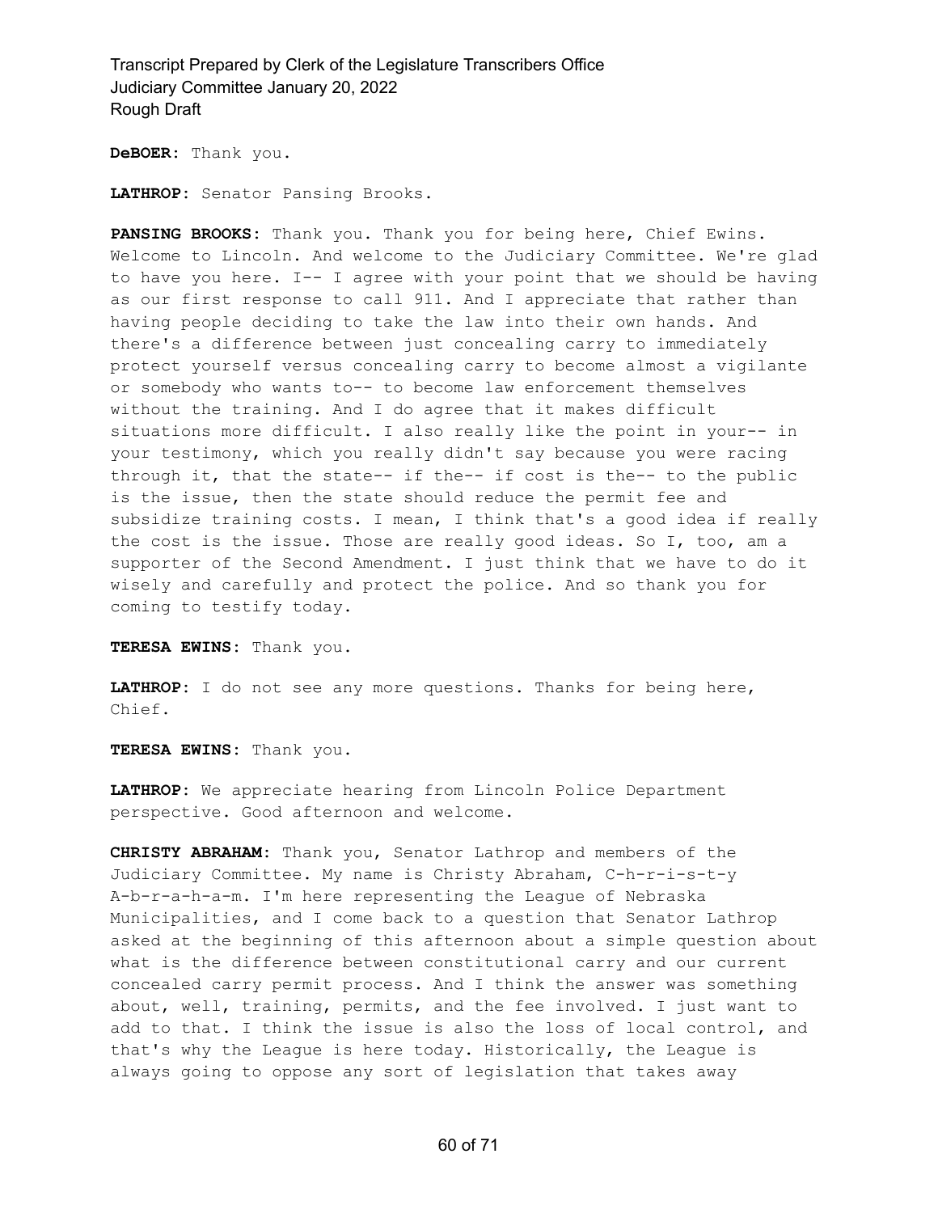**DeBOER:** Thank you.

**LATHROP:** Senator Pansing Brooks.

**PANSING BROOKS:** Thank you. Thank you for being here, Chief Ewins. Welcome to Lincoln. And welcome to the Judiciary Committee. We're glad to have you here. I-- I agree with your point that we should be having as our first response to call 911. And I appreciate that rather than having people deciding to take the law into their own hands. And there's a difference between just concealing carry to immediately protect yourself versus concealing carry to become almost a vigilante or somebody who wants to-- to become law enforcement themselves without the training. And I do agree that it makes difficult situations more difficult. I also really like the point in your-- in your testimony, which you really didn't say because you were racing through it, that the state-- if the-- if cost is the-- to the public is the issue, then the state should reduce the permit fee and subsidize training costs. I mean, I think that's a good idea if really the cost is the issue. Those are really good ideas. So I, too, am a supporter of the Second Amendment. I just think that we have to do it wisely and carefully and protect the police. And so thank you for coming to testify today.

**TERESA EWINS:** Thank you.

**LATHROP:** I do not see any more questions. Thanks for being here, Chief.

**TERESA EWINS:** Thank you.

**LATHROP:** We appreciate hearing from Lincoln Police Department perspective. Good afternoon and welcome.

**CHRISTY ABRAHAM:** Thank you, Senator Lathrop and members of the Judiciary Committee. My name is Christy Abraham, C-h-r-i-s-t-y A-b-r-a-h-a-m. I'm here representing the League of Nebraska Municipalities, and I come back to a question that Senator Lathrop asked at the beginning of this afternoon about a simple question about what is the difference between constitutional carry and our current concealed carry permit process. And I think the answer was something about, well, training, permits, and the fee involved. I just want to add to that. I think the issue is also the loss of local control, and that's why the League is here today. Historically, the League is always going to oppose any sort of legislation that takes away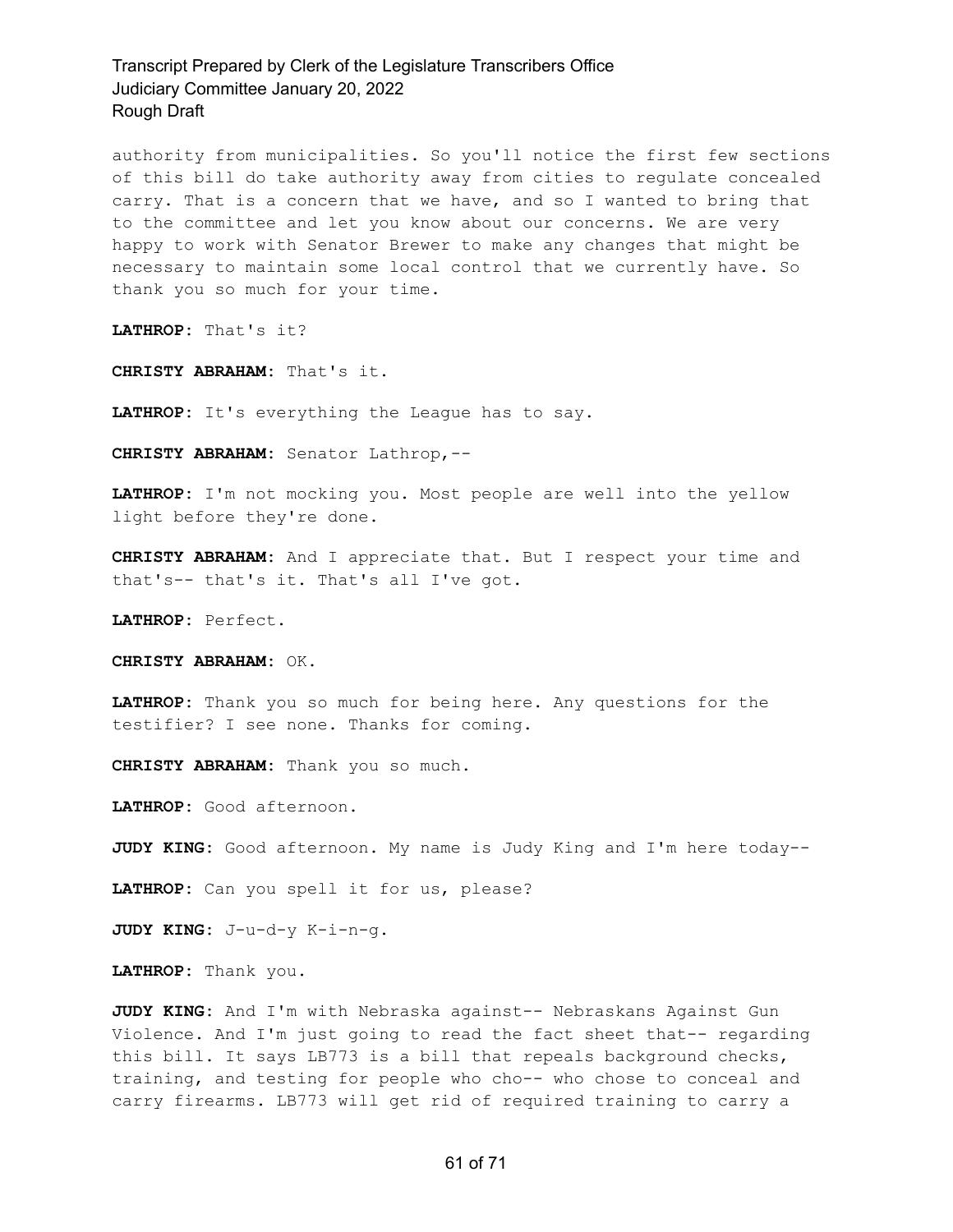authority from municipalities. So you'll notice the first few sections of this bill do take authority away from cities to regulate concealed carry. That is a concern that we have, and so I wanted to bring that to the committee and let you know about our concerns. We are very happy to work with Senator Brewer to make any changes that might be necessary to maintain some local control that we currently have. So thank you so much for your time.

**LATHROP:** That's it?

**CHRISTY ABRAHAM:** That's it.

**LATHROP:** It's everything the League has to say.

**CHRISTY ABRAHAM:** Senator Lathrop,--

**LATHROP:** I'm not mocking you. Most people are well into the yellow light before they're done.

**CHRISTY ABRAHAM:** And I appreciate that. But I respect your time and that's-- that's it. That's all I've got.

**LATHROP:** Perfect.

**CHRISTY ABRAHAM:** OK.

**LATHROP:** Thank you so much for being here. Any questions for the testifier? I see none. Thanks for coming.

**CHRISTY ABRAHAM:** Thank you so much.

**LATHROP:** Good afternoon.

**JUDY KING:** Good afternoon. My name is Judy King and I'm here today--

**LATHROP:** Can you spell it for us, please?

**JUDY KING:** J-u-d-y K-i-n-g.

**LATHROP:** Thank you.

**JUDY KING:** And I'm with Nebraska against-- Nebraskans Against Gun Violence. And I'm just going to read the fact sheet that-- regarding this bill. It says LB773 is a bill that repeals background checks, training, and testing for people who cho-- who chose to conceal and carry firearms. LB773 will get rid of required training to carry a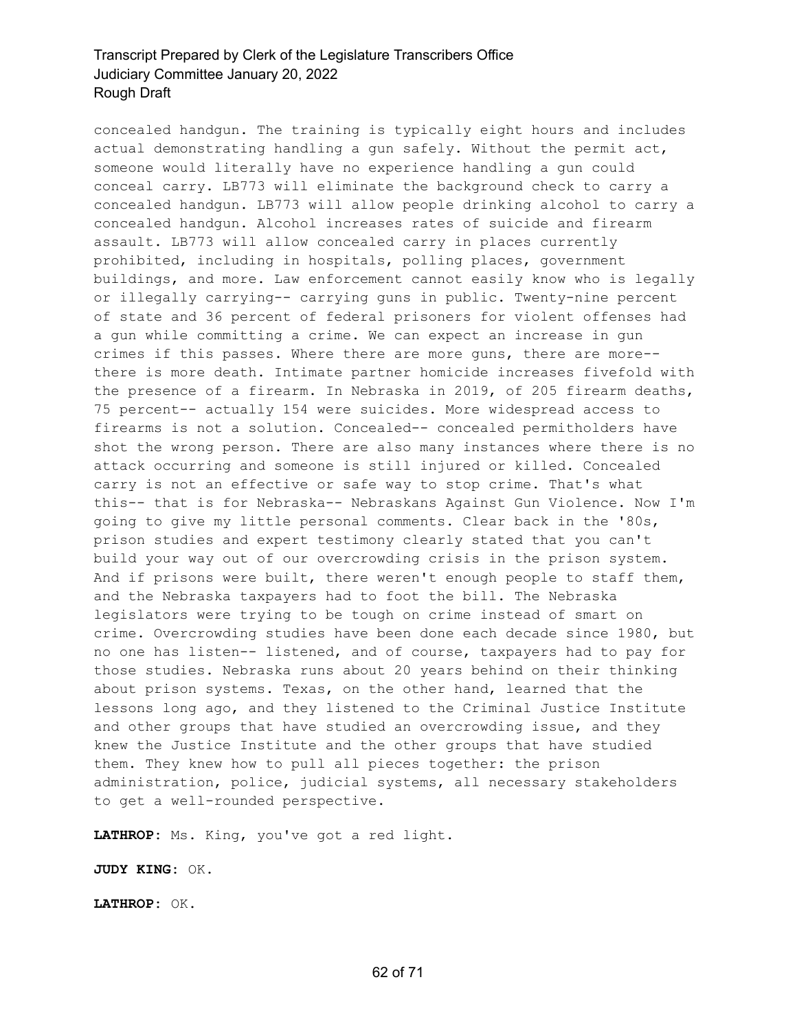concealed handgun. The training is typically eight hours and includes actual demonstrating handling a gun safely. Without the permit act, someone would literally have no experience handling a gun could conceal carry. LB773 will eliminate the background check to carry a concealed handgun. LB773 will allow people drinking alcohol to carry a concealed handgun. Alcohol increases rates of suicide and firearm assault. LB773 will allow concealed carry in places currently prohibited, including in hospitals, polling places, government buildings, and more. Law enforcement cannot easily know who is legally or illegally carrying-- carrying guns in public. Twenty-nine percent of state and 36 percent of federal prisoners for violent offenses had a gun while committing a crime. We can expect an increase in gun crimes if this passes. Where there are more guns, there are more-- there is more death. Intimate partner homicide increases fivefold with the presence of a firearm. In Nebraska in 2019, of 205 firearm deaths, 75 percent-- actually 154 were suicides. More widespread access to firearms is not a solution. Concealed-- concealed permitholders have shot the wrong person. There are also many instances where there is no attack occurring and someone is still injured or killed. Concealed carry is not an effective or safe way to stop crime. That's what this-- that is for Nebraska-- Nebraskans Against Gun Violence. Now I'm going to give my little personal comments. Clear back in the '80s, prison studies and expert testimony clearly stated that you can't build your way out of our overcrowding crisis in the prison system. And if prisons were built, there weren't enough people to staff them, and the Nebraska taxpayers had to foot the bill. The Nebraska legislators were trying to be tough on crime instead of smart on crime. Overcrowding studies have been done each decade since 1980, but no one has listen-- listened, and of course, taxpayers had to pay for those studies. Nebraska runs about 20 years behind on their thinking about prison systems. Texas, on the other hand, learned that the lessons long ago, and they listened to the Criminal Justice Institute and other groups that have studied an overcrowding issue, and they knew the Justice Institute and the other groups that have studied them. They knew how to pull all pieces together: the prison administration, police, judicial systems, all necessary stakeholders to get a well-rounded perspective.

**LATHROP:** Ms. King, you've got a red light.

**JUDY KING:** OK.

**LATHROP:** OK.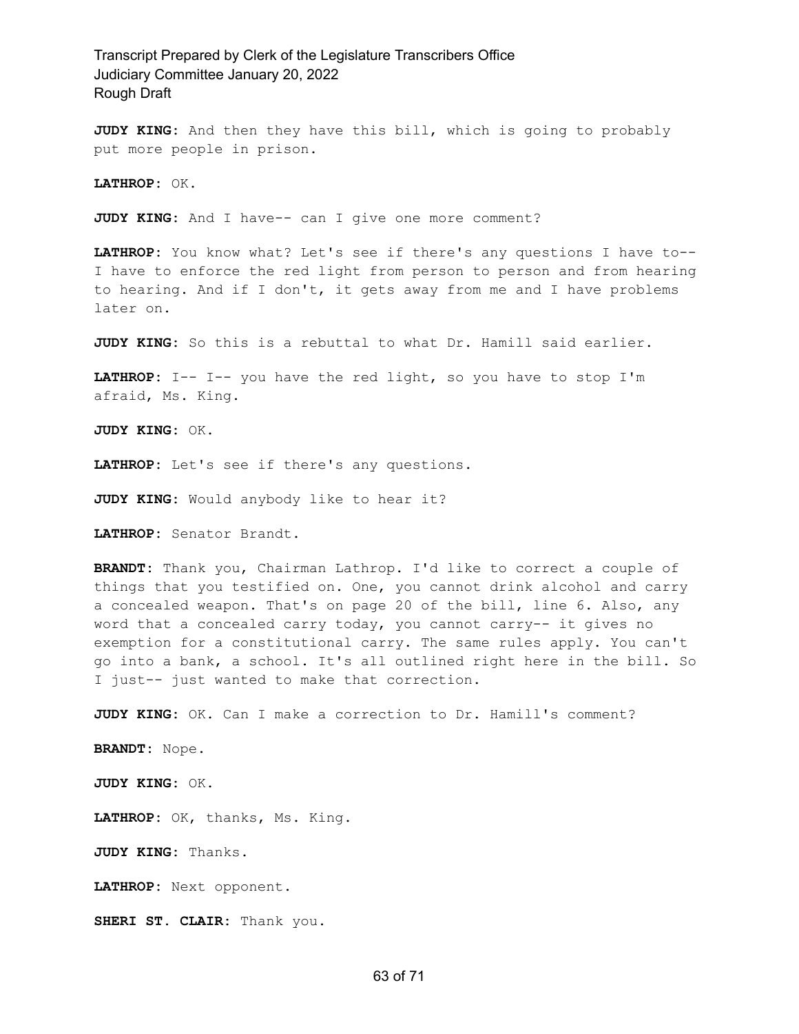**JUDY KING:** And then they have this bill, which is going to probably put more people in prison.

**LATHROP:** OK.

**JUDY KING:** And I have-- can I give one more comment?

**LATHROP:** You know what? Let's see if there's any questions I have to-- I have to enforce the red light from person to person and from hearing to hearing. And if I don't, it gets away from me and I have problems later on.

**JUDY KING:** So this is a rebuttal to what Dr. Hamill said earlier.

**LATHROP:** I-- I-- you have the red light, so you have to stop I'm afraid, Ms. King.

**JUDY KING:** OK.

**LATHROP:** Let's see if there's any questions.

**JUDY KING:** Would anybody like to hear it?

**LATHROP:** Senator Brandt.

**BRANDT:** Thank you, Chairman Lathrop. I'd like to correct a couple of things that you testified on. One, you cannot drink alcohol and carry a concealed weapon. That's on page 20 of the bill, line 6. Also, any word that a concealed carry today, you cannot carry-- it gives no exemption for a constitutional carry. The same rules apply. You can't go into a bank, a school. It's all outlined right here in the bill. So I just-- just wanted to make that correction.

**JUDY KING:** OK. Can I make a correction to Dr. Hamill's comment?

**BRANDT:** Nope.

**JUDY KING:** OK.

**LATHROP:** OK, thanks, Ms. King.

**JUDY KING:** Thanks.

**LATHROP:** Next opponent.

**SHERI ST. CLAIR:** Thank you.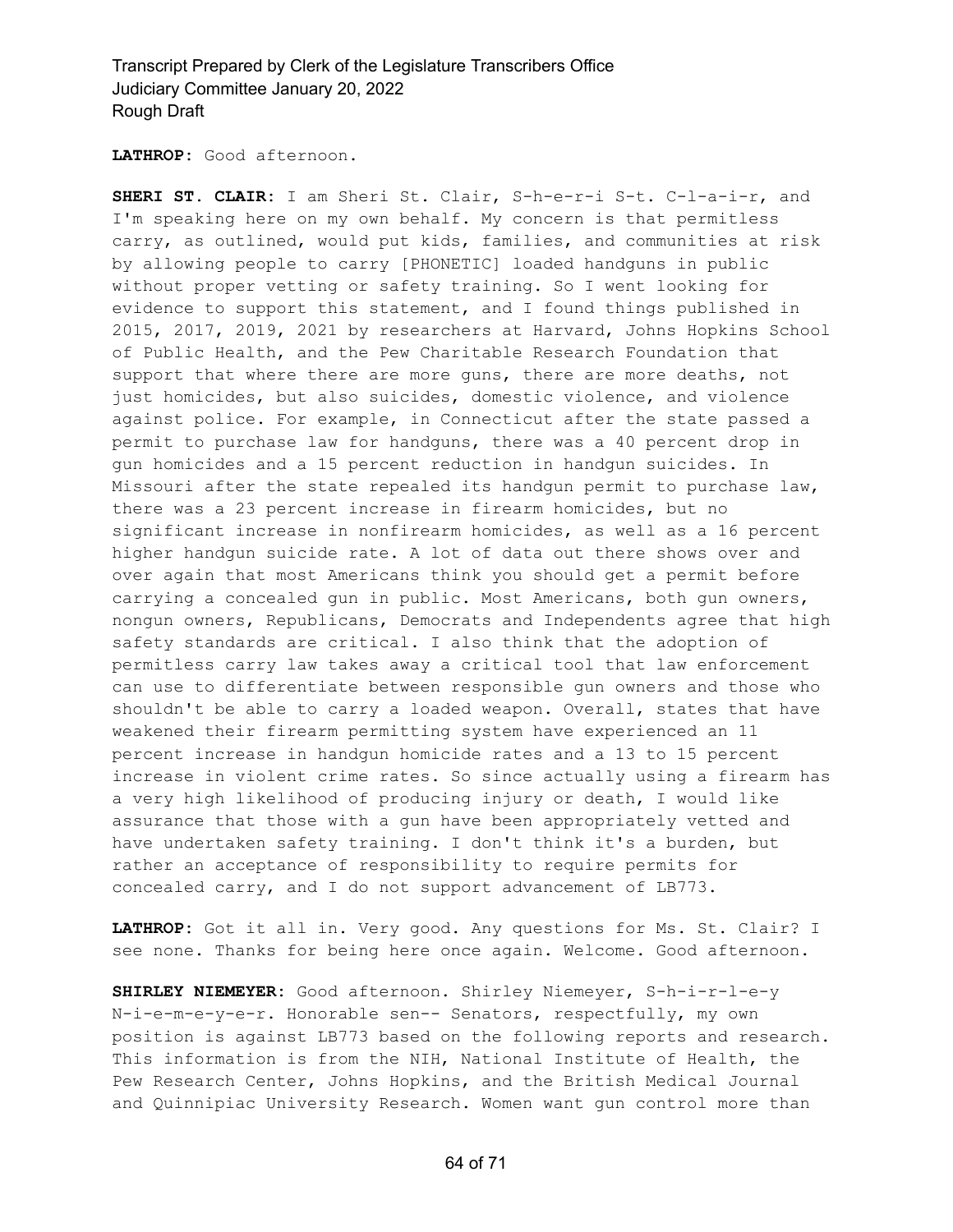**LATHROP:** Good afternoon.

**SHERI ST. CLAIR:** I am Sheri St. Clair, S-h-e-r-i S-t. C-l-a-i-r, and I'm speaking here on my own behalf. My concern is that permitless carry, as outlined, would put kids, families, and communities at risk by allowing people to carry [PHONETIC] loaded handguns in public without proper vetting or safety training. So I went looking for evidence to support this statement, and I found things published in 2015, 2017, 2019, 2021 by researchers at Harvard, Johns Hopkins School of Public Health, and the Pew Charitable Research Foundation that support that where there are more guns, there are more deaths, not just homicides, but also suicides, domestic violence, and violence against police. For example, in Connecticut after the state passed a permit to purchase law for handguns, there was a 40 percent drop in gun homicides and a 15 percent reduction in handgun suicides. In Missouri after the state repealed its handgun permit to purchase law, there was a 23 percent increase in firearm homicides, but no significant increase in nonfirearm homicides, as well as a 16 percent higher handgun suicide rate. A lot of data out there shows over and over again that most Americans think you should get a permit before carrying a concealed gun in public. Most Americans, both gun owners, nongun owners, Republicans, Democrats and Independents agree that high safety standards are critical. I also think that the adoption of permitless carry law takes away a critical tool that law enforcement can use to differentiate between responsible gun owners and those who shouldn't be able to carry a loaded weapon. Overall, states that have weakened their firearm permitting system have experienced an 11 percent increase in handgun homicide rates and a 13 to 15 percent increase in violent crime rates. So since actually using a firearm has a very high likelihood of producing injury or death, I would like assurance that those with a gun have been appropriately vetted and have undertaken safety training. I don't think it's a burden, but rather an acceptance of responsibility to require permits for concealed carry, and I do not support advancement of LB773.

**LATHROP:** Got it all in. Very good. Any questions for Ms. St. Clair? I see none. Thanks for being here once again. Welcome. Good afternoon.

**SHIRLEY NIEMEYER:** Good afternoon. Shirley Niemeyer, S-h-i-r-l-e-y N-i-e-m-e-y-e-r. Honorable sen-- Senators, respectfully, my own position is against LB773 based on the following reports and research. This information is from the NIH, National Institute of Health, the Pew Research Center, Johns Hopkins, and the British Medical Journal and Quinnipiac University Research. Women want gun control more than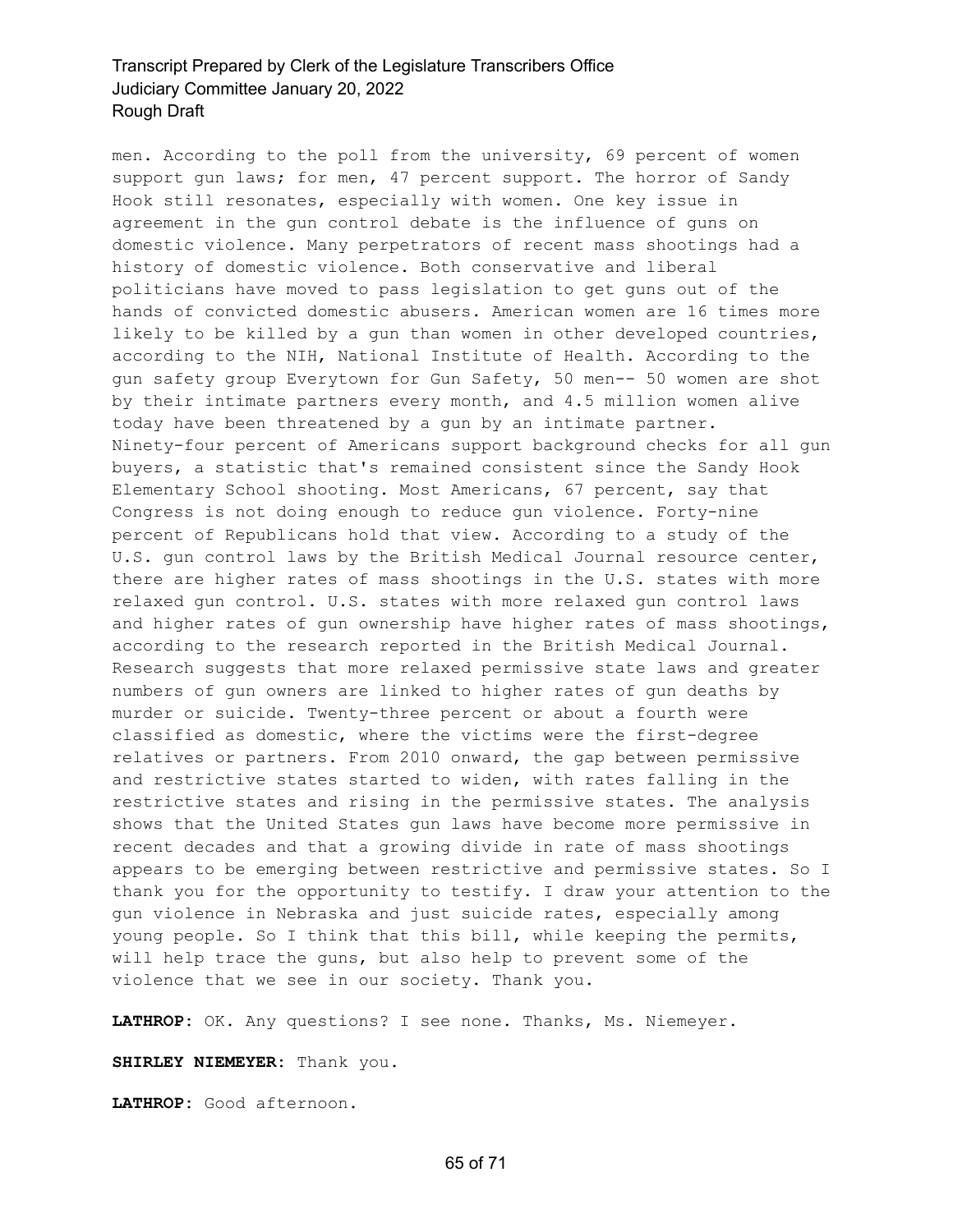men. According to the poll from the university, 69 percent of women support gun laws; for men, 47 percent support. The horror of Sandy Hook still resonates, especially with women. One key issue in agreement in the gun control debate is the influence of guns on domestic violence. Many perpetrators of recent mass shootings had a history of domestic violence. Both conservative and liberal politicians have moved to pass legislation to get guns out of the hands of convicted domestic abusers. American women are 16 times more likely to be killed by a gun than women in other developed countries, according to the NIH, National Institute of Health. According to the gun safety group Everytown for Gun Safety, 50 men-- 50 women are shot by their intimate partners every month, and 4.5 million women alive today have been threatened by a gun by an intimate partner. Ninety-four percent of Americans support background checks for all gun buyers, a statistic that's remained consistent since the Sandy Hook Elementary School shooting. Most Americans, 67 percent, say that Congress is not doing enough to reduce gun violence. Forty-nine percent of Republicans hold that view. According to a study of the U.S. gun control laws by the British Medical Journal resource center, there are higher rates of mass shootings in the U.S. states with more relaxed gun control. U.S. states with more relaxed gun control laws and higher rates of gun ownership have higher rates of mass shootings, according to the research reported in the British Medical Journal. Research suggests that more relaxed permissive state laws and greater numbers of gun owners are linked to higher rates of gun deaths by murder or suicide. Twenty-three percent or about a fourth were classified as domestic, where the victims were the first-degree relatives or partners. From 2010 onward, the gap between permissive and restrictive states started to widen, with rates falling in the restrictive states and rising in the permissive states. The analysis shows that the United States gun laws have become more permissive in recent decades and that a growing divide in rate of mass shootings appears to be emerging between restrictive and permissive states. So I thank you for the opportunity to testify. I draw your attention to the gun violence in Nebraska and just suicide rates, especially among young people. So I think that this bill, while keeping the permits, will help trace the guns, but also help to prevent some of the violence that we see in our society. Thank you.

**LATHROP:** OK. Any questions? I see none. Thanks, Ms. Niemeyer.

**SHIRLEY NIEMEYER:** Thank you.

**LATHROP:** Good afternoon.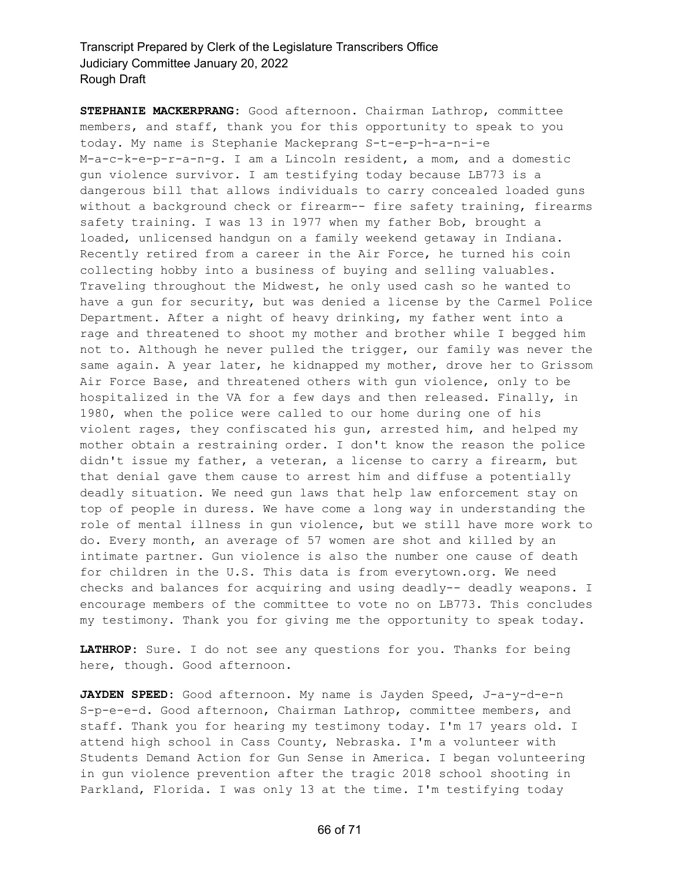**STEPHANIE MACKERPRANG:** Good afternoon. Chairman Lathrop, committee members, and staff, thank you for this opportunity to speak to you today. My name is Stephanie Mackeprang S-t-e-p-h-a-n-i-e M-a-c-k-e-p-r-a-n-g. I am a Lincoln resident, a mom, and a domestic gun violence survivor. I am testifying today because LB773 is a dangerous bill that allows individuals to carry concealed loaded guns without a background check or firearm-- fire safety training, firearms safety training. I was 13 in 1977 when my father Bob, brought a loaded, unlicensed handgun on a family weekend getaway in Indiana. Recently retired from a career in the Air Force, he turned his coin collecting hobby into a business of buying and selling valuables. Traveling throughout the Midwest, he only used cash so he wanted to have a gun for security, but was denied a license by the Carmel Police Department. After a night of heavy drinking, my father went into a rage and threatened to shoot my mother and brother while I begged him not to. Although he never pulled the trigger, our family was never the same again. A year later, he kidnapped my mother, drove her to Grissom Air Force Base, and threatened others with gun violence, only to be hospitalized in the VA for a few days and then released. Finally, in 1980, when the police were called to our home during one of his violent rages, they confiscated his gun, arrested him, and helped my mother obtain a restraining order. I don't know the reason the police didn't issue my father, a veteran, a license to carry a firearm, but that denial gave them cause to arrest him and diffuse a potentially deadly situation. We need gun laws that help law enforcement stay on top of people in duress. We have come a long way in understanding the role of mental illness in gun violence, but we still have more work to do. Every month, an average of 57 women are shot and killed by an intimate partner. Gun violence is also the number one cause of death for children in the U.S. This data is from everytown.org. We need checks and balances for acquiring and using deadly-- deadly weapons. I encourage members of the committee to vote no on LB773. This concludes my testimony. Thank you for giving me the opportunity to speak today.

**LATHROP:** Sure. I do not see any questions for you. Thanks for being here, though. Good afternoon.

**JAYDEN SPEED:** Good afternoon. My name is Jayden Speed, J-a-y-d-e-n S-p-e-e-d. Good afternoon, Chairman Lathrop, committee members, and staff. Thank you for hearing my testimony today. I'm 17 years old. I attend high school in Cass County, Nebraska. I'm a volunteer with Students Demand Action for Gun Sense in America. I began volunteering in gun violence prevention after the tragic 2018 school shooting in Parkland, Florida. I was only 13 at the time. I'm testifying today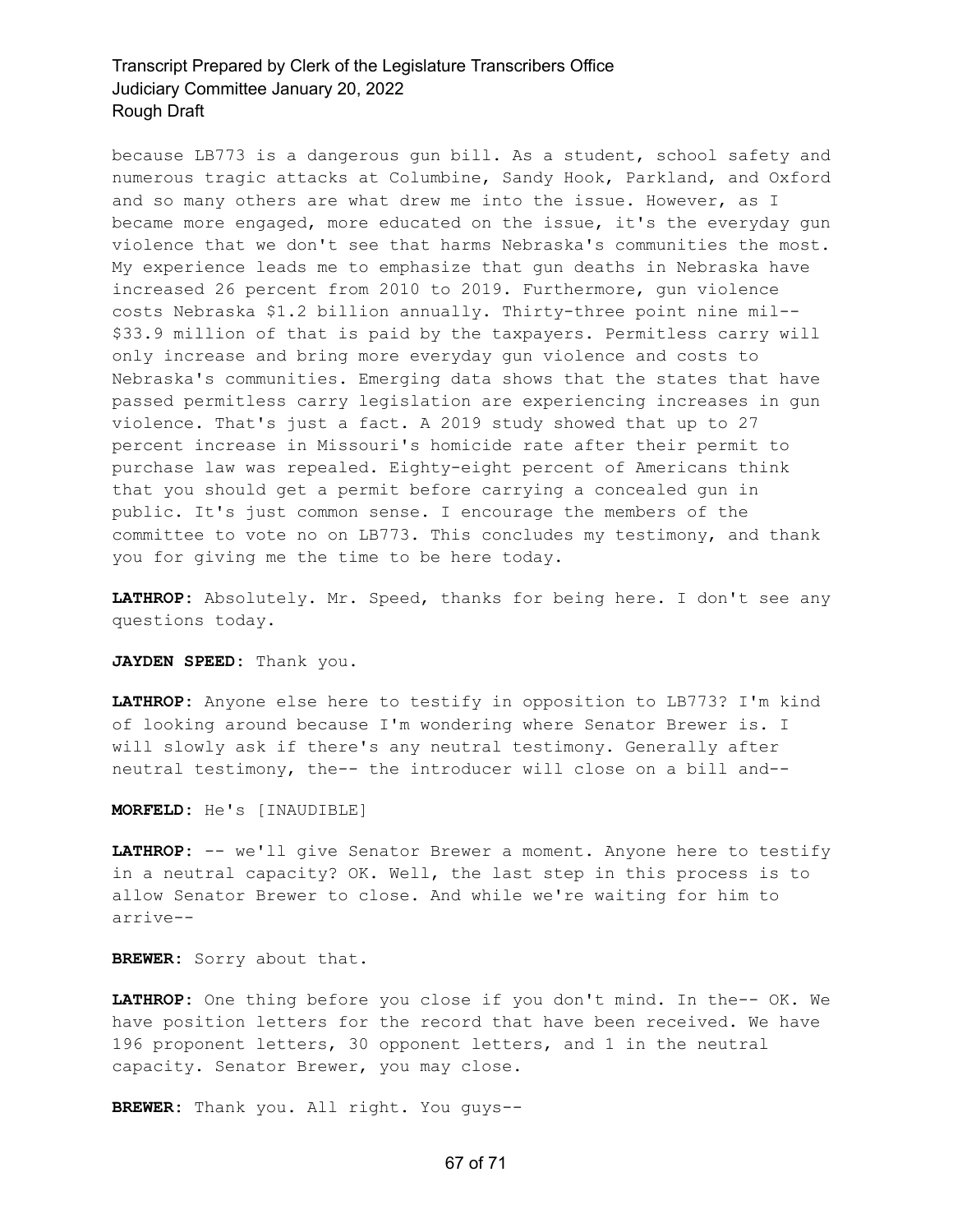because LB773 is a dangerous gun bill. As a student, school safety and numerous tragic attacks at Columbine, Sandy Hook, Parkland, and Oxford and so many others are what drew me into the issue. However, as I became more engaged, more educated on the issue, it's the everyday gun violence that we don't see that harms Nebraska's communities the most. My experience leads me to emphasize that gun deaths in Nebraska have increased 26 percent from 2010 to 2019. Furthermore, gun violence costs Nebraska $1.2 billion annually. Thirty-three point nine mil-- $33.9 million of that is paid by the taxpayers. Permitless carry will only increase and bring more everyday gun violence and costs to Nebraska's communities. Emerging data shows that the states that have passed permitless carry legislation are experiencing increases in gun violence. That's just a fact. A 2019 study showed that up to 27 percent increase in Missouri's homicide rate after their permit to purchase law was repealed. Eighty-eight percent of Americans think that you should get a permit before carrying a concealed gun in public. It's just common sense. I encourage the members of the committee to vote no on LB773. This concludes my testimony, and thank you for giving me the time to be here today.

**LATHROP:** Absolutely. Mr. Speed, thanks for being here. I don't see any questions today.

**JAYDEN SPEED:** Thank you.

**LATHROP:** Anyone else here to testify in opposition to LB773? I'm kind of looking around because I'm wondering where Senator Brewer is. I will slowly ask if there's any neutral testimony. Generally after neutral testimony, the-- the introducer will close on a bill and--

**MORFELD:** He's [INAUDIBLE]

**LATHROP:** -- we'll give Senator Brewer a moment. Anyone here to testify in a neutral capacity? OK. Well, the last step in this process is to allow Senator Brewer to close. And while we're waiting for him to arrive--

**BREWER:** Sorry about that.

**LATHROP:** One thing before you close if you don't mind. In the-- OK. We have position letters for the record that have been received. We have 196 proponent letters, 30 opponent letters, and 1 in the neutral capacity. Senator Brewer, you may close.

**BREWER:** Thank you. All right. You guys--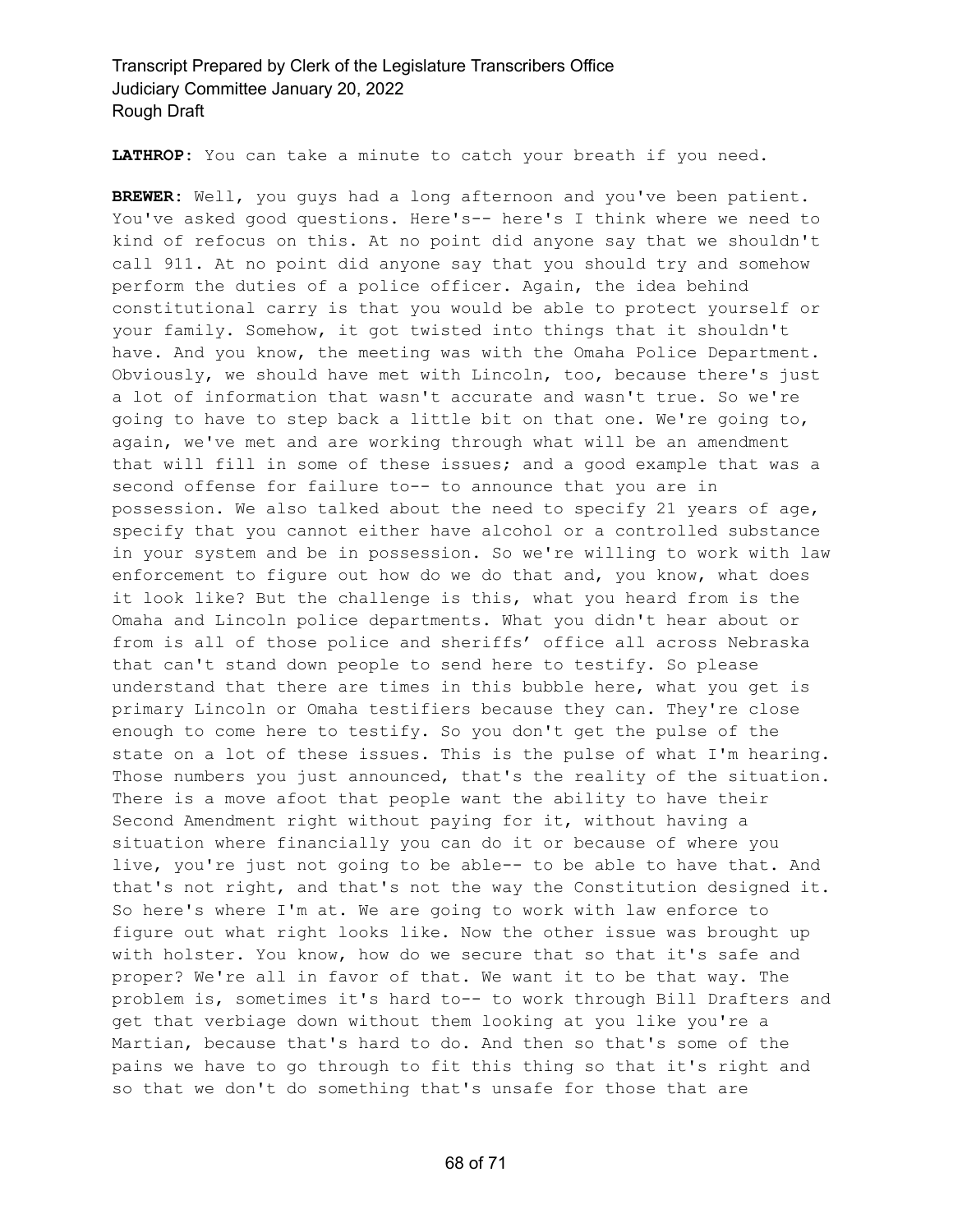**LATHROP:** You can take a minute to catch your breath if you need.

**BREWER:** Well, you guys had a long afternoon and you've been patient. You've asked good questions. Here's-- here's I think where we need to kind of refocus on this. At no point did anyone say that we shouldn't call 911. At no point did anyone say that you should try and somehow perform the duties of a police officer. Again, the idea behind constitutional carry is that you would be able to protect yourself or your family. Somehow, it got twisted into things that it shouldn't have. And you know, the meeting was with the Omaha Police Department. Obviously, we should have met with Lincoln, too, because there's just a lot of information that wasn't accurate and wasn't true. So we're going to have to step back a little bit on that one. We're going to, again, we've met and are working through what will be an amendment that will fill in some of these issues; and a good example that was a second offense for failure to-- to announce that you are in possession. We also talked about the need to specify 21 years of age, specify that you cannot either have alcohol or a controlled substance in your system and be in possession. So we're willing to work with law enforcement to figure out how do we do that and, you know, what does it look like? But the challenge is this, what you heard from is the Omaha and Lincoln police departments. What you didn't hear about or from is all of those police and sheriffs' office all across Nebraska that can't stand down people to send here to testify. So please understand that there are times in this bubble here, what you get is primary Lincoln or Omaha testifiers because they can. They're close enough to come here to testify. So you don't get the pulse of the state on a lot of these issues. This is the pulse of what I'm hearing. Those numbers you just announced, that's the reality of the situation. There is a move afoot that people want the ability to have their Second Amendment right without paying for it, without having a situation where financially you can do it or because of where you live, you're just not going to be able-- to be able to have that. And that's not right, and that's not the way the Constitution designed it. So here's where I'm at. We are going to work with law enforce to figure out what right looks like. Now the other issue was brought up with holster. You know, how do we secure that so that it's safe and proper? We're all in favor of that. We want it to be that way. The problem is, sometimes it's hard to-- to work through Bill Drafters and get that verbiage down without them looking at you like you're a Martian, because that's hard to do. And then so that's some of the pains we have to go through to fit this thing so that it's right and so that we don't do something that's unsafe for those that are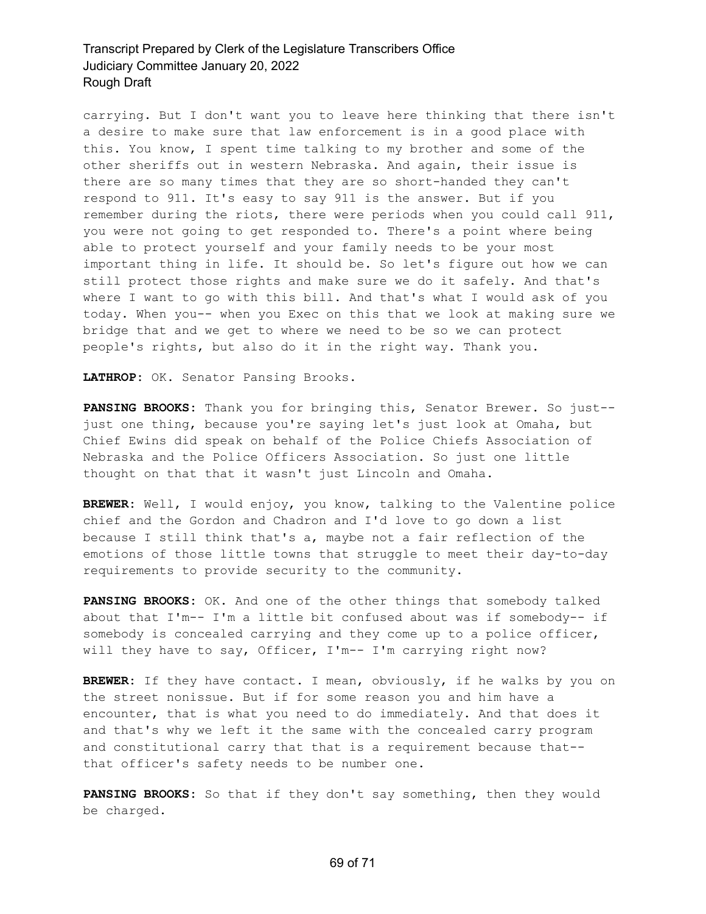carrying. But I don't want you to leave here thinking that there isn't a desire to make sure that law enforcement is in a good place with this. You know, I spent time talking to my brother and some of the other sheriffs out in western Nebraska. And again, their issue is there are so many times that they are so short-handed they can't respond to 911. It's easy to say 911 is the answer. But if you remember during the riots, there were periods when you could call 911, you were not going to get responded to. There's a point where being able to protect yourself and your family needs to be your most important thing in life. It should be. So let's figure out how we can still protect those rights and make sure we do it safely. And that's where I want to go with this bill. And that's what I would ask of you today. When you-- when you Exec on this that we look at making sure we bridge that and we get to where we need to be so we can protect people's rights, but also do it in the right way. Thank you.

**LATHROP:** OK. Senator Pansing Brooks.

**PANSING BROOKS:** Thank you for bringing this, Senator Brewer. So just-- just one thing, because you're saying let's just look at Omaha, but Chief Ewins did speak on behalf of the Police Chiefs Association of Nebraska and the Police Officers Association. So just one little thought on that that it wasn't just Lincoln and Omaha.

**BREWER:** Well, I would enjoy, you know, talking to the Valentine police chief and the Gordon and Chadron and I'd love to go down a list because I still think that's a, maybe not a fair reflection of the emotions of those little towns that struggle to meet their day-to-day requirements to provide security to the community.

**PANSING BROOKS:** OK. And one of the other things that somebody talked about that I'm-- I'm a little bit confused about was if somebody-- if somebody is concealed carrying and they come up to a police officer, will they have to say, Officer, I'm-- I'm carrying right now?

**BREWER:** If they have contact. I mean, obviously, if he walks by you on the street nonissue. But if for some reason you and him have a encounter, that is what you need to do immediately. And that does it and that's why we left it the same with the concealed carry program and constitutional carry that that is a requirement because that-- that officer's safety needs to be number one.

**PANSING BROOKS:** So that if they don't say something, then they would be charged.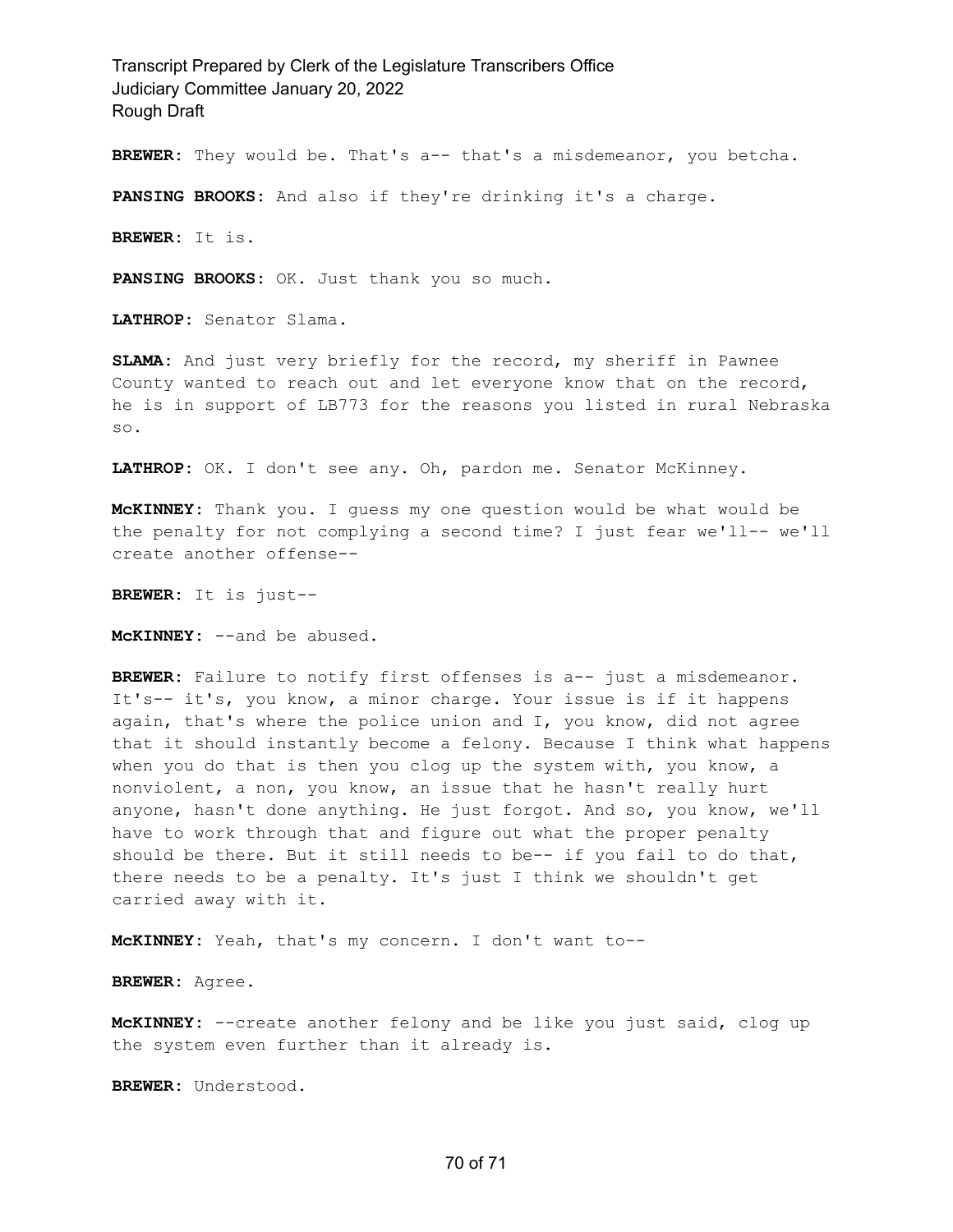**BREWER:** They would be. That's a-- that's a misdemeanor, you betcha.

**PANSING BROOKS:** And also if they're drinking it's a charge.

**BREWER:** It is.

**PANSING BROOKS:** OK. Just thank you so much.

**LATHROP:** Senator Slama.

**SLAMA:** And just very briefly for the record, my sheriff in Pawnee County wanted to reach out and let everyone know that on the record, he is in support of LB773 for the reasons you listed in rural Nebraska so.

**LATHROP:** OK. I don't see any. Oh, pardon me. Senator McKinney.

**McKINNEY:** Thank you. I guess my one question would be what would be the penalty for not complying a second time? I just fear we'll-- we'll create another offense--

**BREWER:** It is just--

**McKINNEY:** --and be abused.

**BREWER:** Failure to notify first offenses is a-- just a misdemeanor. It's-- it's, you know, a minor charge. Your issue is if it happens again, that's where the police union and I, you know, did not agree that it should instantly become a felony. Because I think what happens when you do that is then you clog up the system with, you know, a nonviolent, a non, you know, an issue that he hasn't really hurt anyone, hasn't done anything. He just forgot. And so, you know, we'll have to work through that and figure out what the proper penalty should be there. But it still needs to be-- if you fail to do that, there needs to be a penalty. It's just I think we shouldn't get carried away with it.

**McKINNEY:** Yeah, that's my concern. I don't want to--

**BREWER:** Agree.

**McKINNEY:** --create another felony and be like you just said, clog up the system even further than it already is.

**BREWER:** Understood.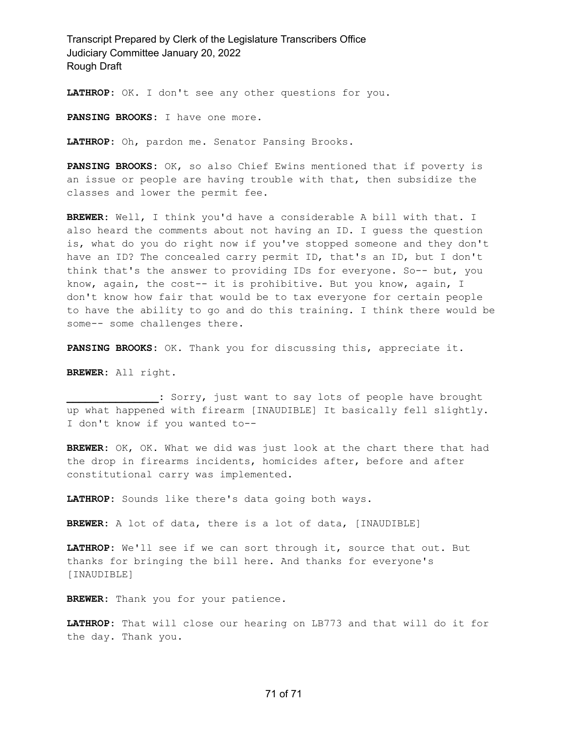**LATHROP:** OK. I don't see any other questions for you.

**PANSING BROOKS:** I have one more.

**LATHROP:** Oh, pardon me. Senator Pansing Brooks.

**PANSING BROOKS:** OK, so also Chief Ewins mentioned that if poverty is an issue or people are having trouble with that, then subsidize the classes and lower the permit fee.

**BREWER:** Well, I think you'd have a considerable A bill with that. I also heard the comments about not having an ID. I guess the question is, what do you do right now if you've stopped someone and they don't have an ID? The concealed carry permit ID, that's an ID, but I don't think that's the answer to providing IDs for everyone. So-- but, you know, again, the cost-- it is prohibitive. But you know, again, I don't know how fair that would be to tax everyone for certain people to have the ability to go and do this training. I think there would be some-- some challenges there.

**PANSING BROOKS:** OK. Thank you for discussing this, appreciate it.

**BREWER:** All right.

**_______________:** Sorry, just want to say lots of people have brought up what happened with firearm [INAUDIBLE] It basically fell slightly. I don't know if you wanted to--

**BREWER:** OK, OK. What we did was just look at the chart there that had the drop in firearms incidents, homicides after, before and after constitutional carry was implemented.

**LATHROP:** Sounds like there's data going both ways.

**BREWER:** A lot of data, there is a lot of data, [INAUDIBLE]

**LATHROP:** We'll see if we can sort through it, source that out. But thanks for bringing the bill here. And thanks for everyone's [INAUDIBLE]

**BREWER:** Thank you for your patience.

**LATHROP:** That will close our hearing on LB773 and that will do it for the day. Thank you.